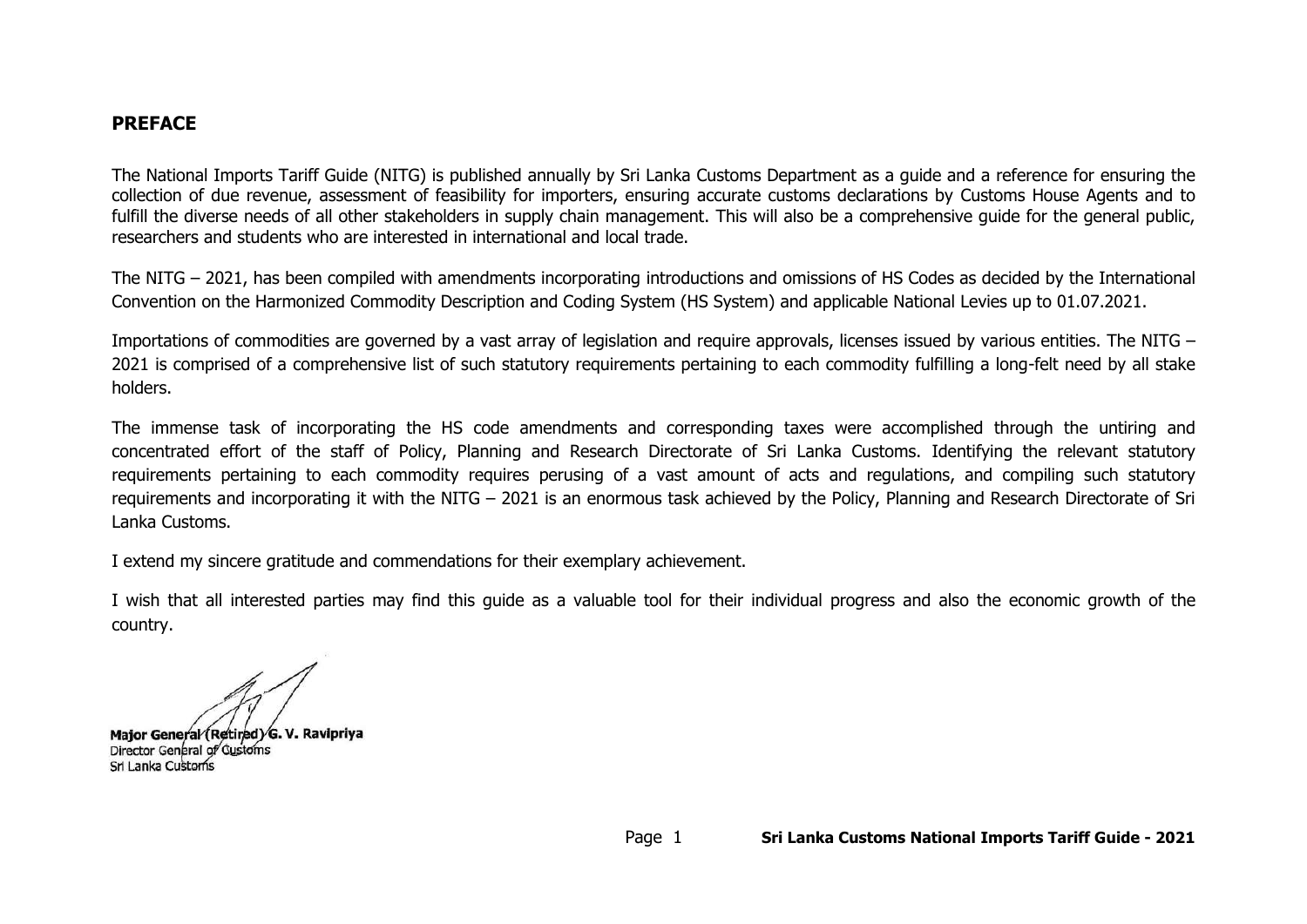## PREFACE

The National Imports Tariff Guide (NITG) is published annually by Sri Lanka Customs Department as a guide and a reference for ensuring the collection of due revenue, assessment of feasibility for importers, ensuring accurate customs declarations by Customs House Agents and to fulfill the diverse needs of all other stakeholders in supply chain management. This will also be a comprehensive guide for the general public, researchers and students who are interested in international and local trade.

The NITG – 2021, has been compiled with amendments incorporating introductions and omissions of HS Codes as decided by the International Convention on the Harmonized Commodity Description and Coding System (HS System) and applicable National Levies up to 01.07.2021.

Importations of commodities are governed by a vast array of legislation and require approvals, licenses issued by various entities. The NITG – 2021 is comprised of a comprehensive list of such statutory requirements pertaining to each commodity fulfilling a long-felt need by all stake holders.

The immense task of incorporating the HS code amendments and corresponding taxes were accomplished through the untiring and concentrated effort of the staff of Policy, Planning and Research Directorate of Sri Lanka Customs. Identifying the relevant statutory requirements pertaining to each commodity requires perusing of a vast amount of acts and regulations, and compiling such statutory requirements and incorporating it with the NITG – 2021 is an enormous task achieved by the Policy, Planning and Research Directorate of Sri Lanka Customs.

I extend my sincere gratitude and commendations for their exemplary achievement.

I wish that all interested parties may find this guide as a valuable tool for their individual progress and also the economic growth of the country.

**Major General (Retired) G. V. Ravipriya**
Director General of Customs
Sri Lanka Customs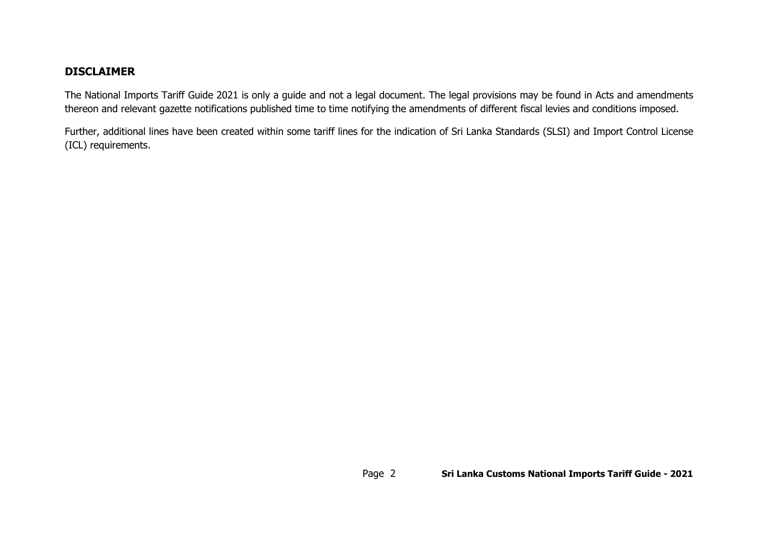## DISCLAIMER

The National Imports Tariff Guide 2021 is only a guide and not a legal document. The legal provisions may be found in Acts and amendments thereon and relevant gazette notifications published time to time notifying the amendments of different fiscal levies and conditions imposed.

Further, additional lines have been created within some tariff lines for the indication of Sri Lanka Standards (SLSI) and Import Control License (ICL) requirements.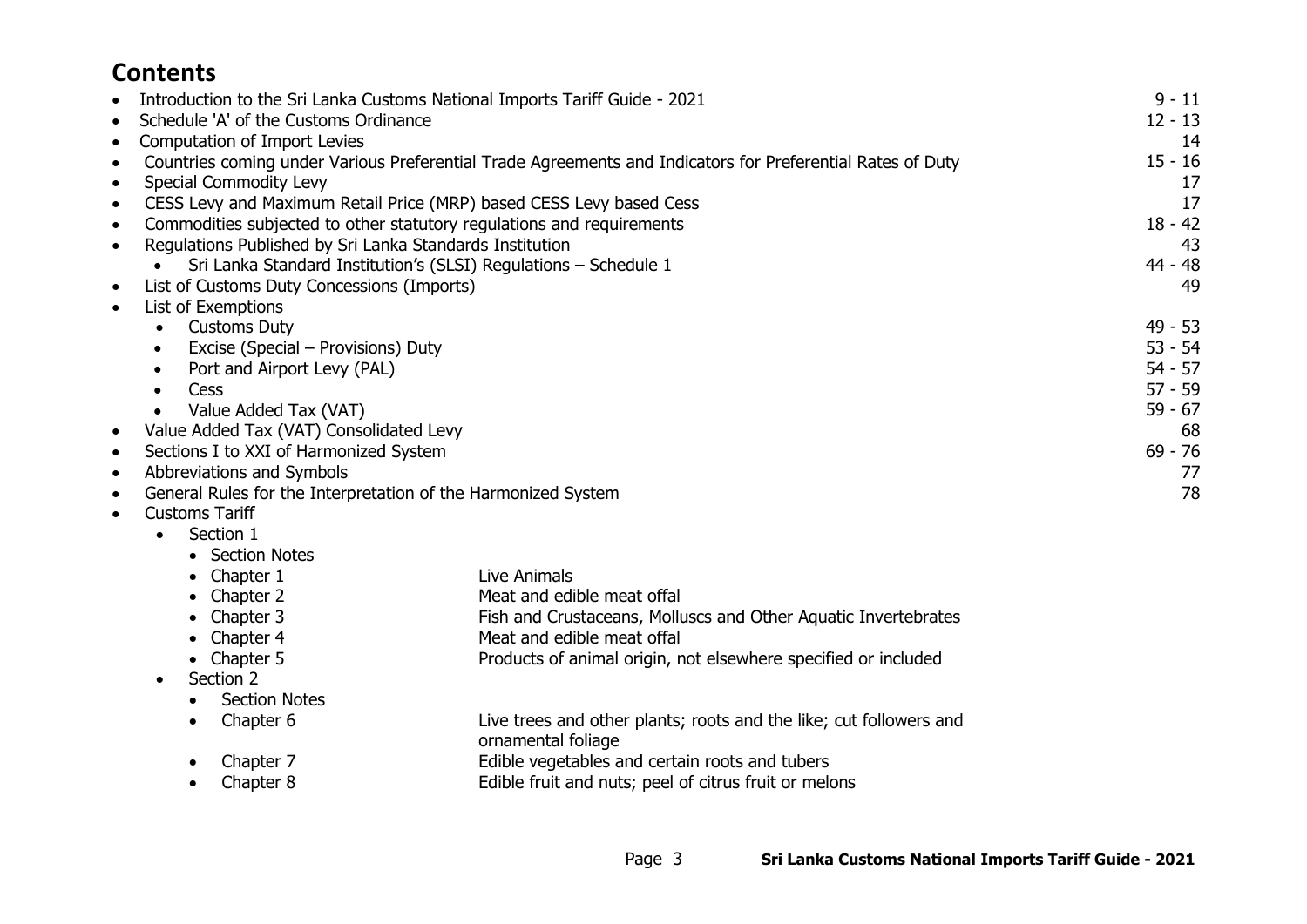# Contents

- Introduction to the Sri Lanka Customs National Imports Tariff Guide - 2021 — 9 - 11
- Schedule 'A' of the Customs Ordinance — 12 - 13
- Computation of Import Levies — 14
- Countries coming under Various Preferential Trade Agreements and Indicators for Preferential Rates of Duty — 15 - 16
- Special Commodity Levy — 17
- CESS Levy and Maximum Retail Price (MRP) based CESS Levy based Cess — 17
- Commodities subjected to other statutory regulations and requirements — 18 - 42
- Regulations Published by Sri Lanka Standards Institution — 43
  - Sri Lanka Standard Institution's (SLSI) Regulations – Schedule 1 — 44 - 48
- List of Customs Duty Concessions (Imports) — 49
- List of Exemptions
  - Customs Duty — 49 - 53
  - Excise (Special – Provisions) Duty — 53 - 54
  - Port and Airport Levy (PAL) — 54 - 57
  - Cess — 57 - 59
  - Value Added Tax (VAT) — 59 - 67
- Value Added Tax (VAT) Consolidated Levy — 68
- Sections I to XXI of Harmonized System — 69 - 76
- Abbreviations and Symbols — 77
- General Rules for the Interpretation of the Harmonized System — 78
- Customs Tariff
  - Section 1
    - Section Notes
    - Chapter 1 — Live Animals
    - Chapter 2 — Meat and edible meat offal
    - Chapter 3 — Fish and Crustaceans, Molluscs and Other Aquatic Invertebrates
    - Chapter 4 — Meat and edible meat offal
    - Chapter 5 — Products of animal origin, not elsewhere specified or included
  - Section 2
    - Section Notes
    - Chapter 6 — Live trees and other plants; roots and the like; cut followers and ornamental foliage
    - Chapter 7 — Edible vegetables and certain roots and tubers
    - Chapter 8 — Edible fruit and nuts; peel of citrus fruit or melons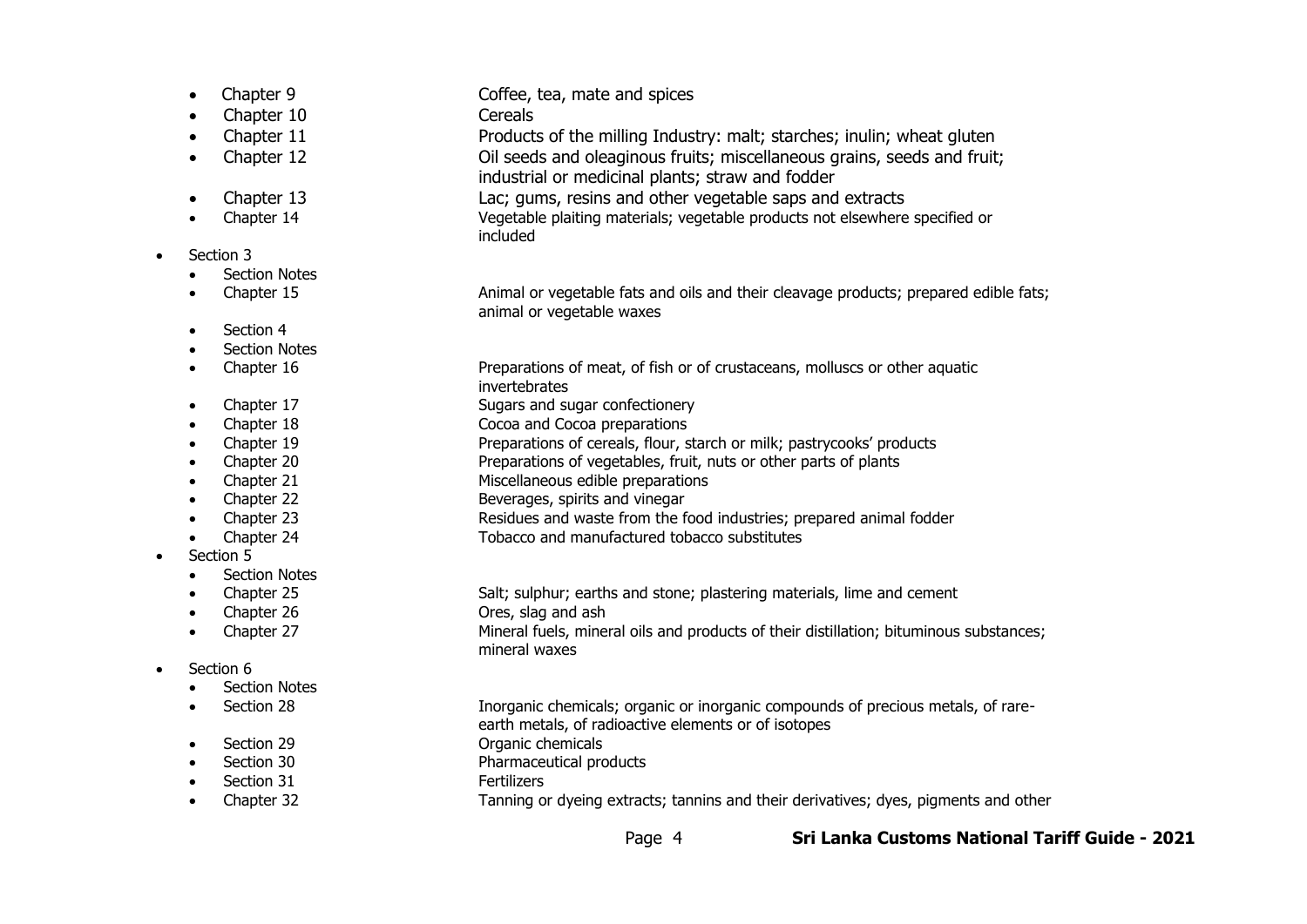- Chapter 9 — Coffee, tea, mate and spices
- Chapter 10 — Cereals
- Chapter 11 — Products of the milling Industry: malt; starches; inulin; wheat gluten
- Chapter 12 — Oil seeds and oleaginous fruits; miscellaneous grains, seeds and fruit; industrial or medicinal plants; straw and fodder
- Chapter 13 — Lac; gums, resins and other vegetable saps and extracts
- Chapter 14 — Vegetable plaiting materials; vegetable products not elsewhere specified or included

- Section 3
  - Section Notes
  - Chapter 15 — Animal or vegetable fats and oils and their cleavage products; prepared edible fats; animal or vegetable waxes
  - Section 4
  - Section Notes
  - Chapter 16 — Preparations of meat, of fish or of crustaceans, molluscs or other aquatic invertebrates
  - Chapter 17 — Sugars and sugar confectionery
  - Chapter 18 — Cocoa and Cocoa preparations
  - Chapter 19 — Preparations of cereals, flour, starch or milk; pastrycooks' products
  - Chapter 20 — Preparations of vegetables, fruit, nuts or other parts of plants
  - Chapter 21 — Miscellaneous edible preparations
  - Chapter 22 — Beverages, spirits and vinegar
  - Chapter 23 — Residues and waste from the food industries; prepared animal fodder
  - Chapter 24 — Tobacco and manufactured tobacco substitutes
- Section 5
  - Section Notes
  - Chapter 25 — Salt; sulphur; earths and stone; plastering materials, lime and cement
  - Chapter 26 — Ores, slag and ash
  - Chapter 27 — Mineral fuels, mineral oils and products of their distillation; bituminous substances; mineral waxes
- Section 6
  - Section Notes
  - Section 28 — Inorganic chemicals; organic or inorganic compounds of precious metals, of rare-earth metals, of radioactive elements or of isotopes
  - Section 29 — Organic chemicals
  - Section 30 — Pharmaceutical products
  - Section 31 — Fertilizers
  - Chapter 32 — Tanning or dyeing extracts; tannins and their derivatives; dyes, pigments and other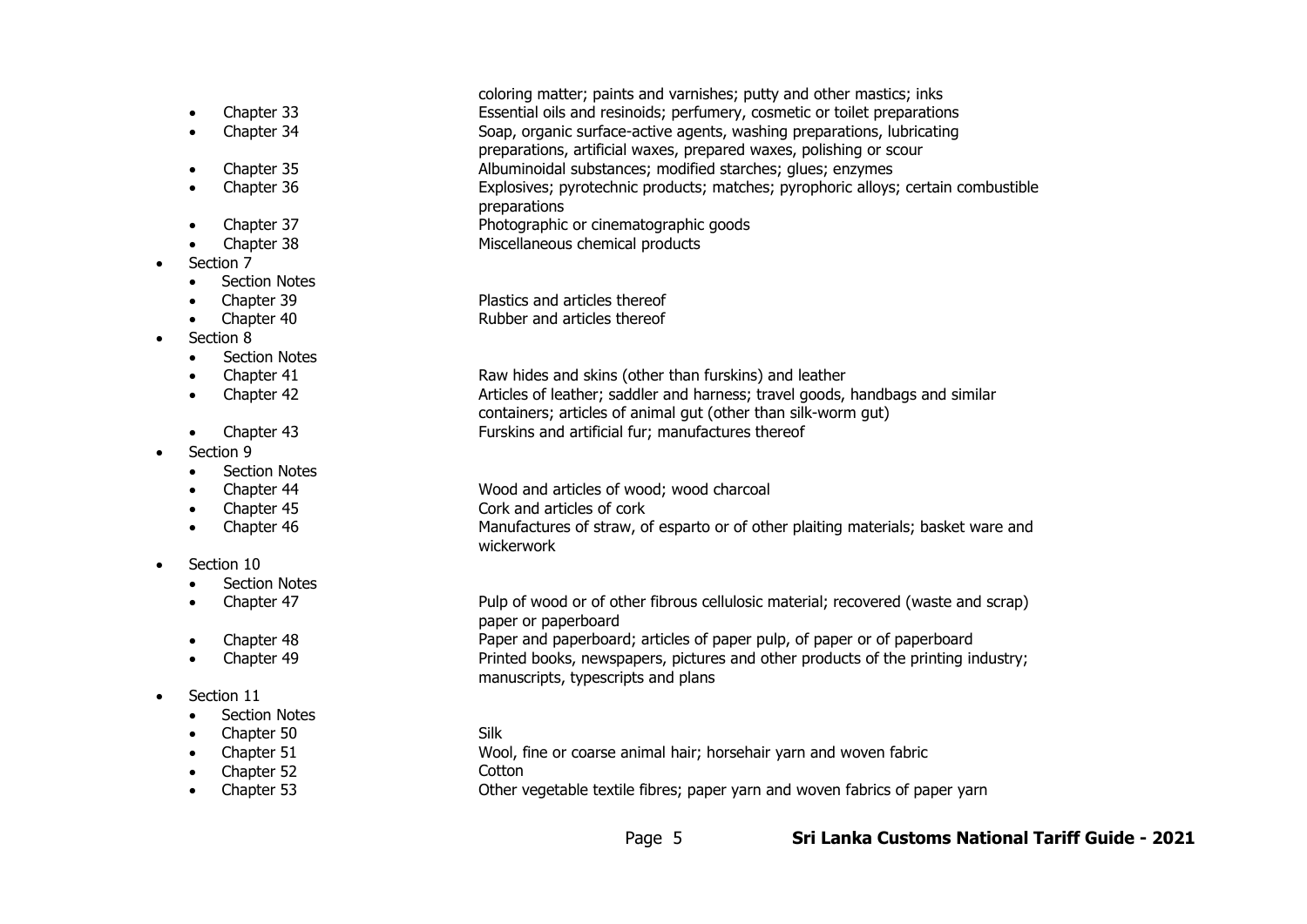coloring matter; paints and varnishes; putty and other mastics; inks

- Chapter 33 — Essential oils and resinoids; perfumery, cosmetic or toilet preparations
- Chapter 34 — Soap, organic surface-active agents, washing preparations, lubricating preparations, artificial waxes, prepared waxes, polishing or scour
- Chapter 35 — Albuminoidal substances; modified starches; glues; enzymes
- Chapter 36 — Explosives; pyrotechnic products; matches; pyrophoric alloys; certain combustible preparations
- Chapter 37 — Photographic or cinematographic goods
- Chapter 38 — Miscellaneous chemical products

- Section 7
  - Section Notes
  - Chapter 39 — Plastics and articles thereof
  - Chapter 40 — Rubber and articles thereof
- Section 8
  - Section Notes
  - Chapter 41 — Raw hides and skins (other than furskins) and leather
  - Chapter 42 — Articles of leather; saddler and harness; travel goods, handbags and similar containers; articles of animal gut (other than silk-worm gut)
  - Chapter 43 — Furskins and artificial fur; manufactures thereof
- Section 9
  - Section Notes
  - Chapter 44 — Wood and articles of wood; wood charcoal
  - Chapter 45 — Cork and articles of cork
  - Chapter 46 — Manufactures of straw, of esparto or of other plaiting materials; basket ware and wickerwork
- Section 10
  - Section Notes
  - Chapter 47 — Pulp of wood or of other fibrous cellulosic material; recovered (waste and scrap) paper or paperboard
  - Chapter 48 — Paper and paperboard; articles of paper pulp, of paper or of paperboard
  - Chapter 49 — Printed books, newspapers, pictures and other products of the printing industry; manuscripts, typescripts and plans
- Section 11
  - Section Notes
  - Chapter 50 — Silk
  - Chapter 51 — Wool, fine or coarse animal hair; horsehair yarn and woven fabric
  - Chapter 52 — Cotton
  - Chapter 53 — Other vegetable textile fibres; paper yarn and woven fabrics of paper yarn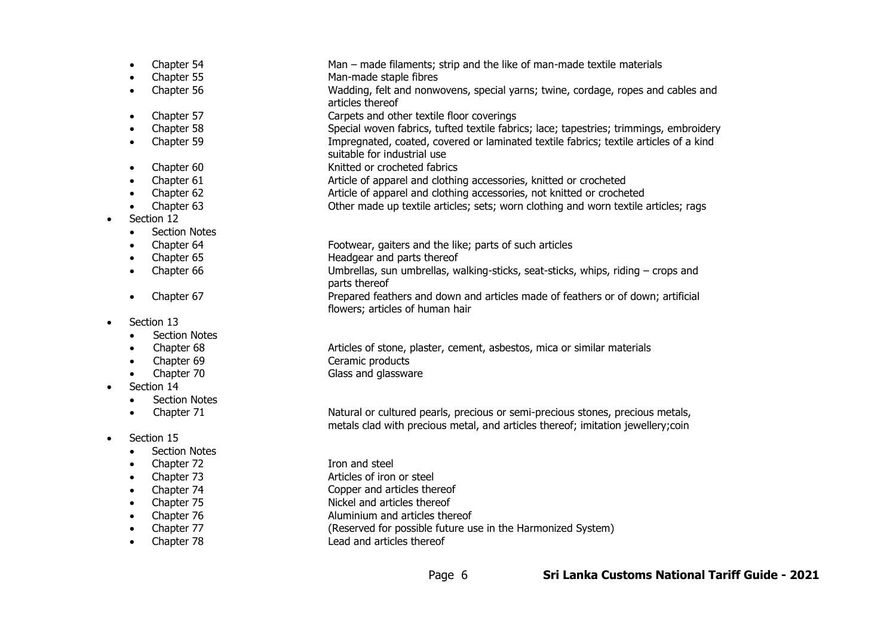- Chapter 54 — Man – made filaments; strip and the like of man-made textile materials
- Chapter 55 — Man-made staple fibres
- Chapter 56 — Wadding, felt and nonwovens, special yarns; twine, cordage, ropes and cables and articles thereof
- Chapter 57 — Carpets and other textile floor coverings
- Chapter 58 — Special woven fabrics, tufted textile fabrics; lace; tapestries; trimmings, embroidery
- Chapter 59 — Impregnated, coated, covered or laminated textile fabrics; textile articles of a kind suitable for industrial use
- Chapter 60 — Knitted or crocheted fabrics
- Chapter 61 — Article of apparel and clothing accessories, knitted or crocheted
- Chapter 62 — Article of apparel and clothing accessories, not knitted or crocheted
- Chapter 63 — Other made up textile articles; sets; worn clothing and worn textile articles; rags

- Section 12
  - Section Notes
  - Chapter 64 — Footwear, gaiters and the like; parts of such articles
  - Chapter 65 — Headgear and parts thereof
  - Chapter 66 — Umbrellas, sun umbrellas, walking-sticks, seat-sticks, whips, riding – crops and parts thereof
  - Chapter 67 — Prepared feathers and down and articles made of feathers or of down; artificial flowers; articles of human hair
- Section 13
  - Section Notes
  - Chapter 68 — Articles of stone, plaster, cement, asbestos, mica or similar materials
  - Chapter 69 — Ceramic products
  - Chapter 70 — Glass and glassware
- Section 14
  - Section Notes
  - Chapter 71 — Natural or cultured pearls, precious or semi-precious stones, precious metals, metals clad with precious metal, and articles thereof; imitation jewellery;coin
- Section 15
  - Section Notes
  - Chapter 72 — Iron and steel
  - Chapter 73 — Articles of iron or steel
  - Chapter 74 — Copper and articles thereof
  - Chapter 75 — Nickel and articles thereof
  - Chapter 76 — Aluminium and articles thereof
  - Chapter 77 — (Reserved for possible future use in the Harmonized System)
  - Chapter 78 — Lead and articles thereof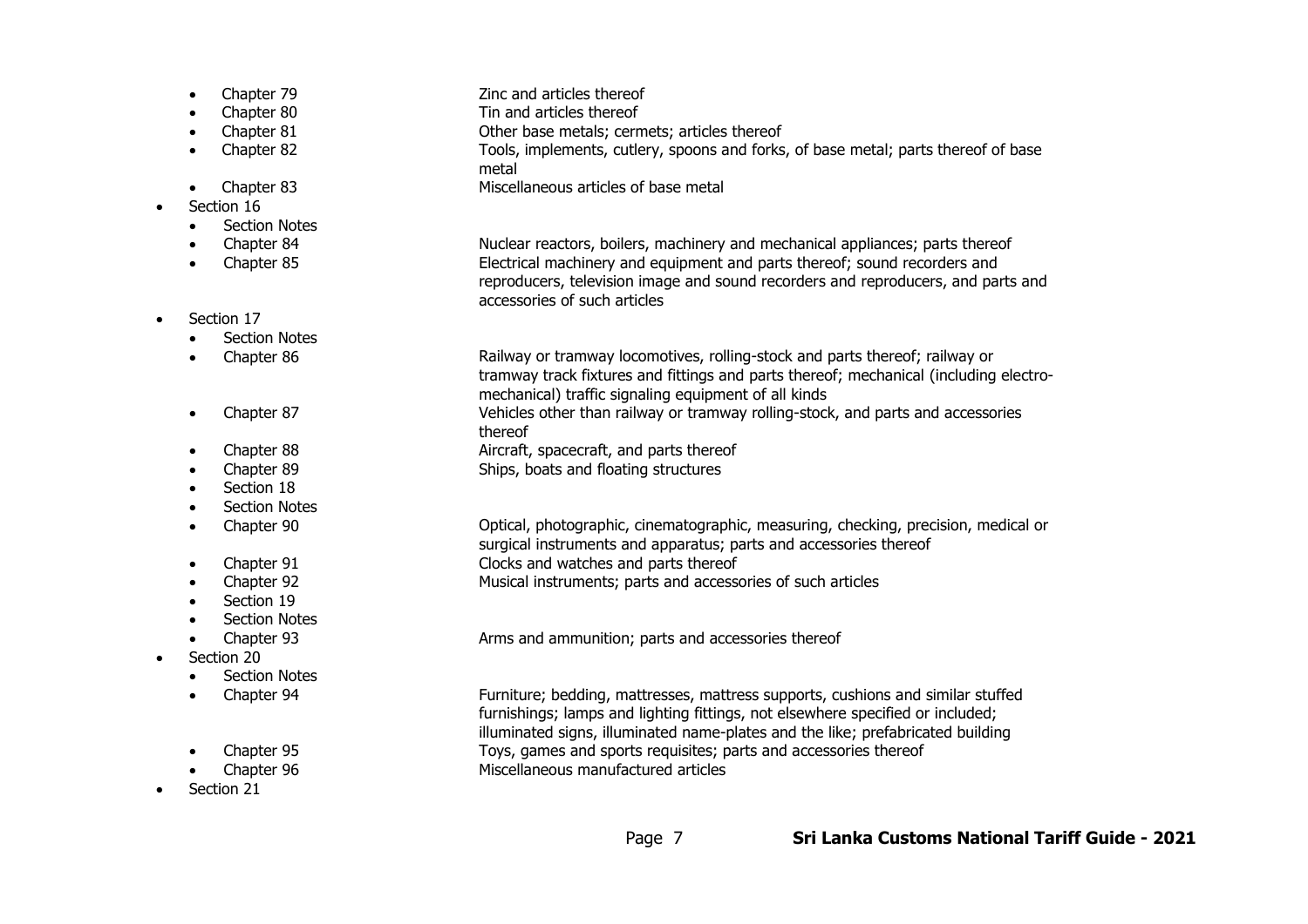- Chapter 79 Zinc and articles thereof
- Chapter 80 Tin and articles thereof
- Chapter 81 Other base metals; cermets; articles thereof
- Chapter 82 Tools, implements, cutlery, spoons and forks, of base metal; parts thereof of base metal
- Chapter 83 Miscellaneous articles of base metal

- Section 16
  - Section Notes
  - Chapter 84 Nuclear reactors, boilers, machinery and mechanical appliances; parts thereof
  - Chapter 85 Electrical machinery and equipment and parts thereof; sound recorders and reproducers, television image and sound recorders and reproducers, and parts and accessories of such articles
- Section 17
  - Section Notes
  - Chapter 86 Railway or tramway locomotives, rolling-stock and parts thereof; railway or tramway track fixtures and fittings and parts thereof; mechanical (including electro-mechanical) traffic signaling equipment of all kinds
  - Chapter 87 Vehicles other than railway or tramway rolling-stock, and parts and accessories thereof
  - Chapter 88 Aircraft, spacecraft, and parts thereof
  - Chapter 89 Ships, boats and floating structures
  - Section 18
  - Section Notes
  - Chapter 90 Optical, photographic, cinematographic, measuring, checking, precision, medical or surgical instruments and apparatus; parts and accessories thereof
  - Chapter 91 Clocks and watches and parts thereof
  - Chapter 92 Musical instruments; parts and accessories of such articles
  - Section 19
  - Section Notes
  - Chapter 93 Arms and ammunition; parts and accessories thereof
- Section 20
  - Section Notes
  - Chapter 94 Furniture; bedding, mattresses, mattress supports, cushions and similar stuffed furnishings; lamps and lighting fittings, not elsewhere specified or included; illuminated signs, illuminated name-plates and the like; prefabricated building
  - Chapter 95 Toys, games and sports requisites; parts and accessories thereof
  - Chapter 96 Miscellaneous manufactured articles
- Section 21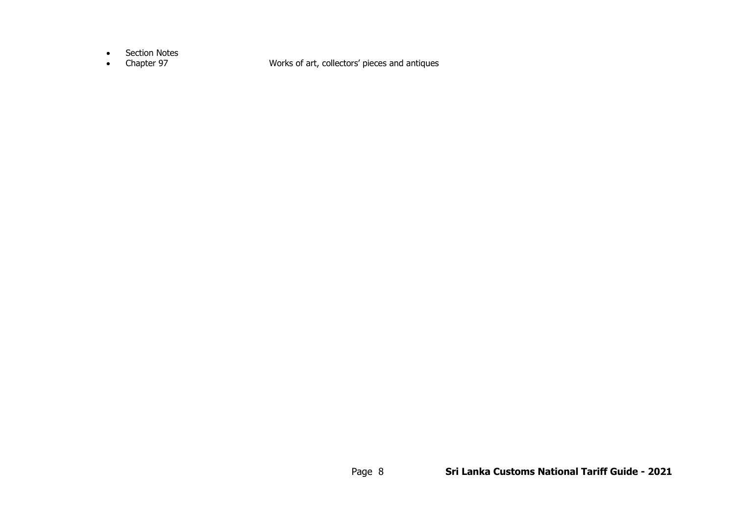- Section Notes
- Chapter 97 Works of art, collectors' pieces and antiques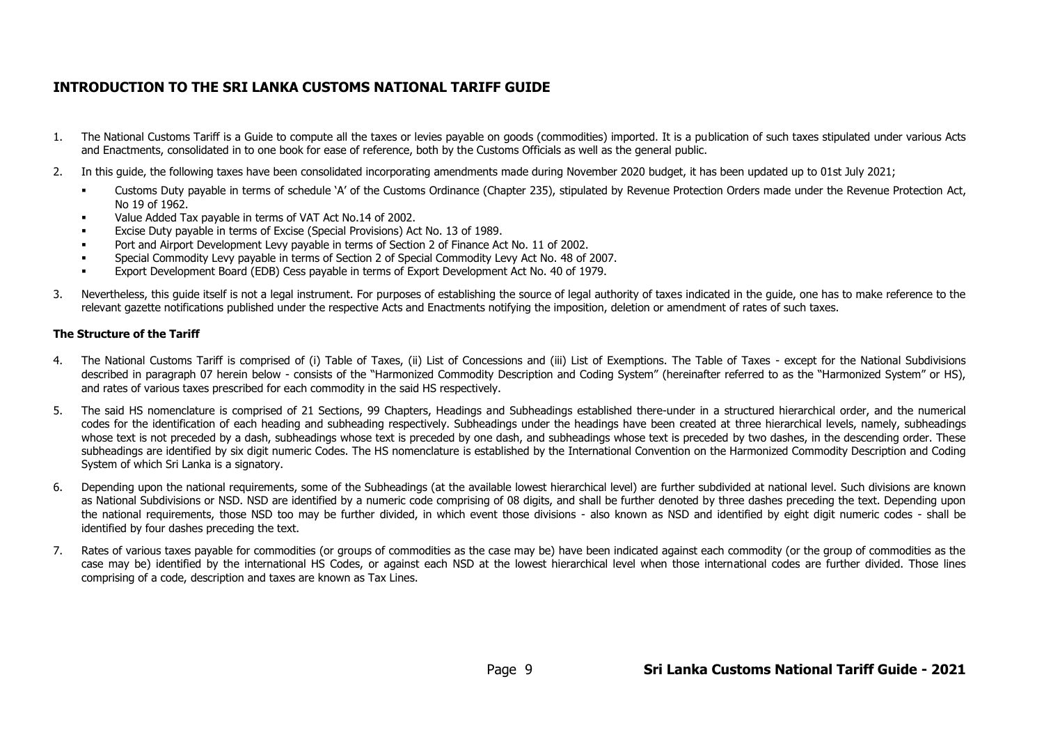## INTRODUCTION TO THE SRI LANKA CUSTOMS NATIONAL TARIFF GUIDE

1. The National Customs Tariff is a Guide to compute all the taxes or levies payable on goods (commodities) imported. It is a publication of such taxes stipulated under various Acts and Enactments, consolidated in to one book for ease of reference, both by the Customs Officials as well as the general public.

2. In this guide, the following taxes have been consolidated incorporating amendments made during November 2020 budget, it has been updated up to 01st July 2021;

   - Customs Duty payable in terms of schedule 'A' of the Customs Ordinance (Chapter 235), stipulated by Revenue Protection Orders made under the Revenue Protection Act, No 19 of 1962.
   - Value Added Tax payable in terms of VAT Act No.14 of 2002.
   - Excise Duty payable in terms of Excise (Special Provisions) Act No. 13 of 1989.
   - Port and Airport Development Levy payable in terms of Section 2 of Finance Act No. 11 of 2002.
   - Special Commodity Levy payable in terms of Section 2 of Special Commodity Levy Act No. 48 of 2007.
   - Export Development Board (EDB) Cess payable in terms of Export Development Act No. 40 of 1979.

3. Nevertheless, this guide itself is not a legal instrument. For purposes of establishing the source of legal authority of taxes indicated in the guide, one has to make reference to the relevant gazette notifications published under the respective Acts and Enactments notifying the imposition, deletion or amendment of rates of such taxes.

**The Structure of the Tariff**

4. The National Customs Tariff is comprised of (i) Table of Taxes, (ii) List of Concessions and (iii) List of Exemptions. The Table of Taxes - except for the National Subdivisions described in paragraph 07 herein below - consists of the "Harmonized Commodity Description and Coding System" (hereinafter referred to as the "Harmonized System" or HS), and rates of various taxes prescribed for each commodity in the said HS respectively.

5. The said HS nomenclature is comprised of 21 Sections, 99 Chapters, Headings and Subheadings established there-under in a structured hierarchical order, and the numerical codes for the identification of each heading and subheading respectively. Subheadings under the headings have been created at three hierarchical levels, namely, subheadings whose text is not preceded by a dash, subheadings whose text is preceded by one dash, and subheadings whose text is preceded by two dashes, in the descending order. These subheadings are identified by six digit numeric Codes. The HS nomenclature is established by the International Convention on the Harmonized Commodity Description and Coding System of which Sri Lanka is a signatory.

6. Depending upon the national requirements, some of the Subheadings (at the available lowest hierarchical level) are further subdivided at national level. Such divisions are known as National Subdivisions or NSD. NSD are identified by a numeric code comprising of 08 digits, and shall be further denoted by three dashes preceding the text. Depending upon the national requirements, those NSD too may be further divided, in which event those divisions - also known as NSD and identified by eight digit numeric codes - shall be identified by four dashes preceding the text.

7. Rates of various taxes payable for commodities (or groups of commodities as the case may be) have been indicated against each commodity (or the group of commodities as the case may be) identified by the international HS Codes, or against each NSD at the lowest hierarchical level when those international codes are further divided. Those lines comprising of a code, description and taxes are known as Tax Lines.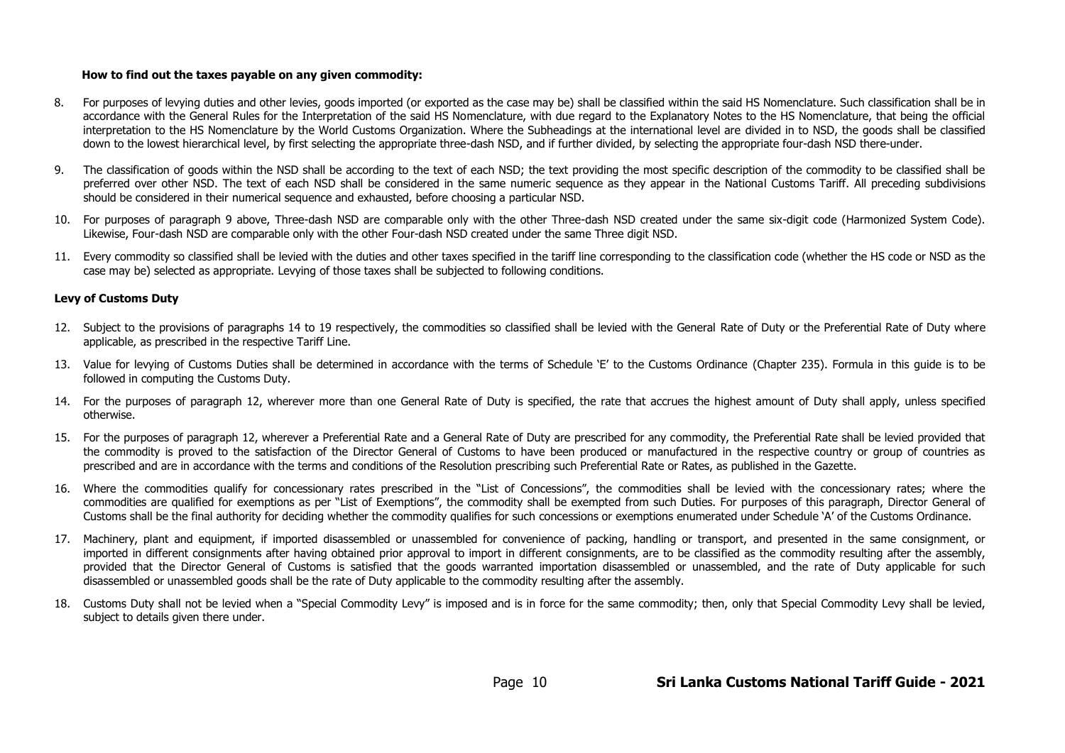**How to find out the taxes payable on any given commodity:**

8. For purposes of levying duties and other levies, goods imported (or exported as the case may be) shall be classified within the said HS Nomenclature. Such classification shall be in accordance with the General Rules for the Interpretation of the said HS Nomenclature, with due regard to the Explanatory Notes to the HS Nomenclature, that being the official interpretation to the HS Nomenclature by the World Customs Organization. Where the Subheadings at the international level are divided in to NSD, the goods shall be classified down to the lowest hierarchical level, by first selecting the appropriate three-dash NSD, and if further divided, by selecting the appropriate four-dash NSD there-under.

9. The classification of goods within the NSD shall be according to the text of each NSD; the text providing the most specific description of the commodity to be classified shall be preferred over other NSD. The text of each NSD shall be considered in the same numeric sequence as they appear in the National Customs Tariff. All preceding subdivisions should be considered in their numerical sequence and exhausted, before choosing a particular NSD.

10. For purposes of paragraph 9 above, Three-dash NSD are comparable only with the other Three-dash NSD created under the same six-digit code (Harmonized System Code). Likewise, Four-dash NSD are comparable only with the other Four-dash NSD created under the same Three digit NSD.

11. Every commodity so classified shall be levied with the duties and other taxes specified in the tariff line corresponding to the classification code (whether the HS code or NSD as the case may be) selected as appropriate. Levying of those taxes shall be subjected to following conditions.

**Levy of Customs Duty**

12. Subject to the provisions of paragraphs 14 to 19 respectively, the commodities so classified shall be levied with the General Rate of Duty or the Preferential Rate of Duty where applicable, as prescribed in the respective Tariff Line.

13. Value for levying of Customs Duties shall be determined in accordance with the terms of Schedule 'E' to the Customs Ordinance (Chapter 235). Formula in this guide is to be followed in computing the Customs Duty.

14. For the purposes of paragraph 12, wherever more than one General Rate of Duty is specified, the rate that accrues the highest amount of Duty shall apply, unless specified otherwise.

15. For the purposes of paragraph 12, wherever a Preferential Rate and a General Rate of Duty are prescribed for any commodity, the Preferential Rate shall be levied provided that the commodity is proved to the satisfaction of the Director General of Customs to have been produced or manufactured in the respective country or group of countries as prescribed and are in accordance with the terms and conditions of the Resolution prescribing such Preferential Rate or Rates, as published in the Gazette.

16. Where the commodities qualify for concessionary rates prescribed in the "List of Concessions", the commodities shall be levied with the concessionary rates; where the commodities are qualified for exemptions as per "List of Exemptions", the commodity shall be exempted from such Duties. For purposes of this paragraph, Director General of Customs shall be the final authority for deciding whether the commodity qualifies for such concessions or exemptions enumerated under Schedule 'A' of the Customs Ordinance.

17. Machinery, plant and equipment, if imported disassembled or unassembled for convenience of packing, handling or transport, and presented in the same consignment, or imported in different consignments after having obtained prior approval to import in different consignments, are to be classified as the commodity resulting after the assembly, provided that the Director General of Customs is satisfied that the goods warranted importation disassembled or unassembled, and the rate of Duty applicable for such disassembled or unassembled goods shall be the rate of Duty applicable to the commodity resulting after the assembly.

18. Customs Duty shall not be levied when a "Special Commodity Levy" is imposed and is in force for the same commodity; then, only that Special Commodity Levy shall be levied, subject to details given there under.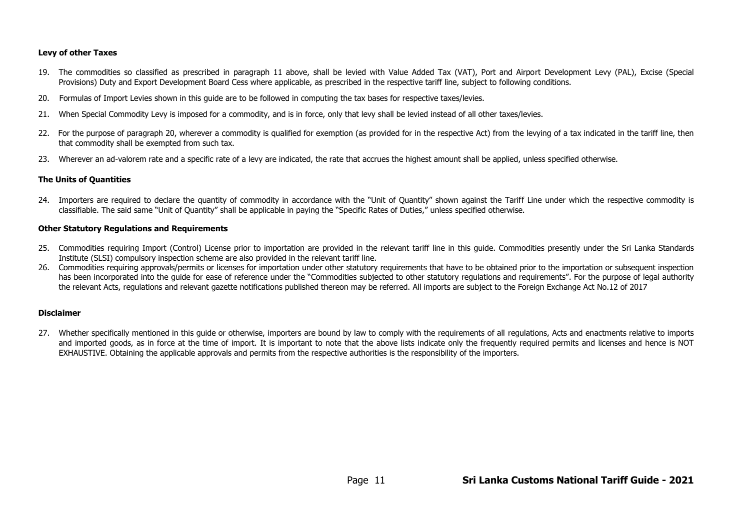### Levy of other Taxes

19. The commodities so classified as prescribed in paragraph 11 above, shall be levied with Value Added Tax (VAT), Port and Airport Development Levy (PAL), Excise (Special Provisions) Duty and Export Development Board Cess where applicable, as prescribed in the respective tariff line, subject to following conditions.
20. Formulas of Import Levies shown in this guide are to be followed in computing the tax bases for respective taxes/levies.
21. When Special Commodity Levy is imposed for a commodity, and is in force, only that levy shall be levied instead of all other taxes/levies.
22. For the purpose of paragraph 20, wherever a commodity is qualified for exemption (as provided for in the respective Act) from the levying of a tax indicated in the tariff line, then that commodity shall be exempted from such tax.
23. Wherever an ad-valorem rate and a specific rate of a levy are indicated, the rate that accrues the highest amount shall be applied, unless specified otherwise.

### The Units of Quantities

24. Importers are required to declare the quantity of commodity in accordance with the "Unit of Quantity" shown against the Tariff Line under which the respective commodity is classifiable. The said same "Unit of Quantity" shall be applicable in paying the "Specific Rates of Duties," unless specified otherwise.

### Other Statutory Regulations and Requirements

25. Commodities requiring Import (Control) License prior to importation are provided in the relevant tariff line in this guide. Commodities presently under the Sri Lanka Standards Institute (SLSI) compulsory inspection scheme are also provided in the relevant tariff line.
26. Commodities requiring approvals/permits or licenses for importation under other statutory requirements that have to be obtained prior to the importation or subsequent inspection has been incorporated into the guide for ease of reference under the "Commodities subjected to other statutory regulations and requirements". For the purpose of legal authority the relevant Acts, regulations and relevant gazette notifications published thereon may be referred. All imports are subject to the Foreign Exchange Act No.12 of 2017

### Disclaimer

27. Whether specifically mentioned in this guide or otherwise, importers are bound by law to comply with the requirements of all regulations, Acts and enactments relative to imports and imported goods, as in force at the time of import. It is important to note that the above lists indicate only the frequently required permits and licenses and hence is NOT EXHAUSTIVE. Obtaining the applicable approvals and permits from the respective authorities is the responsibility of the importers.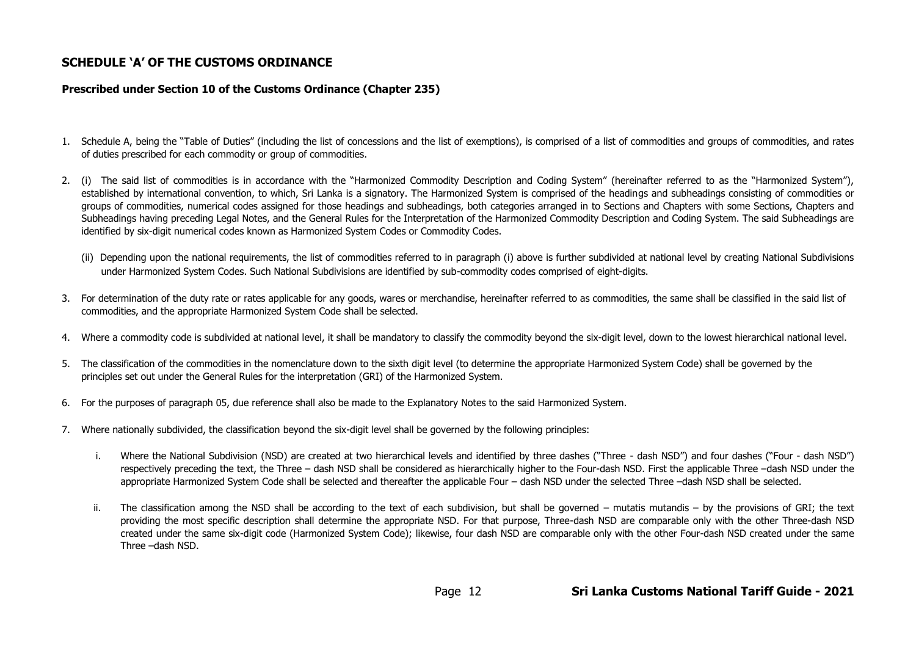## SCHEDULE 'A' OF THE CUSTOMS ORDINANCE

### Prescribed under Section 10 of the Customs Ordinance (Chapter 235)

1. Schedule A, being the "Table of Duties" (including the list of concessions and the list of exemptions), is comprised of a list of commodities and groups of commodities, and rates of duties prescribed for each commodity or group of commodities.

2. (i) The said list of commodities is in accordance with the "Harmonized Commodity Description and Coding System" (hereinafter referred to as the "Harmonized System"), established by international convention, to which, Sri Lanka is a signatory. The Harmonized System is comprised of the headings and subheadings consisting of commodities or groups of commodities, numerical codes assigned for those headings and subheadings, both categories arranged in to Sections and Chapters with some Sections, Chapters and Subheadings having preceding Legal Notes, and the General Rules for the Interpretation of the Harmonized Commodity Description and Coding System. The said Subheadings are identified by six-digit numerical codes known as Harmonized System Codes or Commodity Codes.

   (ii) Depending upon the national requirements, the list of commodities referred to in paragraph (i) above is further subdivided at national level by creating National Subdivisions under Harmonized System Codes. Such National Subdivisions are identified by sub-commodity codes comprised of eight-digits.

3. For determination of the duty rate or rates applicable for any goods, wares or merchandise, hereinafter referred to as commodities, the same shall be classified in the said list of commodities, and the appropriate Harmonized System Code shall be selected.

4. Where a commodity code is subdivided at national level, it shall be mandatory to classify the commodity beyond the six-digit level, down to the lowest hierarchical national level.

5. The classification of the commodities in the nomenclature down to the sixth digit level (to determine the appropriate Harmonized System Code) shall be governed by the principles set out under the General Rules for the interpretation (GRI) of the Harmonized System.

6. For the purposes of paragraph 05, due reference shall also be made to the Explanatory Notes to the said Harmonized System.

7. Where nationally subdivided, the classification beyond the six-digit level shall be governed by the following principles:

   i. Where the National Subdivision (NSD) are created at two hierarchical levels and identified by three dashes ("Three - dash NSD") and four dashes ("Four - dash NSD") respectively preceding the text, the Three – dash NSD shall be considered as hierarchically higher to the Four-dash NSD. First the applicable Three –dash NSD under the appropriate Harmonized System Code shall be selected and thereafter the applicable Four – dash NSD under the selected Three –dash NSD shall be selected.

   ii. The classification among the NSD shall be according to the text of each subdivision, but shall be governed – mutatis mutandis – by the provisions of GRI; the text providing the most specific description shall determine the appropriate NSD. For that purpose, Three-dash NSD are comparable only with the other Three-dash NSD created under the same six-digit code (Harmonized System Code); likewise, four dash NSD are comparable only with the other Four-dash NSD created under the same Three –dash NSD.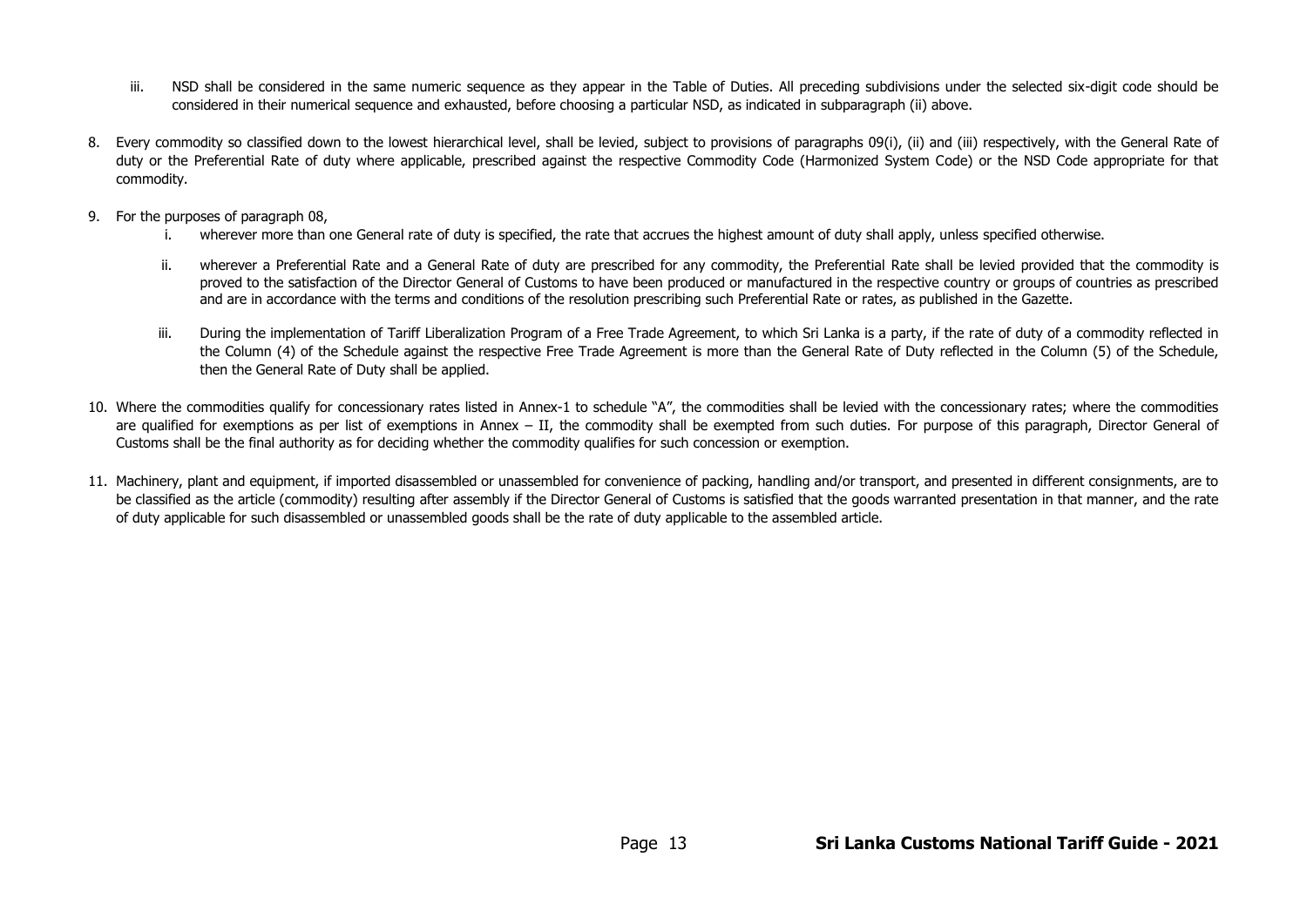iii. NSD shall be considered in the same numeric sequence as they appear in the Table of Duties. All preceding subdivisions under the selected six-digit code should be considered in their numerical sequence and exhausted, before choosing a particular NSD, as indicated in subparagraph (ii) above.

8. Every commodity so classified down to the lowest hierarchical level, shall be levied, subject to provisions of paragraphs 09(i), (ii) and (iii) respectively, with the General Rate of duty or the Preferential Rate of duty where applicable, prescribed against the respective Commodity Code (Harmonized System Code) or the NSD Code appropriate for that commodity.

9. For the purposes of paragraph 08,

   i. wherever more than one General rate of duty is specified, the rate that accrues the highest amount of duty shall apply, unless specified otherwise.

   ii. wherever a Preferential Rate and a General Rate of duty are prescribed for any commodity, the Preferential Rate shall be levied provided that the commodity is proved to the satisfaction of the Director General of Customs to have been produced or manufactured in the respective country or groups of countries as prescribed and are in accordance with the terms and conditions of the resolution prescribing such Preferential Rate or rates, as published in the Gazette.

   iii. During the implementation of Tariff Liberalization Program of a Free Trade Agreement, to which Sri Lanka is a party, if the rate of duty of a commodity reflected in the Column (4) of the Schedule against the respective Free Trade Agreement is more than the General Rate of Duty reflected in the Column (5) of the Schedule, then the General Rate of Duty shall be applied.

10. Where the commodities qualify for concessionary rates listed in Annex-1 to schedule "A", the commodities shall be levied with the concessionary rates; where the commodities are qualified for exemptions as per list of exemptions in Annex – II, the commodity shall be exempted from such duties. For purpose of this paragraph, Director General of Customs shall be the final authority as for deciding whether the commodity qualifies for such concession or exemption.

11. Machinery, plant and equipment, if imported disassembled or unassembled for convenience of packing, handling and/or transport, and presented in different consignments, are to be classified as the article (commodity) resulting after assembly if the Director General of Customs is satisfied that the goods warranted presentation in that manner, and the rate of duty applicable for such disassembled or unassembled goods shall be the rate of duty applicable to the assembled article.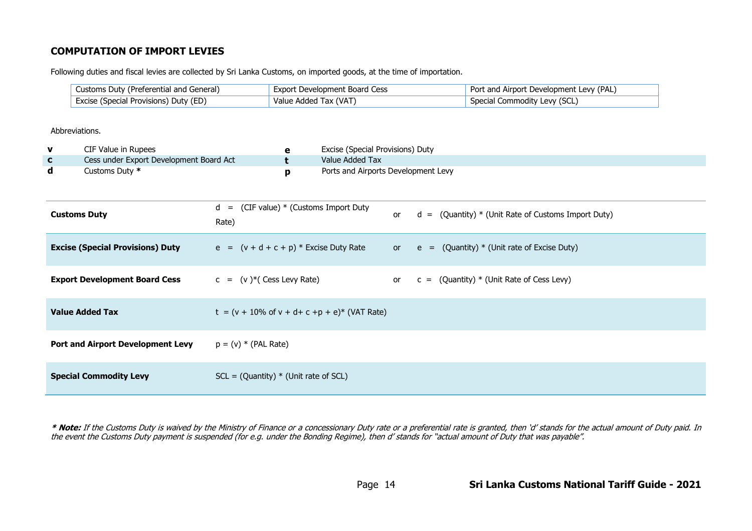## COMPUTATION OF IMPORT LEVIES

Following duties and fiscal levies are collected by Sri Lanka Customs, on imported goods, at the time of importation.

| | | |
|---|---|---|
| Customs Duty (Preferential and General) | Export Development Board Cess | Port and Airport Development Levy (PAL) |
| Excise (Special Provisions) Duty (ED) | Value Added Tax (VAT) | Special Commodity Levy (SCL) |

Abbreviations.

| | | | |
|---|---|---|---|
| **v** | CIF Value in Rupees | **e** | Excise (Special Provisions) Duty |
| **c** | Cess under Export Development Board Act | **t** | Value Added Tax |
| **d** | Customs Duty * | **p** | Ports and Airports Development Levy |

| | | | |
|---|---|---|---|
| **Customs Duty** | d = (CIF value) * (Customs Import Duty Rate) | or | d = (Quantity) * (Unit Rate of Customs Import Duty) |
| **Excise (Special Provisions) Duty** | e = (v + d + c + p) * Excise Duty Rate | or | e = (Quantity) * (Unit rate of Excise Duty) |
| **Export Development Board Cess** | c = (v )*( Cess Levy Rate) | or | c = (Quantity) * (Unit Rate of Cess Levy) |
| **Value Added Tax** | t = (v + 10% of v + d+ c +p + e)* (VAT Rate) | | |
| **Port and Airport Development Levy** | p = (v) * (PAL Rate) | | |
| **Special Commodity Levy** | SCL = (Quantity) * (Unit rate of SCL) | | |

***\* Note:*** *If the Customs Duty is waived by the Ministry of Finance or a concessionary Duty rate or a preferential rate is granted, then 'd' stands for the actual amount of Duty paid. In the event the Customs Duty payment is suspended (for e.g. under the Bonding Regime), then d' stands for "actual amount of Duty that was payable".*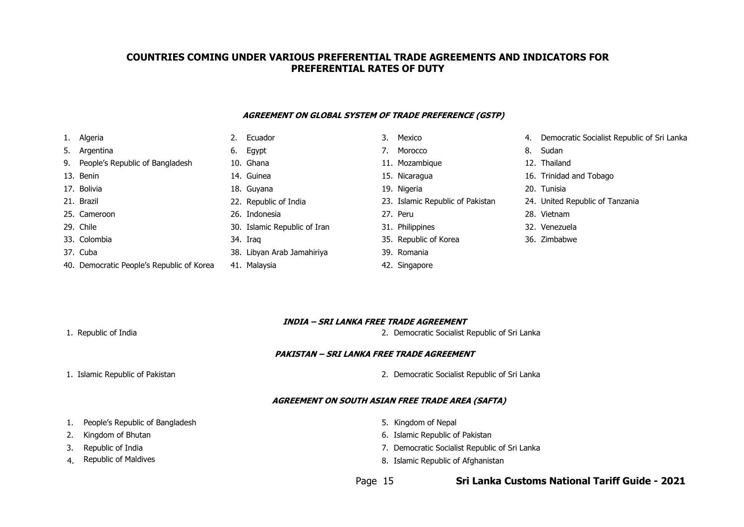# COUNTRIES COMING UNDER VARIOUS PREFERENTIAL TRADE AGREEMENTS AND INDICATORS FOR PREFERENTIAL RATES OF DUTY

## *AGREEMENT ON GLOBAL SYSTEM OF TRADE PREFERENCE (GSTP)*

1. Algeria
2. Ecuador
3. Mexico
4. Democratic Socialist Republic of Sri Lanka
5. Argentina
6. Egypt
7. Morocco
8. Sudan
9. People's Republic of Bangladesh
10. Ghana
11. Mozambique
12. Thailand
13. Benin
14. Guinea
15. Nicaragua
16. Trinidad and Tobago
17. Bolivia
18. Guyana
19. Nigeria
20. Tunisia
21. Brazil
22. Republic of India
23. Islamic Republic of Pakistan
24. United Republic of Tanzania
25. Cameroon
26. Indonesia
27. Peru
28. Vietnam
29. Chile
30. Islamic Republic of Iran
31. Philippines
32. Venezuela
33. Colombia
34. Iraq
35. Republic of Korea
36. Zimbabwe
37. Cuba
38. Libyan Arab Jamahiriya
39. Romania
40. Democratic People's Republic of Korea
41. Malaysia
42. Singapore

## *INDIA – SRI LANKA FREE TRADE AGREEMENT*

1. Republic of India
2. Democratic Socialist Republic of Sri Lanka

## *PAKISTAN – SRI LANKA FREE TRADE AGREEMENT*

1. Islamic Republic of Pakistan
2. Democratic Socialist Republic of Sri Lanka

## *AGREEMENT ON SOUTH ASIAN FREE TRADE AREA (SAFTA)*

1. People's Republic of Bangladesh
2. Kingdom of Bhutan
3. Republic of India
4. Republic of Maldives
5. Kingdom of Nepal
6. Islamic Republic of Pakistan
7. Democratic Socialist Republic of Sri Lanka
8. Islamic Republic of Afghanistan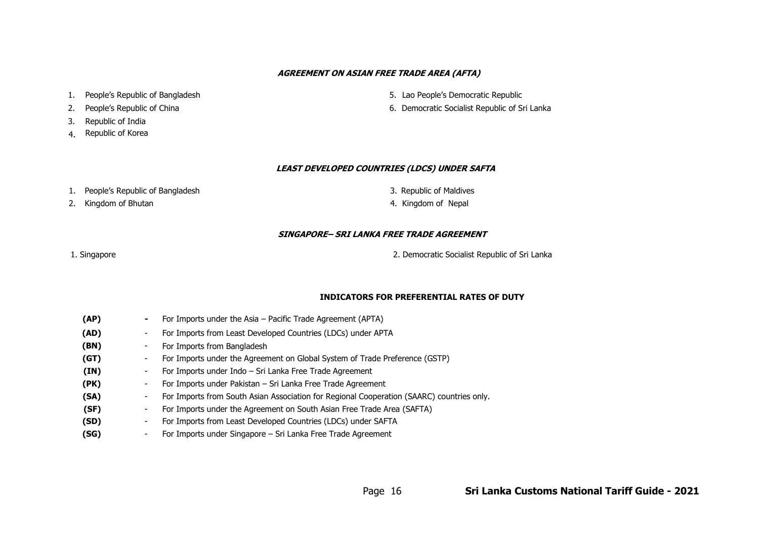### ***AGREEMENT ON ASIAN FREE TRADE AREA (AFTA)***

1. People's Republic of Bangladesh
2. People's Republic of China
3. Republic of India
4. Republic of Korea
5. Lao People's Democratic Republic
6. Democratic Socialist Republic of Sri Lanka

### ***LEAST DEVELOPED COUNTRIES (LDCS) UNDER SAFTA***

1. People's Republic of Bangladesh
2. Kingdom of Bhutan
3. Republic of Maldives
4. Kingdom of Nepal

### ***SINGAPORE– SRI LANKA FREE TRADE AGREEMENT***

1. Singapore
2. Democratic Socialist Republic of Sri Lanka

### **INDICATORS FOR PREFERENTIAL RATES OF DUTY**

| | | |
|---|---|---|
| **(AP)** | - | For Imports under the Asia – Pacific Trade Agreement (APTA) |
| **(AD)** | - | For Imports from Least Developed Countries (LDCs) under APTA |
| **(BN)** | - | For Imports from Bangladesh |
| **(GT)** | - | For Imports under the Agreement on Global System of Trade Preference (GSTP) |
| **(IN)** | - | For Imports under Indo – Sri Lanka Free Trade Agreement |
| **(PK)** | - | For Imports under Pakistan – Sri Lanka Free Trade Agreement |
| **(SA)** | - | For Imports from South Asian Association for Regional Cooperation (SAARC) countries only. |
| **(SF)** | - | For Imports under the Agreement on South Asian Free Trade Area (SAFTA) |
| **(SD)** | - | For Imports from Least Developed Countries (LDCs) under SAFTA |
| **(SG)** | - | For Imports under Singapore – Sri Lanka Free Trade Agreement |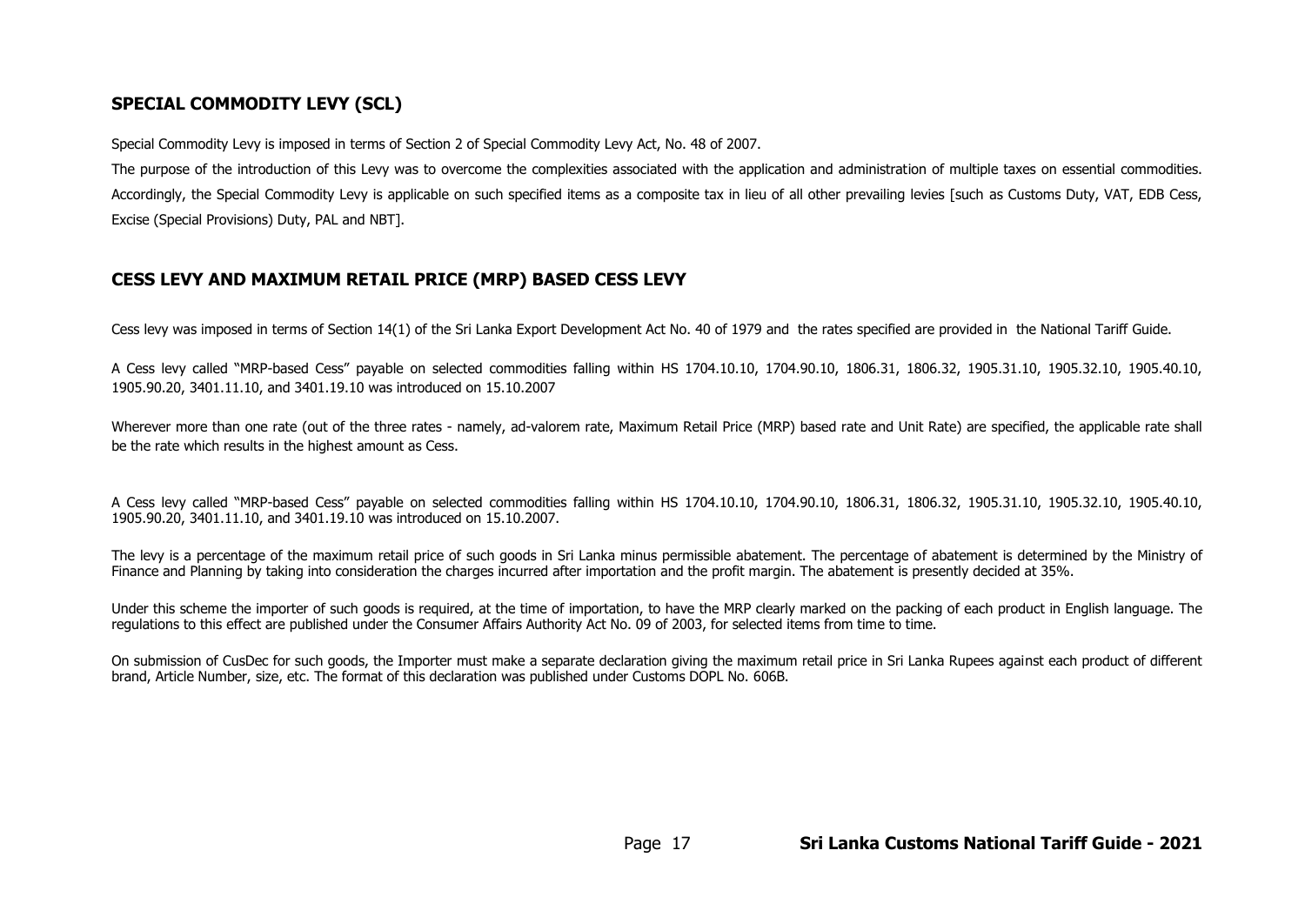## SPECIAL COMMODITY LEVY (SCL)

Special Commodity Levy is imposed in terms of Section 2 of Special Commodity Levy Act, No. 48 of 2007.

The purpose of the introduction of this Levy was to overcome the complexities associated with the application and administration of multiple taxes on essential commodities. Accordingly, the Special Commodity Levy is applicable on such specified items as a composite tax in lieu of all other prevailing levies [such as Customs Duty, VAT, EDB Cess, Excise (Special Provisions) Duty, PAL and NBT].

## CESS LEVY AND MAXIMUM RETAIL PRICE (MRP) BASED CESS LEVY

Cess levy was imposed in terms of Section 14(1) of the Sri Lanka Export Development Act No. 40 of 1979 and the rates specified are provided in the National Tariff Guide.

A Cess levy called "MRP-based Cess" payable on selected commodities falling within HS 1704.10.10, 1704.90.10, 1806.31, 1806.32, 1905.31.10, 1905.32.10, 1905.40.10, 1905.90.20, 3401.11.10, and 3401.19.10 was introduced on 15.10.2007

Wherever more than one rate (out of the three rates - namely, ad-valorem rate, Maximum Retail Price (MRP) based rate and Unit Rate) are specified, the applicable rate shall be the rate which results in the highest amount as Cess.

A Cess levy called "MRP-based Cess" payable on selected commodities falling within HS 1704.10.10, 1704.90.10, 1806.31, 1806.32, 1905.31.10, 1905.32.10, 1905.40.10, 1905.90.20, 3401.11.10, and 3401.19.10 was introduced on 15.10.2007.

The levy is a percentage of the maximum retail price of such goods in Sri Lanka minus permissible abatement. The percentage of abatement is determined by the Ministry of Finance and Planning by taking into consideration the charges incurred after importation and the profit margin. The abatement is presently decided at 35%.

Under this scheme the importer of such goods is required, at the time of importation, to have the MRP clearly marked on the packing of each product in English language. The regulations to this effect are published under the Consumer Affairs Authority Act No. 09 of 2003, for selected items from time to time.

On submission of CusDec for such goods, the Importer must make a separate declaration giving the maximum retail price in Sri Lanka Rupees against each product of different brand, Article Number, size, etc. The format of this declaration was published under Customs DOPL No. 606B.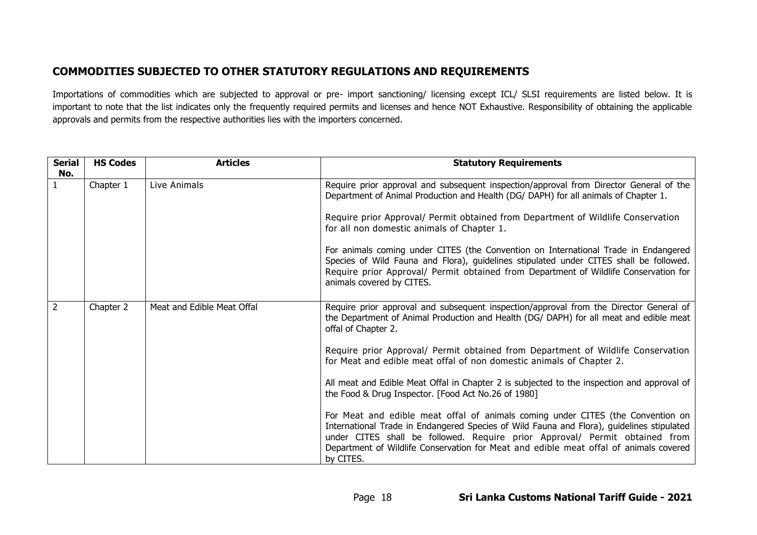## COMMODITIES SUBJECTED TO OTHER STATUTORY REGULATIONS AND REQUIREMENTS

Importations of commodities which are subjected to approval or pre- import sanctioning/ licensing except ICL/ SLSI requirements are listed below. It is important to note that the list indicates only the frequently required permits and licenses and hence NOT Exhaustive. Responsibility of obtaining the applicable approvals and permits from the respective authorities lies with the importers concerned.

| Serial No. | HS Codes | Articles | Statutory Requirements |
|---|---|---|---|
| 1 | Chapter 1 | Live Animals | Require prior approval and subsequent inspection/approval from Director General of the Department of Animal Production and Health (DG/ DAPH) for all animals of Chapter 1.<br><br>Require prior Approval/ Permit obtained from Department of Wildlife Conservation for all non domestic animals of Chapter 1.<br><br>For animals coming under CITES (the Convention on International Trade in Endangered Species of Wild Fauna and Flora), guidelines stipulated under CITES shall be followed. Require prior Approval/ Permit obtained from Department of Wildlife Conservation for animals covered by CITES. |
| 2 | Chapter 2 | Meat and Edible Meat Offal | Require prior approval and subsequent inspection/approval from the Director General of the Department of Animal Production and Health (DG/ DAPH) for all meat and edible meat offal of Chapter 2.<br><br>Require prior Approval/ Permit obtained from Department of Wildlife Conservation for Meat and edible meat offal of non domestic animals of Chapter 2.<br><br>All meat and Edible Meat Offal in Chapter 2 is subjected to the inspection and approval of the Food & Drug Inspector. [Food Act No.26 of 1980]<br><br>For Meat and edible meat offal of animals coming under CITES (the Convention on International Trade in Endangered Species of Wild Fauna and Flora), guidelines stipulated under CITES shall be followed. Require prior Approval/ Permit obtained from Department of Wildlife Conservation for Meat and edible meat offal of animals covered by CITES. |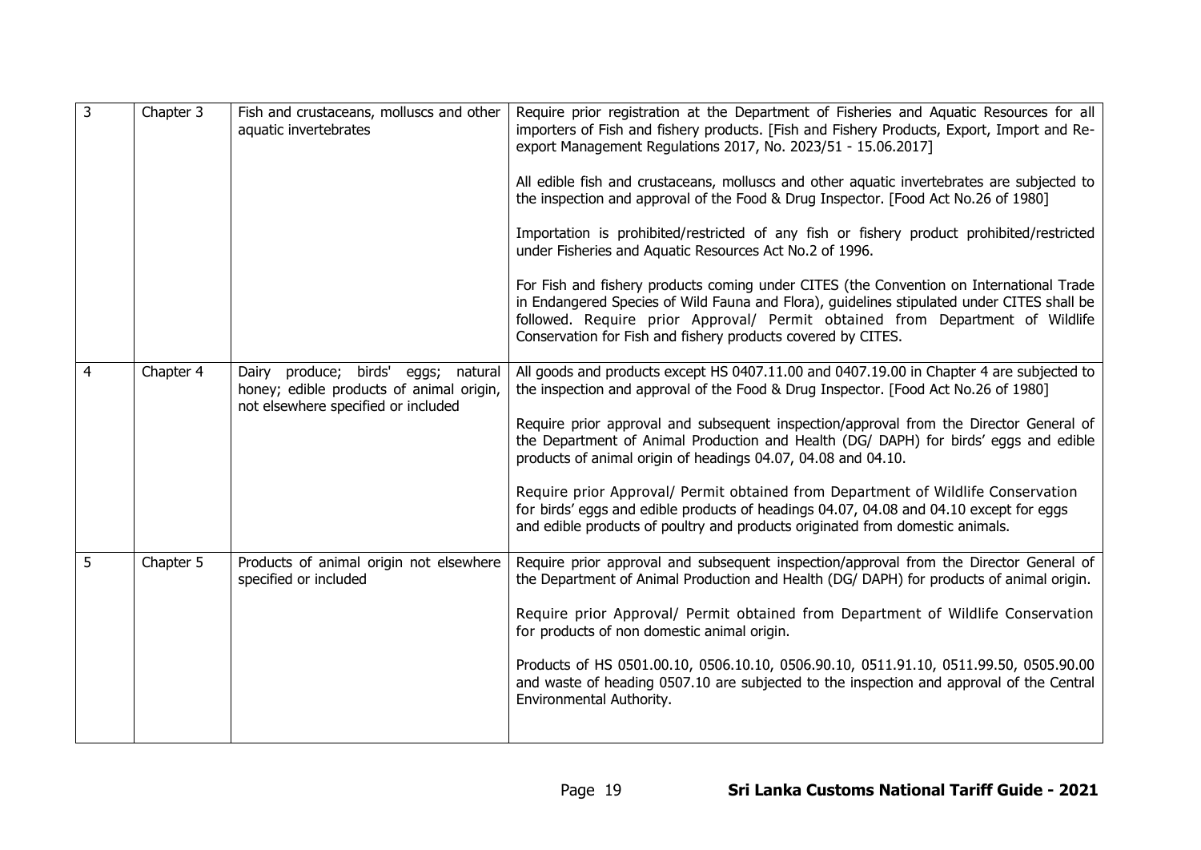| 3 | Chapter 3 | Fish and crustaceans, molluscs and other aquatic invertebrates | Require prior registration at the Department of Fisheries and Aquatic Resources for all importers of Fish and fishery products. [Fish and Fishery Products, Export, Import and Re-export Management Regulations 2017, No. 2023/51 - 15.06.2017]<br><br>All edible fish and crustaceans, molluscs and other aquatic invertebrates are subjected to the inspection and approval of the Food & Drug Inspector. [Food Act No.26 of 1980]<br><br>Importation is prohibited/restricted of any fish or fishery product prohibited/restricted under Fisheries and Aquatic Resources Act No.2 of 1996.<br><br>For Fish and fishery products coming under CITES (the Convention on International Trade in Endangered Species of Wild Fauna and Flora), guidelines stipulated under CITES shall be followed. Require prior Approval/ Permit obtained from Department of Wildlife Conservation for Fish and fishery products covered by CITES. |
|---|---|---|---|
| 4 | Chapter 4 | Dairy produce; birds' eggs; natural honey; edible products of animal origin, not elsewhere specified or included | All goods and products except HS 0407.11.00 and 0407.19.00 in Chapter 4 are subjected to the inspection and approval of the Food & Drug Inspector. [Food Act No.26 of 1980]<br><br>Require prior approval and subsequent inspection/approval from the Director General of the Department of Animal Production and Health (DG/ DAPH) for birds' eggs and edible products of animal origin of headings 04.07, 04.08 and 04.10.<br><br>Require prior Approval/ Permit obtained from Department of Wildlife Conservation for birds' eggs and edible products of headings 04.07, 04.08 and 04.10 except for eggs and edible products of poultry and products originated from domestic animals. |
| 5 | Chapter 5 | Products of animal origin not elsewhere specified or included | Require prior approval and subsequent inspection/approval from the Director General of the Department of Animal Production and Health (DG/ DAPH) for products of animal origin.<br><br>Require prior Approval/ Permit obtained from Department of Wildlife Conservation for products of non domestic animal origin.<br><br>Products of HS 0501.00.10, 0506.10.10, 0506.90.10, 0511.91.10, 0511.99.50, 0505.90.00 and waste of heading 0507.10 are subjected to the inspection and approval of the Central Environmental Authority. |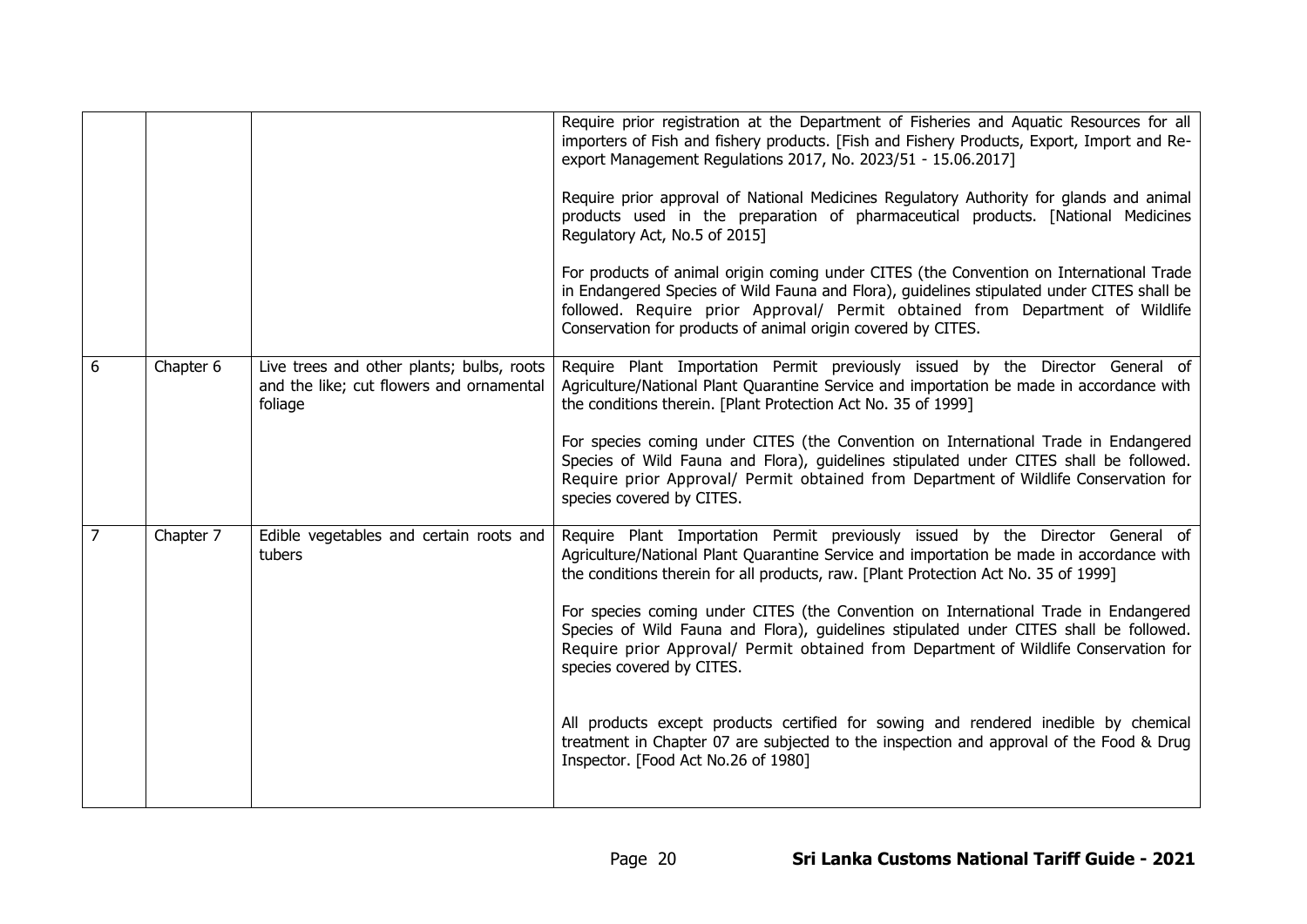| | | | |
|---|---|---|---|
| | | | Require prior registration at the Department of Fisheries and Aquatic Resources for all importers of Fish and fishery products. [Fish and Fishery Products, Export, Import and Re-export Management Regulations 2017, No. 2023/51 - 15.06.2017]<br><br>Require prior approval of National Medicines Regulatory Authority for glands and animal products used in the preparation of pharmaceutical products. [National Medicines Regulatory Act, No.5 of 2015]<br><br>For products of animal origin coming under CITES (the Convention on International Trade in Endangered Species of Wild Fauna and Flora), guidelines stipulated under CITES shall be followed. Require prior Approval/ Permit obtained from Department of Wildlife Conservation for products of animal origin covered by CITES. |
| 6 | Chapter 6 | Live trees and other plants; bulbs, roots and the like; cut flowers and ornamental foliage | Require Plant Importation Permit previously issued by the Director General of Agriculture/National Plant Quarantine Service and importation be made in accordance with the conditions therein. [Plant Protection Act No. 35 of 1999]<br><br>For species coming under CITES (the Convention on International Trade in Endangered Species of Wild Fauna and Flora), guidelines stipulated under CITES shall be followed. Require prior Approval/ Permit obtained from Department of Wildlife Conservation for species covered by CITES. |
| 7 | Chapter 7 | Edible vegetables and certain roots and tubers | Require Plant Importation Permit previously issued by the Director General of Agriculture/National Plant Quarantine Service and importation be made in accordance with the conditions therein for all products, raw. [Plant Protection Act No. 35 of 1999]<br><br>For species coming under CITES (the Convention on International Trade in Endangered Species of Wild Fauna and Flora), guidelines stipulated under CITES shall be followed. Require prior Approval/ Permit obtained from Department of Wildlife Conservation for species covered by CITES.<br><br>All products except products certified for sowing and rendered inedible by chemical treatment in Chapter 07 are subjected to the inspection and approval of the Food & Drug Inspector. [Food Act No.26 of 1980] |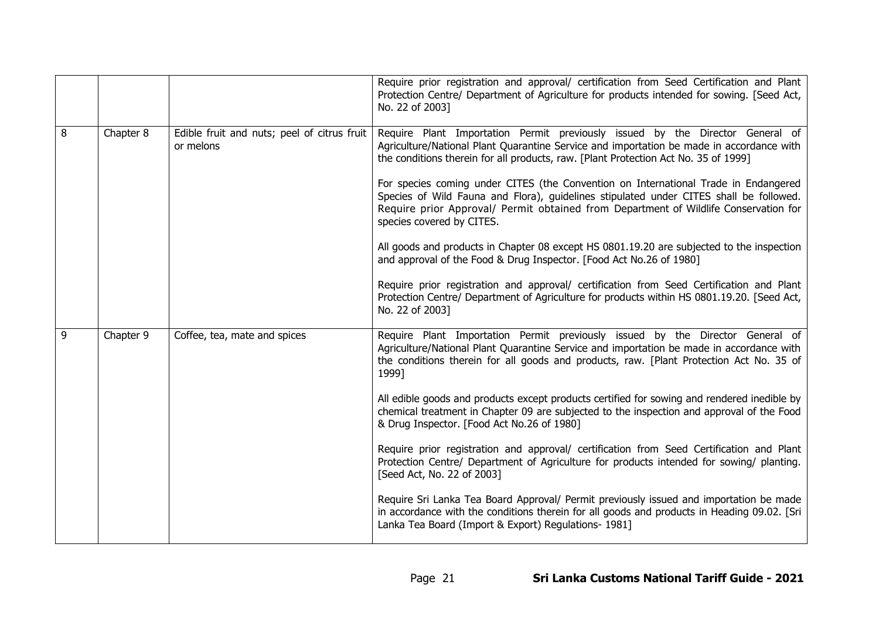| | | | |
|---|---|---|---|
| | | | Require prior registration and approval/ certification from Seed Certification and Plant Protection Centre/ Department of Agriculture for products intended for sowing. [Seed Act, No. 22 of 2003] |
| 8 | Chapter 8 | Edible fruit and nuts; peel of citrus fruit or melons | Require Plant Importation Permit previously issued by the Director General of Agriculture/National Plant Quarantine Service and importation be made in accordance with the conditions therein for all products, raw. [Plant Protection Act No. 35 of 1999]<br><br>For species coming under CITES (the Convention on International Trade in Endangered Species of Wild Fauna and Flora), guidelines stipulated under CITES shall be followed. Require prior Approval/ Permit obtained from Department of Wildlife Conservation for species covered by CITES.<br><br>All goods and products in Chapter 08 except HS 0801.19.20 are subjected to the inspection and approval of the Food & Drug Inspector. [Food Act No.26 of 1980]<br><br>Require prior registration and approval/ certification from Seed Certification and Plant Protection Centre/ Department of Agriculture for products within HS 0801.19.20. [Seed Act, No. 22 of 2003] |
| 9 | Chapter 9 | Coffee, tea, mate and spices | Require Plant Importation Permit previously issued by the Director General of Agriculture/National Plant Quarantine Service and importation be made in accordance with the conditions therein for all goods and products, raw. [Plant Protection Act No. 35 of 1999]<br><br>All edible goods and products except products certified for sowing and rendered inedible by chemical treatment in Chapter 09 are subjected to the inspection and approval of the Food & Drug Inspector. [Food Act No.26 of 1980]<br><br>Require prior registration and approval/ certification from Seed Certification and Plant Protection Centre/ Department of Agriculture for products intended for sowing/ planting. [Seed Act, No. 22 of 2003]<br><br>Require Sri Lanka Tea Board Approval/ Permit previously issued and importation be made in accordance with the conditions therein for all goods and products in Heading 09.02. [Sri Lanka Tea Board (Import & Export) Regulations- 1981] |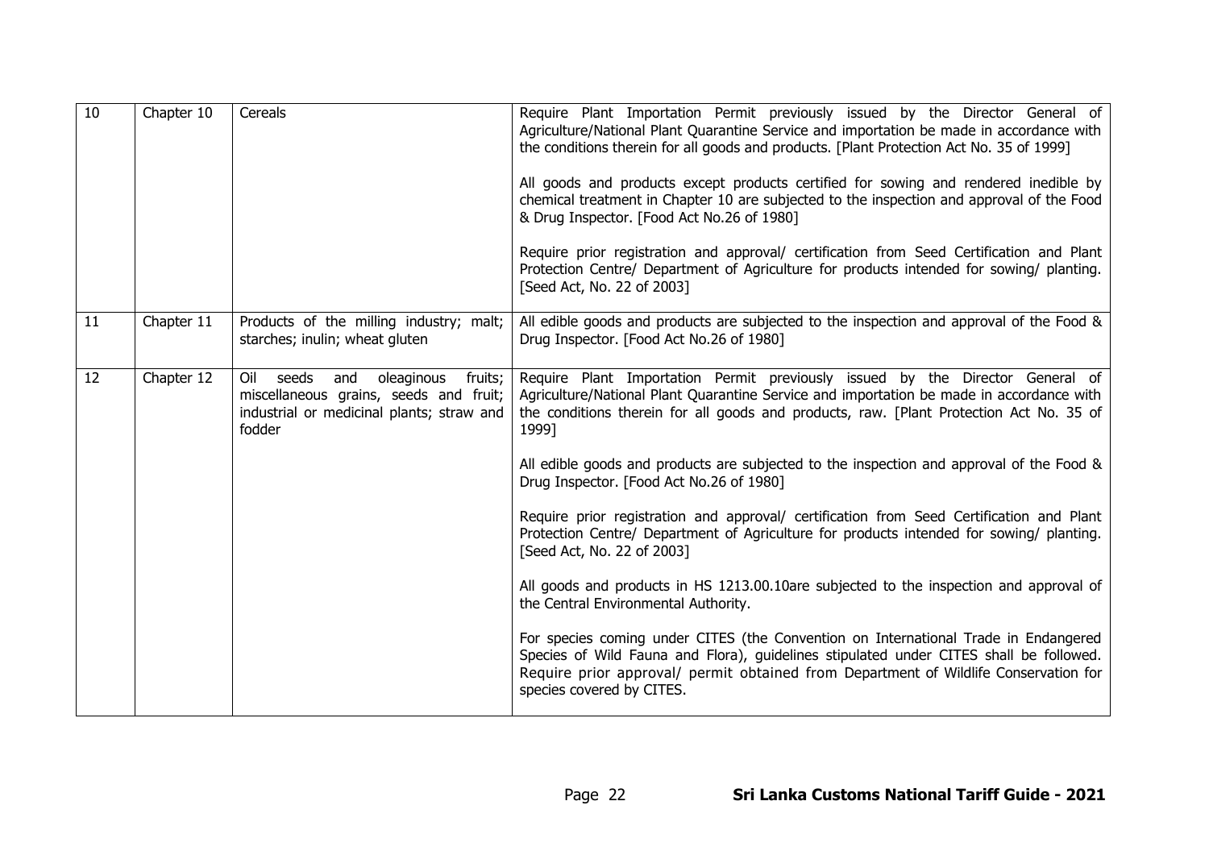| 10 | Chapter 10 | Cereals | Require Plant Importation Permit previously issued by the Director General of Agriculture/National Plant Quarantine Service and importation be made in accordance with the conditions therein for all goods and products. [Plant Protection Act No. 35 of 1999]<br><br>All goods and products except products certified for sowing and rendered inedible by chemical treatment in Chapter 10 are subjected to the inspection and approval of the Food & Drug Inspector. [Food Act No.26 of 1980]<br><br>Require prior registration and approval/ certification from Seed Certification and Plant Protection Centre/ Department of Agriculture for products intended for sowing/ planting. [Seed Act, No. 22 of 2003] |
|---|---|---|---|
| 11 | Chapter 11 | Products of the milling industry; malt; starches; inulin; wheat gluten | All edible goods and products are subjected to the inspection and approval of the Food & Drug Inspector. [Food Act No.26 of 1980] |
| 12 | Chapter 12 | Oil seeds and oleaginous fruits; miscellaneous grains, seeds and fruit; industrial or medicinal plants; straw and fodder | Require Plant Importation Permit previously issued by the Director General of Agriculture/National Plant Quarantine Service and importation be made in accordance with the conditions therein for all goods and products, raw. [Plant Protection Act No. 35 of 1999]<br><br>All edible goods and products are subjected to the inspection and approval of the Food & Drug Inspector. [Food Act No.26 of 1980]<br><br>Require prior registration and approval/ certification from Seed Certification and Plant Protection Centre/ Department of Agriculture for products intended for sowing/ planting. [Seed Act, No. 22 of 2003]<br><br>All goods and products in HS 1213.00.10are subjected to the inspection and approval of the Central Environmental Authority.<br><br>For species coming under CITES (the Convention on International Trade in Endangered Species of Wild Fauna and Flora), guidelines stipulated under CITES shall be followed. Require prior approval/ permit obtained from Department of Wildlife Conservation for species covered by CITES. |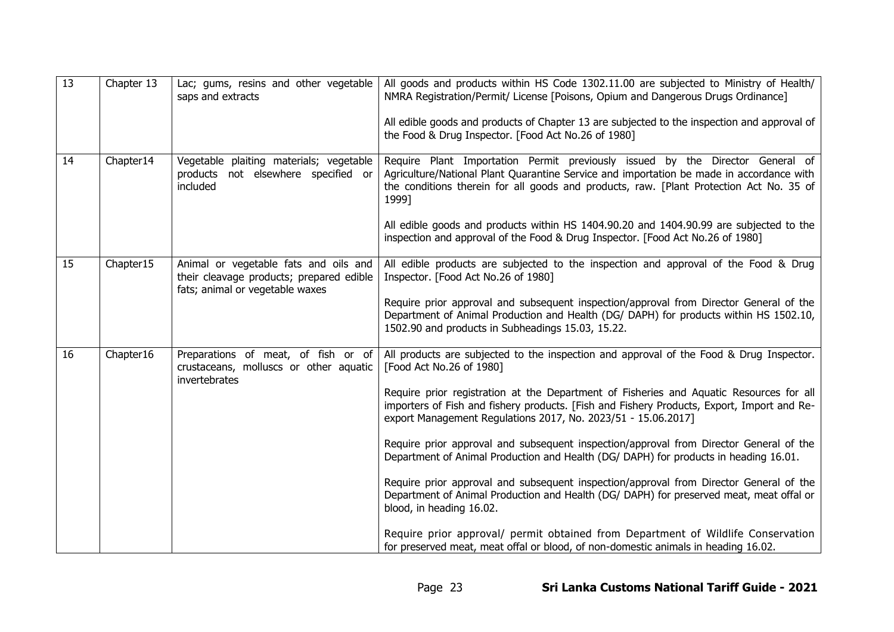| 13 | Chapter 13 | Lac; gums, resins and other vegetable saps and extracts | All goods and products within HS Code 1302.11.00 are subjected to Ministry of Health/ NMRA Registration/Permit/ License [Poisons, Opium and Dangerous Drugs Ordinance]<br><br>All edible goods and products of Chapter 13 are subjected to the inspection and approval of the Food & Drug Inspector. [Food Act No.26 of 1980] |
|---|---|---|---|
| 14 | Chapter14 | Vegetable plaiting materials; vegetable products not elsewhere specified or included | Require Plant Importation Permit previously issued by the Director General of Agriculture/National Plant Quarantine Service and importation be made in accordance with the conditions therein for all goods and products, raw. [Plant Protection Act No. 35 of 1999]<br><br>All edible goods and products within HS 1404.90.20 and 1404.90.99 are subjected to the inspection and approval of the Food & Drug Inspector. [Food Act No.26 of 1980] |
| 15 | Chapter15 | Animal or vegetable fats and oils and their cleavage products; prepared edible fats; animal or vegetable waxes | All edible products are subjected to the inspection and approval of the Food & Drug Inspector. [Food Act No.26 of 1980]<br><br>Require prior approval and subsequent inspection/approval from Director General of the Department of Animal Production and Health (DG/ DAPH) for products within HS 1502.10, 1502.90 and products in Subheadings 15.03, 15.22. |
| 16 | Chapter16 | Preparations of meat, of fish or of crustaceans, molluscs or other aquatic invertebrates | All products are subjected to the inspection and approval of the Food & Drug Inspector. [Food Act No.26 of 1980]<br><br>Require prior registration at the Department of Fisheries and Aquatic Resources for all importers of Fish and fishery products. [Fish and Fishery Products, Export, Import and Re-export Management Regulations 2017, No. 2023/51 - 15.06.2017]<br><br>Require prior approval and subsequent inspection/approval from Director General of the Department of Animal Production and Health (DG/ DAPH) for products in heading 16.01.<br><br>Require prior approval and subsequent inspection/approval from Director General of the Department of Animal Production and Health (DG/ DAPH) for preserved meat, meat offal or blood, in heading 16.02.<br><br>Require prior approval/ permit obtained from Department of Wildlife Conservation for preserved meat, meat offal or blood, of non-domestic animals in heading 16.02. |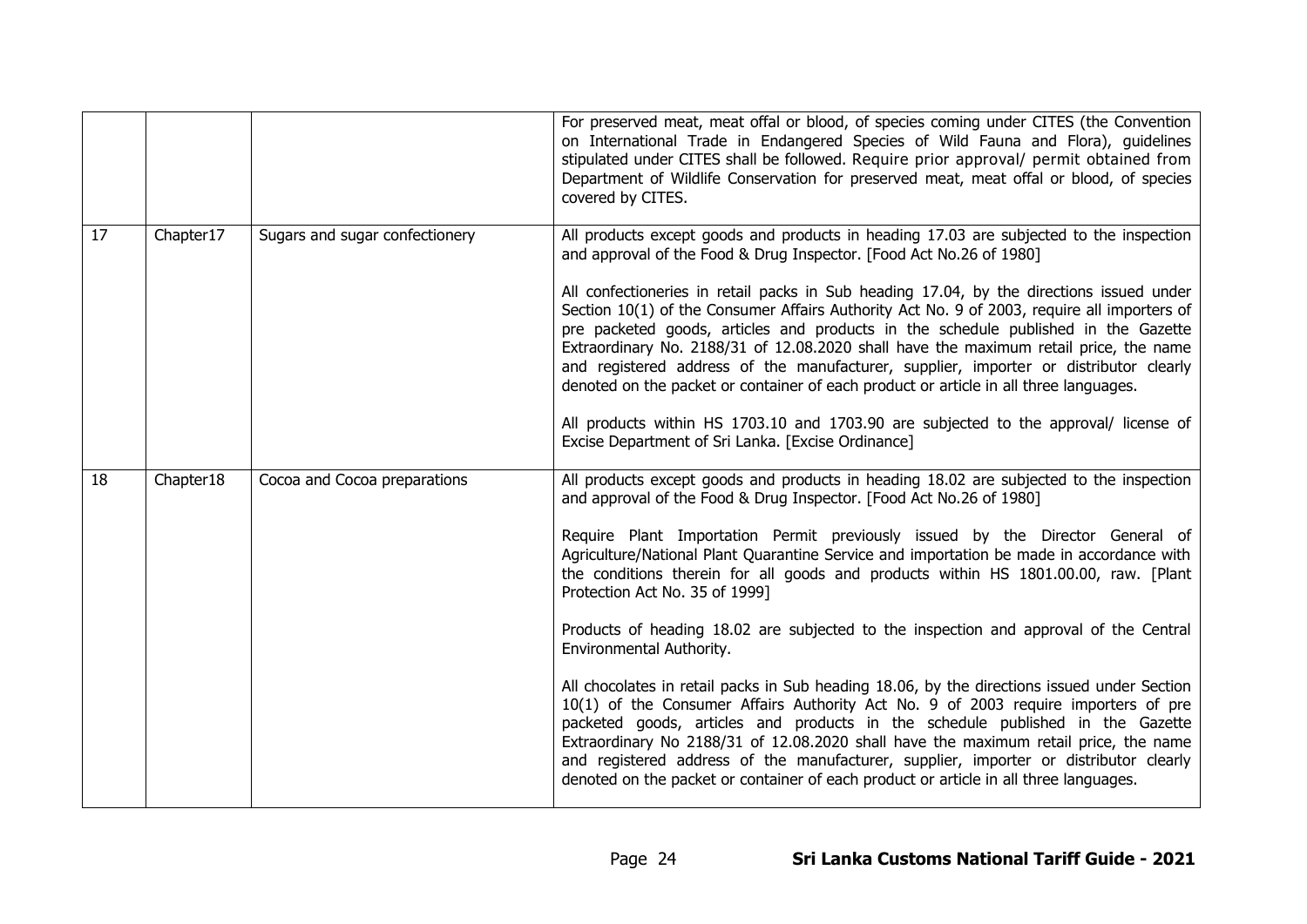|  |  |  |  |
|---|---|---|---|
|  |  |  | For preserved meat, meat offal or blood, of species coming under CITES (the Convention on International Trade in Endangered Species of Wild Fauna and Flora), guidelines stipulated under CITES shall be followed. Require prior approval/ permit obtained from Department of Wildlife Conservation for preserved meat, meat offal or blood, of species covered by CITES. |
| 17 | Chapter17 | Sugars and sugar confectionery | All products except goods and products in heading 17.03 are subjected to the inspection and approval of the Food & Drug Inspector. [Food Act No.26 of 1980]<br><br>All confectioneries in retail packs in Sub heading 17.04, by the directions issued under Section 10(1) of the Consumer Affairs Authority Act No. 9 of 2003, require all importers of pre packeted goods, articles and products in the schedule published in the Gazette Extraordinary No. 2188/31 of 12.08.2020 shall have the maximum retail price, the name and registered address of the manufacturer, supplier, importer or distributor clearly denoted on the packet or container of each product or article in all three languages.<br><br>All products within HS 1703.10 and 1703.90 are subjected to the approval/ license of Excise Department of Sri Lanka. [Excise Ordinance] |
| 18 | Chapter18 | Cocoa and Cocoa preparations | All products except goods and products in heading 18.02 are subjected to the inspection and approval of the Food & Drug Inspector. [Food Act No.26 of 1980]<br><br>Require Plant Importation Permit previously issued by the Director General of Agriculture/National Plant Quarantine Service and importation be made in accordance with the conditions therein for all goods and products within HS 1801.00.00, raw. [Plant Protection Act No. 35 of 1999]<br><br>Products of heading 18.02 are subjected to the inspection and approval of the Central Environmental Authority.<br><br>All chocolates in retail packs in Sub heading 18.06, by the directions issued under Section 10(1) of the Consumer Affairs Authority Act No. 9 of 2003 require importers of pre packeted goods, articles and products in the schedule published in the Gazette Extraordinary No 2188/31 of 12.08.2020 shall have the maximum retail price, the name and registered address of the manufacturer, supplier, importer or distributor clearly denoted on the packet or container of each product or article in all three languages. |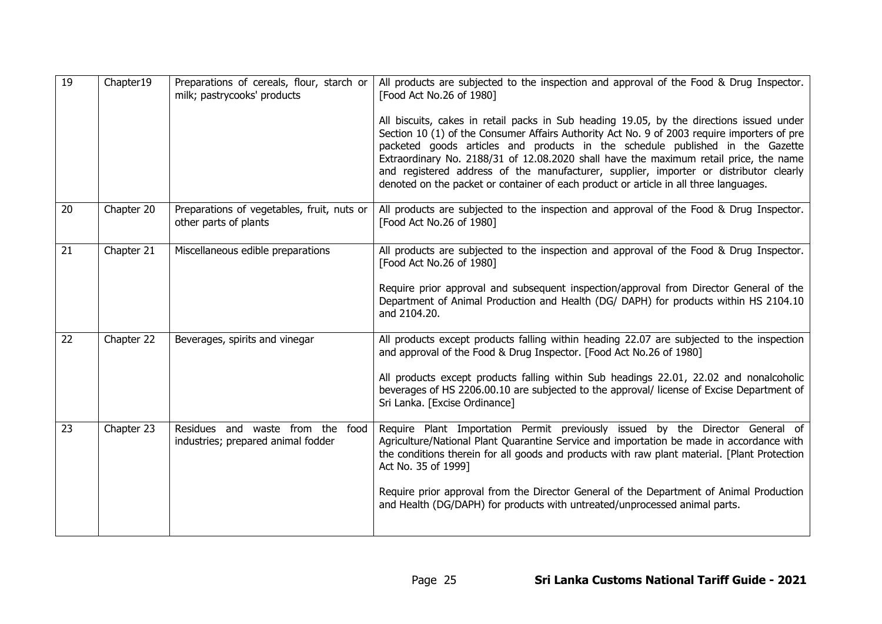| 19 | Chapter19 | Preparations of cereals, flour, starch or milk; pastrycooks' products | All products are subjected to the inspection and approval of the Food & Drug Inspector. [Food Act No.26 of 1980]<br><br>All biscuits, cakes in retail packs in Sub heading 19.05, by the directions issued under Section 10 (1) of the Consumer Affairs Authority Act No. 9 of 2003 require importers of pre packeted goods articles and products in the schedule published in the Gazette Extraordinary No. 2188/31 of 12.08.2020 shall have the maximum retail price, the name and registered address of the manufacturer, supplier, importer or distributor clearly denoted on the packet or container of each product or article in all three languages. |
|---|---|---|---|
| 20 | Chapter 20 | Preparations of vegetables, fruit, nuts or other parts of plants | All products are subjected to the inspection and approval of the Food & Drug Inspector. [Food Act No.26 of 1980] |
| 21 | Chapter 21 | Miscellaneous edible preparations | All products are subjected to the inspection and approval of the Food & Drug Inspector. [Food Act No.26 of 1980]<br><br>Require prior approval and subsequent inspection/approval from Director General of the Department of Animal Production and Health (DG/ DAPH) for products within HS 2104.10 and 2104.20. |
| 22 | Chapter 22 | Beverages, spirits and vinegar | All products except products falling within heading 22.07 are subjected to the inspection and approval of the Food & Drug Inspector. [Food Act No.26 of 1980]<br><br>All products except products falling within Sub headings 22.01, 22.02 and nonalcoholic beverages of HS 2206.00.10 are subjected to the approval/ license of Excise Department of Sri Lanka. [Excise Ordinance] |
| 23 | Chapter 23 | Residues and waste from the food industries; prepared animal fodder | Require Plant Importation Permit previously issued by the Director General of Agriculture/National Plant Quarantine Service and importation be made in accordance with the conditions therein for all goods and products with raw plant material. [Plant Protection Act No. 35 of 1999]<br><br>Require prior approval from the Director General of the Department of Animal Production and Health (DG/DAPH) for products with untreated/unprocessed animal parts. |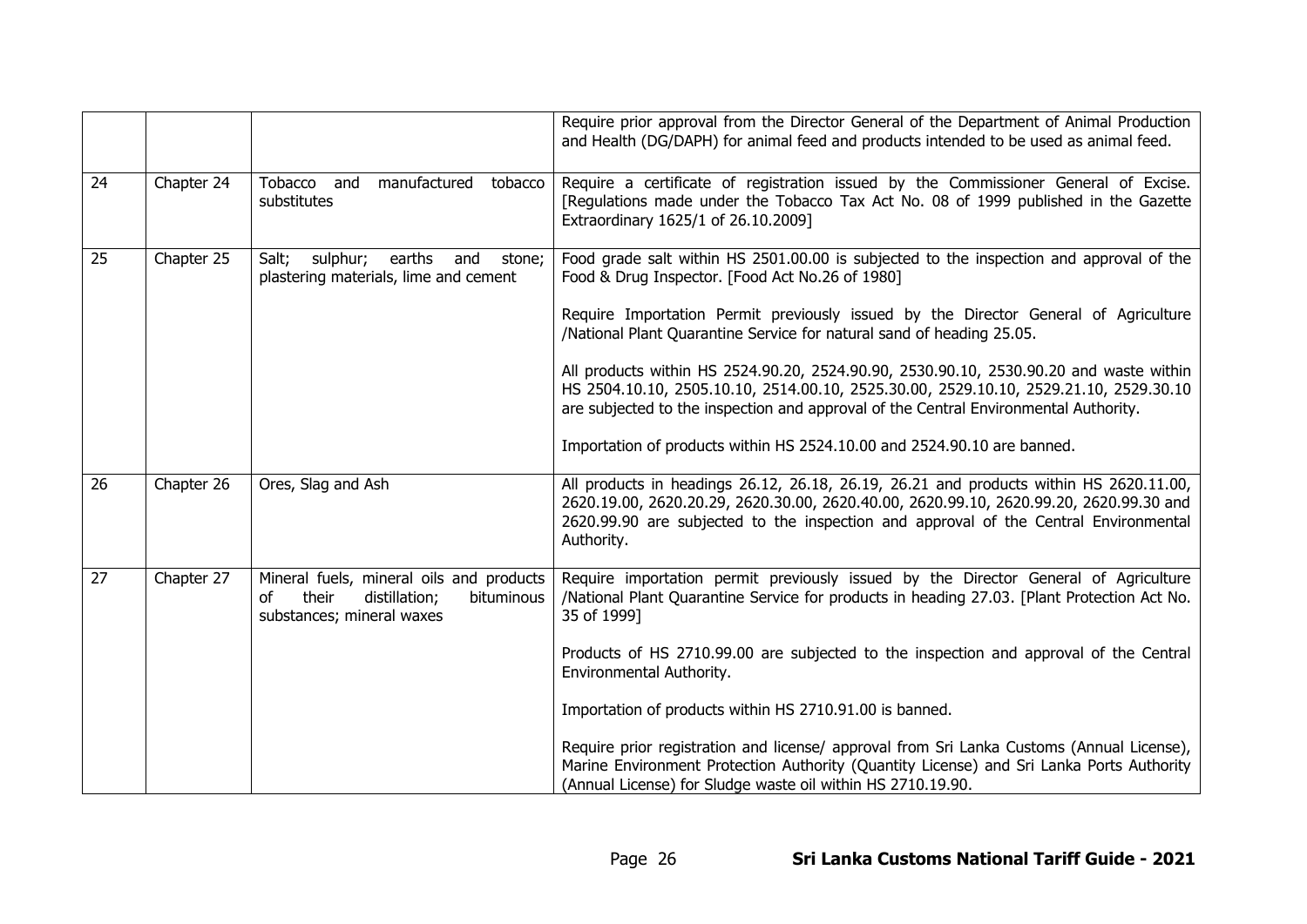| | | | |
|---|---|---|---|
| | | | Require prior approval from the Director General of the Department of Animal Production and Health (DG/DAPH) for animal feed and products intended to be used as animal feed. |
| 24 | Chapter 24 | Tobacco and manufactured tobacco substitutes | Require a certificate of registration issued by the Commissioner General of Excise. [Regulations made under the Tobacco Tax Act No. 08 of 1999 published in the Gazette Extraordinary 1625/1 of 26.10.2009] |
| 25 | Chapter 25 | Salt; sulphur; earths and stone; plastering materials, lime and cement | Food grade salt within HS 2501.00.00 is subjected to the inspection and approval of the Food & Drug Inspector. [Food Act No.26 of 1980]<br><br>Require Importation Permit previously issued by the Director General of Agriculture /National Plant Quarantine Service for natural sand of heading 25.05.<br><br>All products within HS 2524.90.20, 2524.90.90, 2530.90.10, 2530.90.20 and waste within HS 2504.10.10, 2505.10.10, 2514.00.10, 2525.30.00, 2529.10.10, 2529.21.10, 2529.30.10 are subjected to the inspection and approval of the Central Environmental Authority.<br><br>Importation of products within HS 2524.10.00 and 2524.90.10 are banned. |
| 26 | Chapter 26 | Ores, Slag and Ash | All products in headings 26.12, 26.18, 26.19, 26.21 and products within HS 2620.11.00, 2620.19.00, 2620.20.29, 2620.30.00, 2620.40.00, 2620.99.10, 2620.99.20, 2620.99.30 and 2620.99.90 are subjected to the inspection and approval of the Central Environmental Authority. |
| 27 | Chapter 27 | Mineral fuels, mineral oils and products of their distillation; bituminous substances; mineral waxes | Require importation permit previously issued by the Director General of Agriculture /National Plant Quarantine Service for products in heading 27.03. [Plant Protection Act No. 35 of 1999]<br><br>Products of HS 2710.99.00 are subjected to the inspection and approval of the Central Environmental Authority.<br><br>Importation of products within HS 2710.91.00 is banned.<br><br>Require prior registration and license/ approval from Sri Lanka Customs (Annual License), Marine Environment Protection Authority (Quantity License) and Sri Lanka Ports Authority (Annual License) for Sludge waste oil within HS 2710.19.90. |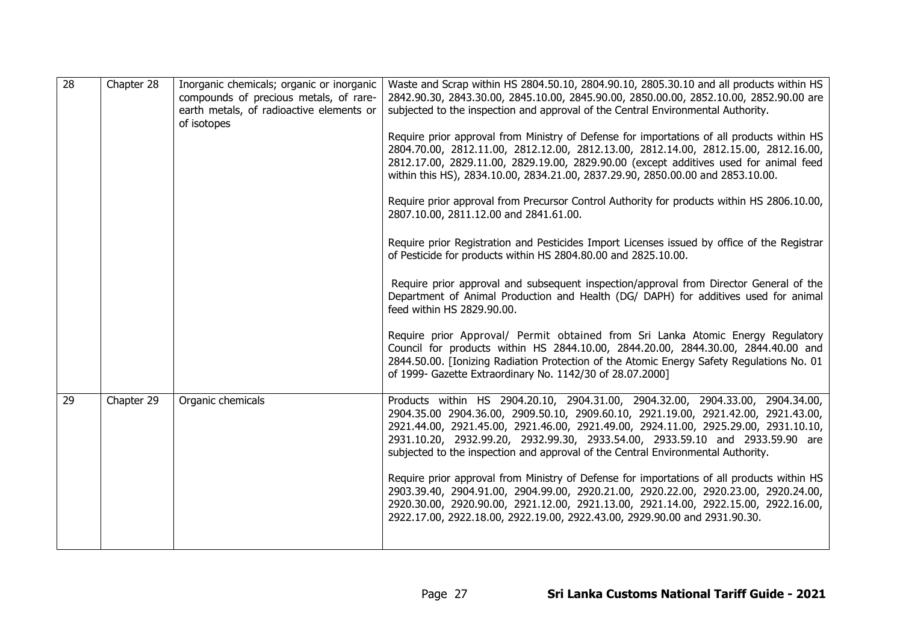| 28 | Chapter 28 | Inorganic chemicals; organic or inorganic compounds of precious metals, of rare-earth metals, of radioactive elements or of isotopes | Waste and Scrap within HS 2804.50.10, 2804.90.10, 2805.30.10 and all products within HS 2842.90.30, 2843.30.00, 2845.10.00, 2845.90.00, 2850.00.00, 2852.10.00, 2852.90.00 are subjected to the inspection and approval of the Central Environmental Authority.<br><br>Require prior approval from Ministry of Defense for importations of all products within HS 2804.70.00, 2812.11.00, 2812.12.00, 2812.13.00, 2812.14.00, 2812.15.00, 2812.16.00, 2812.17.00, 2829.11.00, 2829.19.00, 2829.90.00 (except additives used for animal feed within this HS), 2834.10.00, 2834.21.00, 2837.29.90, 2850.00.00 and 2853.10.00.<br><br>Require prior approval from Precursor Control Authority for products within HS 2806.10.00, 2807.10.00, 2811.12.00 and 2841.61.00.<br><br>Require prior Registration and Pesticides Import Licenses issued by office of the Registrar of Pesticide for products within HS 2804.80.00 and 2825.10.00.<br><br>Require prior approval and subsequent inspection/approval from Director General of the Department of Animal Production and Health (DG/ DAPH) for additives used for animal feed within HS 2829.90.00.<br><br>Require prior Approval/ Permit obtained from Sri Lanka Atomic Energy Regulatory Council for products within HS 2844.10.00, 2844.20.00, 2844.30.00, 2844.40.00 and 2844.50.00. [Ionizing Radiation Protection of the Atomic Energy Safety Regulations No. 01 of 1999- Gazette Extraordinary No. 1142/30 of 28.07.2000] |
|---|---|---|---|
| 29 | Chapter 29 | Organic chemicals | Products within HS 2904.20.10, 2904.31.00, 2904.32.00, 2904.33.00, 2904.34.00, 2904.35.00 2904.36.00, 2909.50.10, 2909.60.10, 2921.19.00, 2921.42.00, 2921.43.00, 2921.44.00, 2921.45.00, 2921.46.00, 2921.49.00, 2924.11.00, 2925.29.00, 2931.10.10, 2931.10.20, 2932.99.20, 2932.99.30, 2933.54.00, 2933.59.10 and 2933.59.90 are subjected to the inspection and approval of the Central Environmental Authority.<br><br>Require prior approval from Ministry of Defense for importations of all products within HS 2903.39.40, 2904.91.00, 2904.99.00, 2920.21.00, 2920.22.00, 2920.23.00, 2920.24.00, 2920.30.00, 2920.90.00, 2921.12.00, 2921.13.00, 2921.14.00, 2922.15.00, 2922.16.00, 2922.17.00, 2922.18.00, 2922.19.00, 2922.43.00, 2929.90.00 and 2931.90.30. |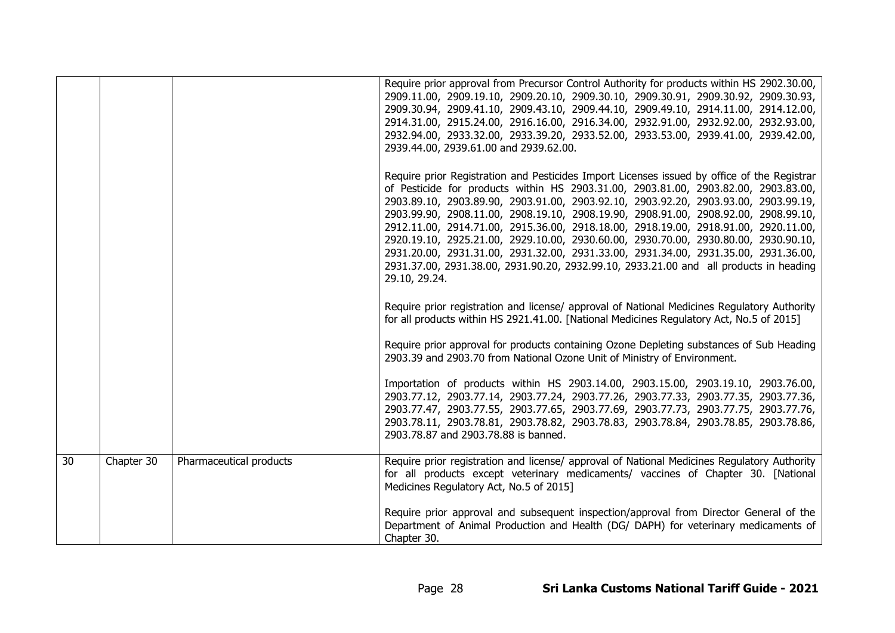| | | | |
|---|---|---|---|
| | | | Require prior approval from Precursor Control Authority for products within HS 2902.30.00, 2909.11.00, 2909.19.10, 2909.20.10, 2909.30.10, 2909.30.91, 2909.30.92, 2909.30.93, 2909.30.94, 2909.41.10, 2909.43.10, 2909.44.10, 2909.49.10, 2914.11.00, 2914.12.00, 2914.31.00, 2915.24.00, 2916.16.00, 2916.34.00, 2932.91.00, 2932.92.00, 2932.93.00, 2932.94.00, 2933.32.00, 2933.39.20, 2933.52.00, 2933.53.00, 2939.41.00, 2939.42.00, 2939.44.00, 2939.61.00 and 2939.62.00.<br><br>Require prior Registration and Pesticides Import Licenses issued by office of the Registrar of Pesticide for products within HS 2903.31.00, 2903.81.00, 2903.82.00, 2903.83.00, 2903.89.10, 2903.89.90, 2903.91.00, 2903.92.10, 2903.92.20, 2903.93.00, 2903.99.19, 2903.99.90, 2908.11.00, 2908.19.10, 2908.19.90, 2908.91.00, 2908.92.00, 2908.99.10, 2912.11.00, 2914.71.00, 2915.36.00, 2918.18.00, 2918.19.00, 2918.91.00, 2920.11.00, 2920.19.10, 2925.21.00, 2929.10.00, 2930.60.00, 2930.70.00, 2930.80.00, 2930.90.10, 2931.20.00, 2931.31.00, 2931.32.00, 2931.33.00, 2931.34.00, 2931.35.00, 2931.36.00, 2931.37.00, 2931.38.00, 2931.90.20, 2932.99.10, 2933.21.00 and all products in heading 29.10, 29.24.<br><br>Require prior registration and license/ approval of National Medicines Regulatory Authority for all products within HS 2921.41.00. [National Medicines Regulatory Act, No.5 of 2015]<br><br>Require prior approval for products containing Ozone Depleting substances of Sub Heading 2903.39 and 2903.70 from National Ozone Unit of Ministry of Environment.<br><br>Importation of products within HS 2903.14.00, 2903.15.00, 2903.19.10, 2903.76.00, 2903.77.12, 2903.77.14, 2903.77.24, 2903.77.26, 2903.77.33, 2903.77.35, 2903.77.36, 2903.77.47, 2903.77.55, 2903.77.65, 2903.77.69, 2903.77.73, 2903.77.75, 2903.77.76, 2903.78.11, 2903.78.81, 2903.78.82, 2903.78.83, 2903.78.84, 2903.78.85, 2903.78.86, 2903.78.87 and 2903.78.88 is banned. |
| 30 | Chapter 30 | Pharmaceutical products | Require prior registration and license/ approval of National Medicines Regulatory Authority for all products except veterinary medicaments/ vaccines of Chapter 30. [National Medicines Regulatory Act, No.5 of 2015]<br><br>Require prior approval and subsequent inspection/approval from Director General of the Department of Animal Production and Health (DG/ DAPH) for veterinary medicaments of Chapter 30. |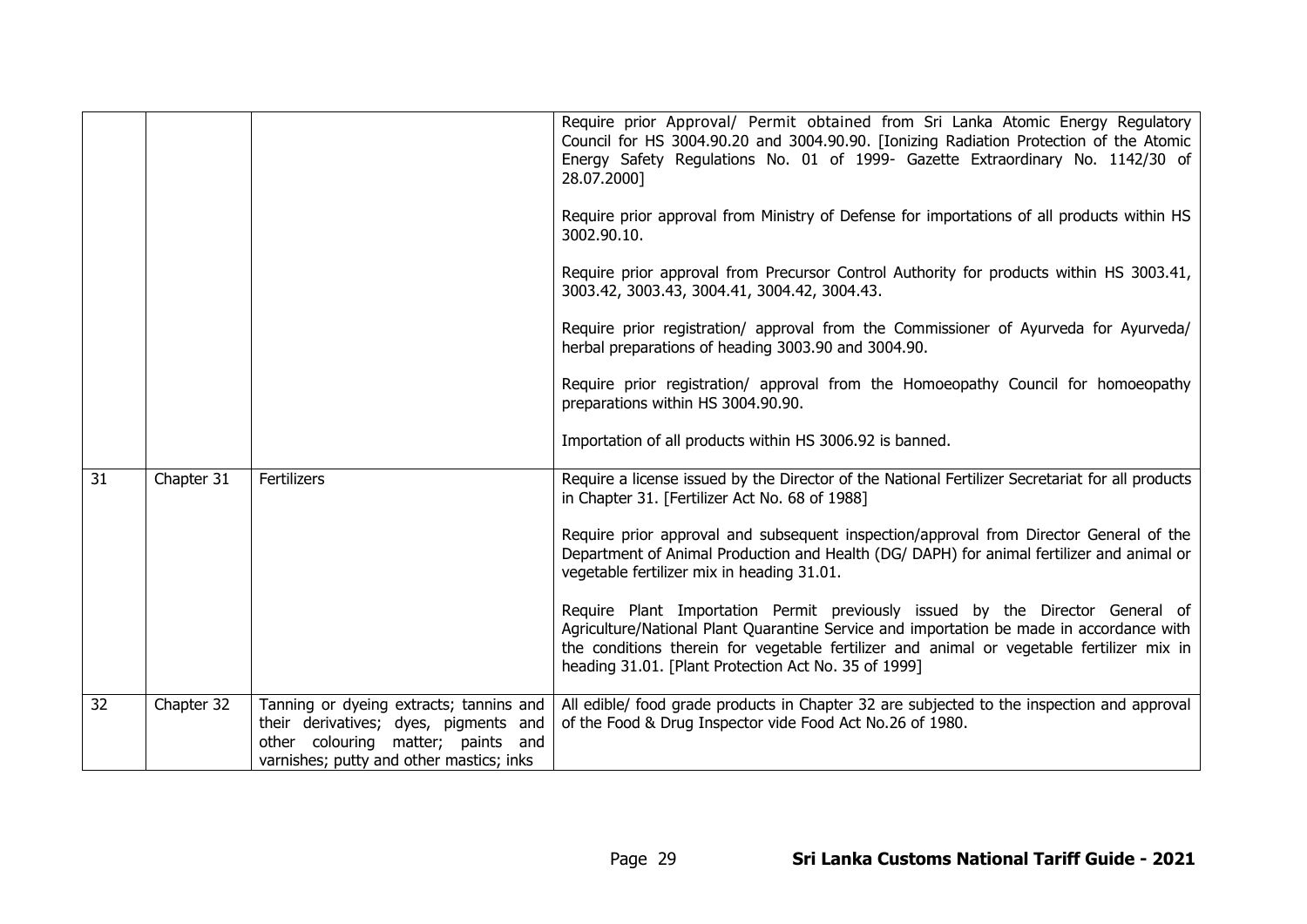| | | | |
|---|---|---|---|
| | | | Require prior Approval/ Permit obtained from Sri Lanka Atomic Energy Regulatory Council for HS 3004.90.20 and 3004.90.90. [Ionizing Radiation Protection of the Atomic Energy Safety Regulations No. 01 of 1999- Gazette Extraordinary No. 1142/30 of 28.07.2000]<br><br>Require prior approval from Ministry of Defense for importations of all products within HS 3002.90.10.<br><br>Require prior approval from Precursor Control Authority for products within HS 3003.41, 3003.42, 3003.43, 3004.41, 3004.42, 3004.43.<br><br>Require prior registration/ approval from the Commissioner of Ayurveda for Ayurveda/ herbal preparations of heading 3003.90 and 3004.90.<br><br>Require prior registration/ approval from the Homoeopathy Council for homoeopathy preparations within HS 3004.90.90.<br><br>Importation of all products within HS 3006.92 is banned. |
| 31 | Chapter 31 | Fertilizers | Require a license issued by the Director of the National Fertilizer Secretariat for all products in Chapter 31. [Fertilizer Act No. 68 of 1988]<br><br>Require prior approval and subsequent inspection/approval from Director General of the Department of Animal Production and Health (DG/ DAPH) for animal fertilizer and animal or vegetable fertilizer mix in heading 31.01.<br><br>Require Plant Importation Permit previously issued by the Director General of Agriculture/National Plant Quarantine Service and importation be made in accordance with the conditions therein for vegetable fertilizer and animal or vegetable fertilizer mix in heading 31.01. [Plant Protection Act No. 35 of 1999] |
| 32 | Chapter 32 | Tanning or dyeing extracts; tannins and their derivatives; dyes, pigments and other colouring matter; paints and varnishes; putty and other mastics; inks | All edible/ food grade products in Chapter 32 are subjected to the inspection and approval of the Food & Drug Inspector vide Food Act No.26 of 1980. |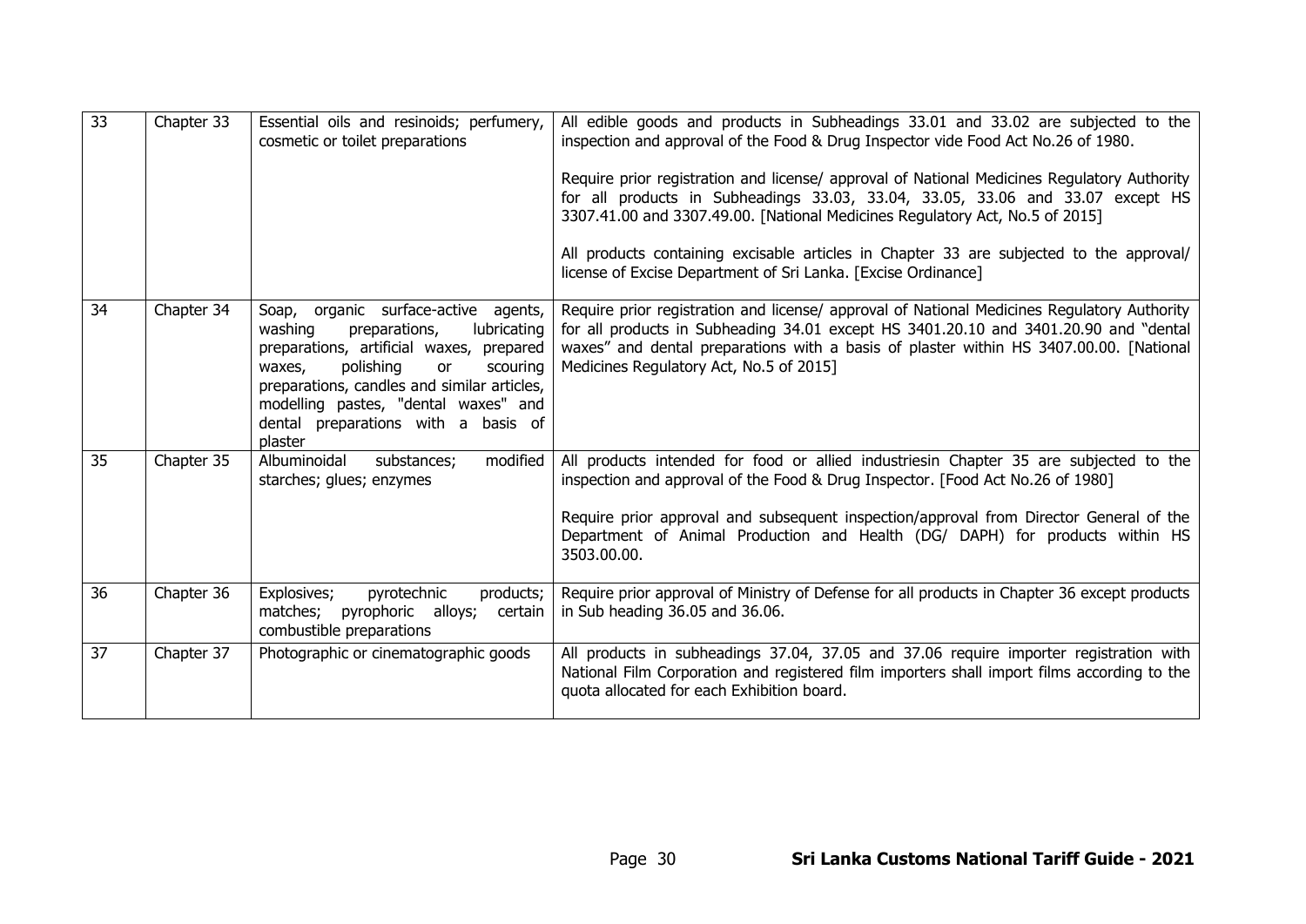| | | | |
|---|---|---|---|
| 33 | Chapter 33 | Essential oils and resinoids; perfumery, cosmetic or toilet preparations | All edible goods and products in Subheadings 33.01 and 33.02 are subjected to the inspection and approval of the Food & Drug Inspector vide Food Act No.26 of 1980.<br><br>Require prior registration and license/ approval of National Medicines Regulatory Authority for all products in Subheadings 33.03, 33.04, 33.05, 33.06 and 33.07 except HS 3307.41.00 and 3307.49.00. [National Medicines Regulatory Act, No.5 of 2015]<br><br>All products containing excisable articles in Chapter 33 are subjected to the approval/ license of Excise Department of Sri Lanka. [Excise Ordinance] |
| 34 | Chapter 34 | Soap, organic surface-active agents, washing preparations, lubricating preparations, artificial waxes, prepared waxes, polishing or scouring preparations, candles and similar articles, modelling pastes, "dental waxes" and dental preparations with a basis of plaster | Require prior registration and license/ approval of National Medicines Regulatory Authority for all products in Subheading 34.01 except HS 3401.20.10 and 3401.20.90 and "dental waxes" and dental preparations with a basis of plaster within HS 3407.00.00. [National Medicines Regulatory Act, No.5 of 2015] |
| 35 | Chapter 35 | Albuminoidal substances; modified starches; glues; enzymes | All products intended for food or allied industriesin Chapter 35 are subjected to the inspection and approval of the Food & Drug Inspector. [Food Act No.26 of 1980]<br><br>Require prior approval and subsequent inspection/approval from Director General of the Department of Animal Production and Health (DG/ DAPH) for products within HS 3503.00.00. |
| 36 | Chapter 36 | Explosives; pyrotechnic products; matches; pyrophoric alloys; certain combustible preparations | Require prior approval of Ministry of Defense for all products in Chapter 36 except products in Sub heading 36.05 and 36.06. |
| 37 | Chapter 37 | Photographic or cinematographic goods | All products in subheadings 37.04, 37.05 and 37.06 require importer registration with National Film Corporation and registered film importers shall import films according to the quota allocated for each Exhibition board. |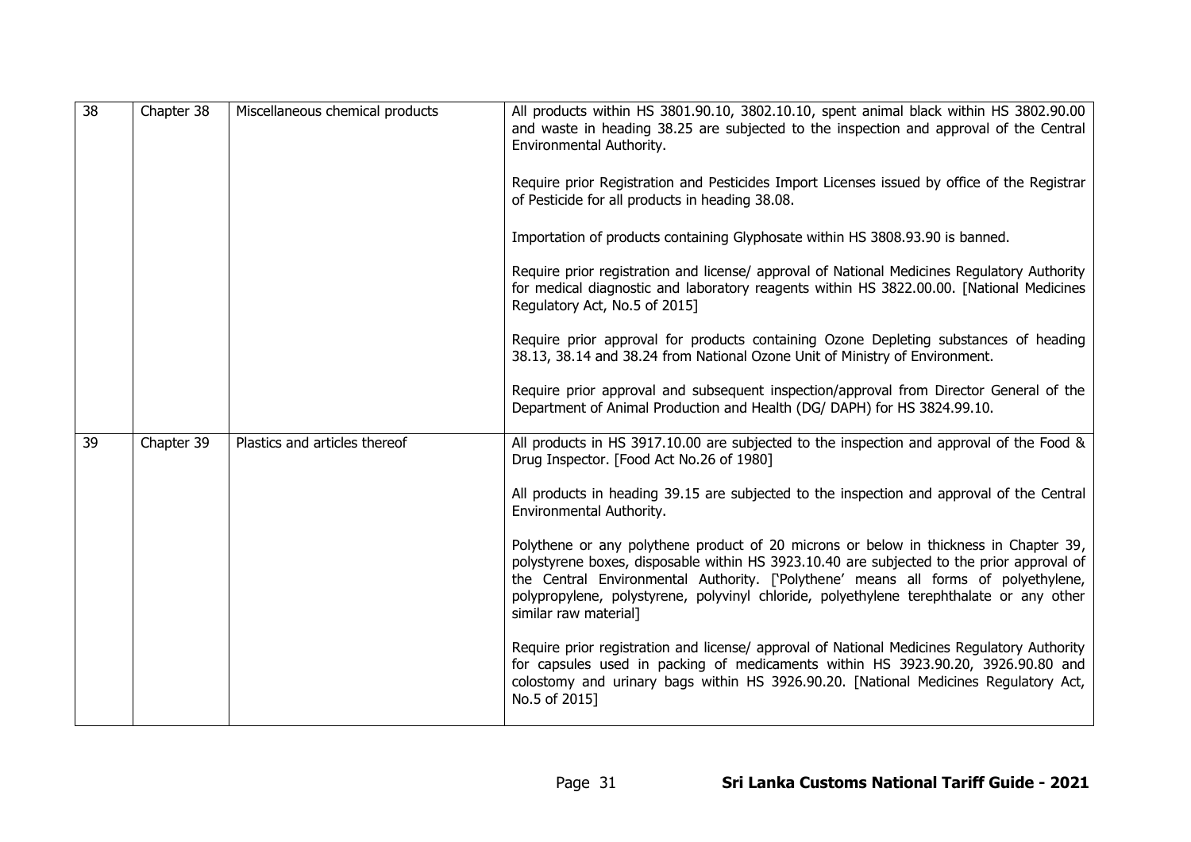| 38 | Chapter 38 | Miscellaneous chemical products | All products within HS 3801.90.10, 3802.10.10, spent animal black within HS 3802.90.00 and waste in heading 38.25 are subjected to the inspection and approval of the Central Environmental Authority.<br><br>Require prior Registration and Pesticides Import Licenses issued by office of the Registrar of Pesticide for all products in heading 38.08.<br><br>Importation of products containing Glyphosate within HS 3808.93.90 is banned.<br><br>Require prior registration and license/ approval of National Medicines Regulatory Authority for medical diagnostic and laboratory reagents within HS 3822.00.00. [National Medicines Regulatory Act, No.5 of 2015]<br><br>Require prior approval for products containing Ozone Depleting substances of heading 38.13, 38.14 and 38.24 from National Ozone Unit of Ministry of Environment.<br><br>Require prior approval and subsequent inspection/approval from Director General of the Department of Animal Production and Health (DG/ DAPH) for HS 3824.99.10. |
|---|---|---|---|
| 39 | Chapter 39 | Plastics and articles thereof | All products in HS 3917.10.00 are subjected to the inspection and approval of the Food & Drug Inspector. [Food Act No.26 of 1980]<br><br>All products in heading 39.15 are subjected to the inspection and approval of the Central Environmental Authority.<br><br>Polythene or any polythene product of 20 microns or below in thickness in Chapter 39, polystyrene boxes, disposable within HS 3923.10.40 are subjected to the prior approval of the Central Environmental Authority. ['Polythene' means all forms of polyethylene, polypropylene, polystyrene, polyvinyl chloride, polyethylene terephthalate or any other similar raw material]<br><br>Require prior registration and license/ approval of National Medicines Regulatory Authority for capsules used in packing of medicaments within HS 3923.90.20, 3926.90.80 and colostomy and urinary bags within HS 3926.90.20. [National Medicines Regulatory Act, No.5 of 2015] |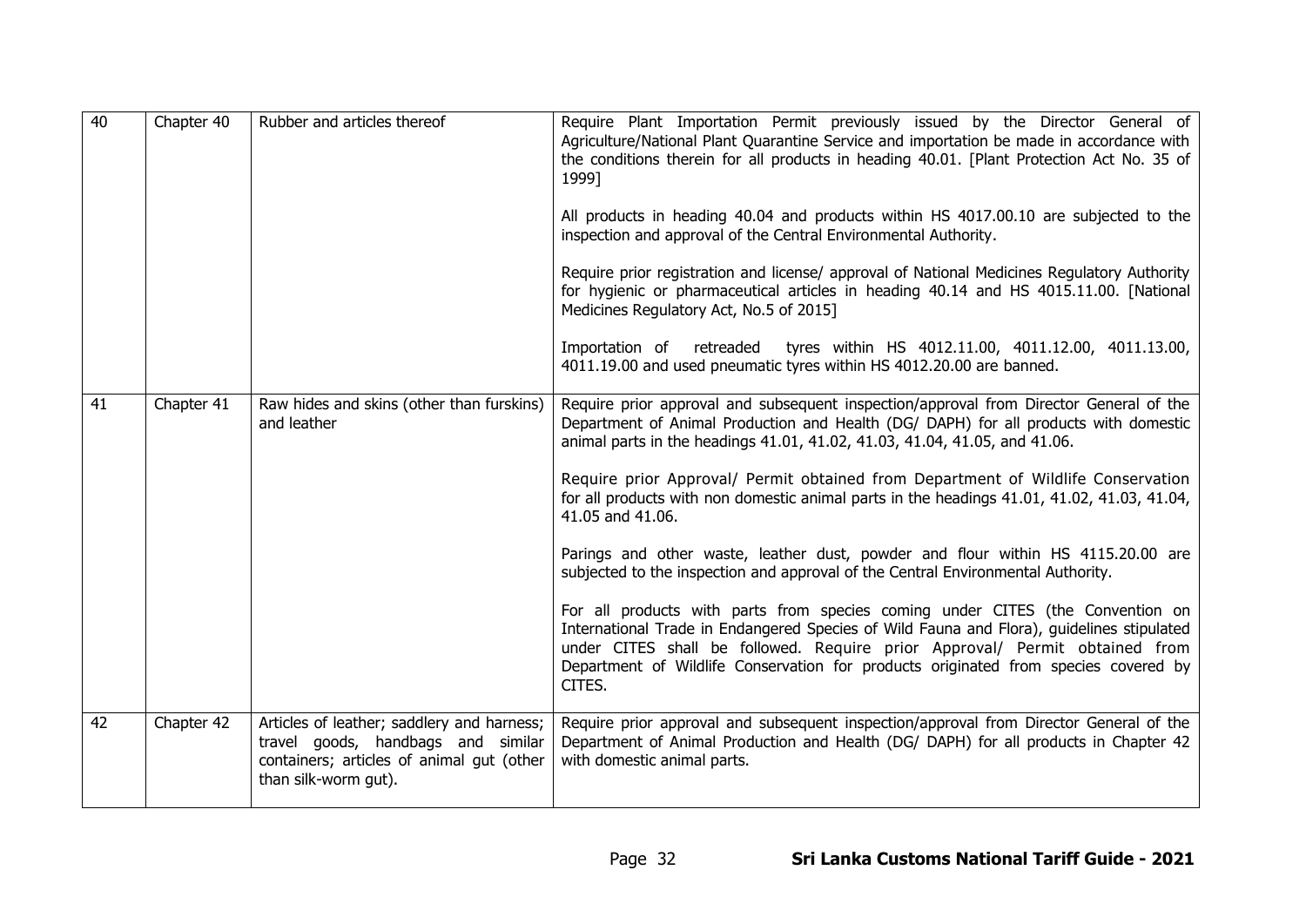| 40 | Chapter 40 | Rubber and articles thereof | Require Plant Importation Permit previously issued by the Director General of Agriculture/National Plant Quarantine Service and importation be made in accordance with the conditions therein for all products in heading 40.01. [Plant Protection Act No. 35 of 1999]<br><br>All products in heading 40.04 and products within HS 4017.00.10 are subjected to the inspection and approval of the Central Environmental Authority.<br><br>Require prior registration and license/ approval of National Medicines Regulatory Authority for hygienic or pharmaceutical articles in heading 40.14 and HS 4015.11.00. [National Medicines Regulatory Act, No.5 of 2015]<br><br>Importation of retreaded tyres within HS 4012.11.00, 4011.12.00, 4011.13.00, 4011.19.00 and used pneumatic tyres within HS 4012.20.00 are banned. |
|---|---|---|---|
| 41 | Chapter 41 | Raw hides and skins (other than furskins) and leather | Require prior approval and subsequent inspection/approval from Director General of the Department of Animal Production and Health (DG/ DAPH) for all products with domestic animal parts in the headings 41.01, 41.02, 41.03, 41.04, 41.05, and 41.06.<br><br>Require prior Approval/ Permit obtained from Department of Wildlife Conservation for all products with non domestic animal parts in the headings 41.01, 41.02, 41.03, 41.04, 41.05 and 41.06.<br><br>Parings and other waste, leather dust, powder and flour within HS 4115.20.00 are subjected to the inspection and approval of the Central Environmental Authority.<br><br>For all products with parts from species coming under CITES (the Convention on International Trade in Endangered Species of Wild Fauna and Flora), guidelines stipulated under CITES shall be followed. Require prior Approval/ Permit obtained from Department of Wildlife Conservation for products originated from species covered by CITES. |
| 42 | Chapter 42 | Articles of leather; saddlery and harness; travel goods, handbags and similar containers; articles of animal gut (other than silk-worm gut). | Require prior approval and subsequent inspection/approval from Director General of the Department of Animal Production and Health (DG/ DAPH) for all products in Chapter 42 with domestic animal parts. |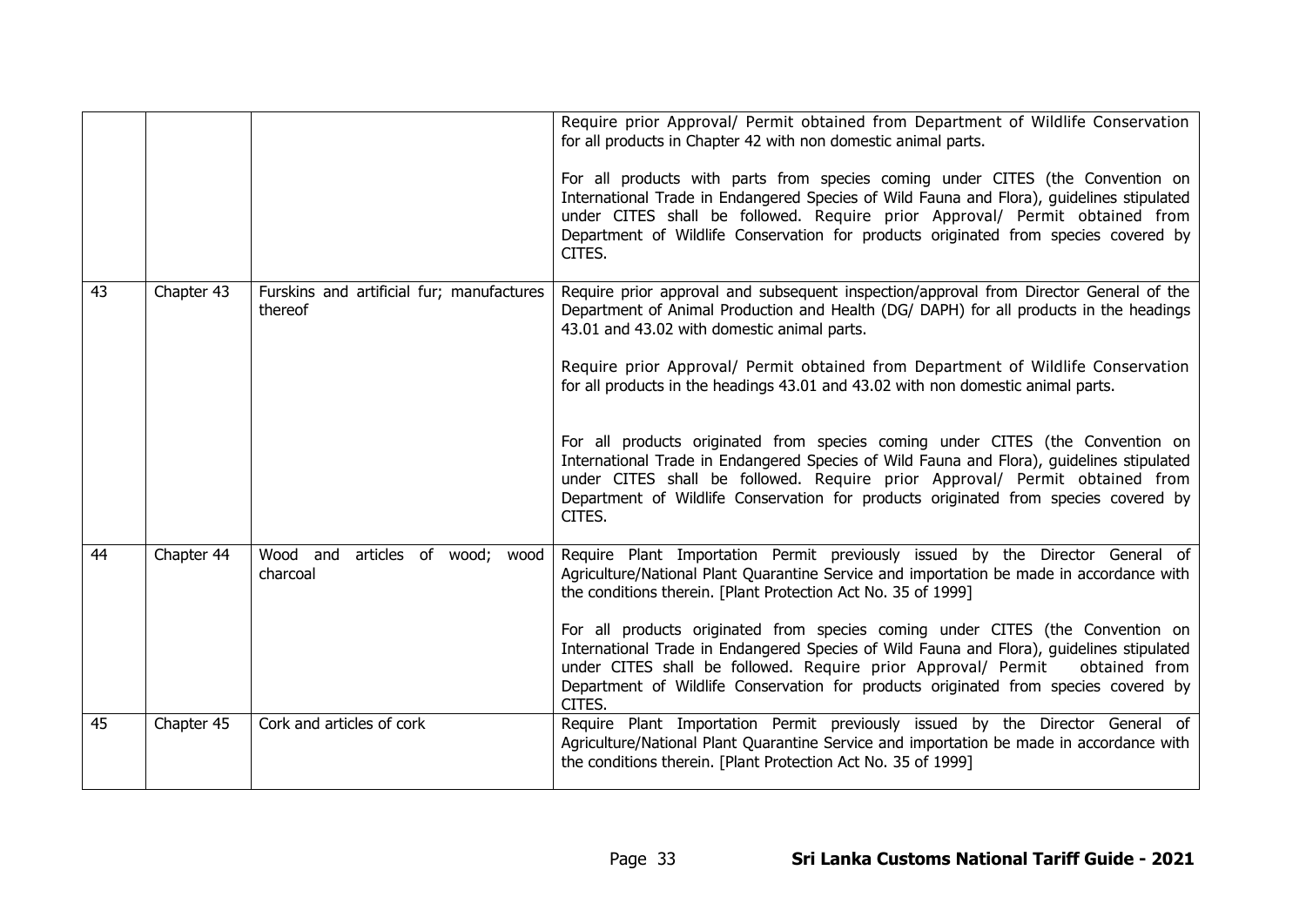| | | | |
|---|---|---|---|
| | | | Require prior Approval/ Permit obtained from Department of Wildlife Conservation for all products in Chapter 42 with non domestic animal parts.<br><br>For all products with parts from species coming under CITES (the Convention on International Trade in Endangered Species of Wild Fauna and Flora), guidelines stipulated under CITES shall be followed. Require prior Approval/ Permit obtained from Department of Wildlife Conservation for products originated from species covered by CITES. |
| 43 | Chapter 43 | Furskins and artificial fur; manufactures thereof | Require prior approval and subsequent inspection/approval from Director General of the Department of Animal Production and Health (DG/ DAPH) for all products in the headings 43.01 and 43.02 with domestic animal parts.<br><br>Require prior Approval/ Permit obtained from Department of Wildlife Conservation for all products in the headings 43.01 and 43.02 with non domestic animal parts.<br><br>For all products originated from species coming under CITES (the Convention on International Trade in Endangered Species of Wild Fauna and Flora), guidelines stipulated under CITES shall be followed. Require prior Approval/ Permit obtained from Department of Wildlife Conservation for products originated from species covered by CITES. |
| 44 | Chapter 44 | Wood and articles of wood; wood charcoal | Require Plant Importation Permit previously issued by the Director General of Agriculture/National Plant Quarantine Service and importation be made in accordance with the conditions therein. [Plant Protection Act No. 35 of 1999]<br><br>For all products originated from species coming under CITES (the Convention on International Trade in Endangered Species of Wild Fauna and Flora), guidelines stipulated under CITES shall be followed. Require prior Approval/ Permit obtained from Department of Wildlife Conservation for products originated from species covered by CITES. |
| 45 | Chapter 45 | Cork and articles of cork | Require Plant Importation Permit previously issued by the Director General of Agriculture/National Plant Quarantine Service and importation be made in accordance with the conditions therein. [Plant Protection Act No. 35 of 1999] |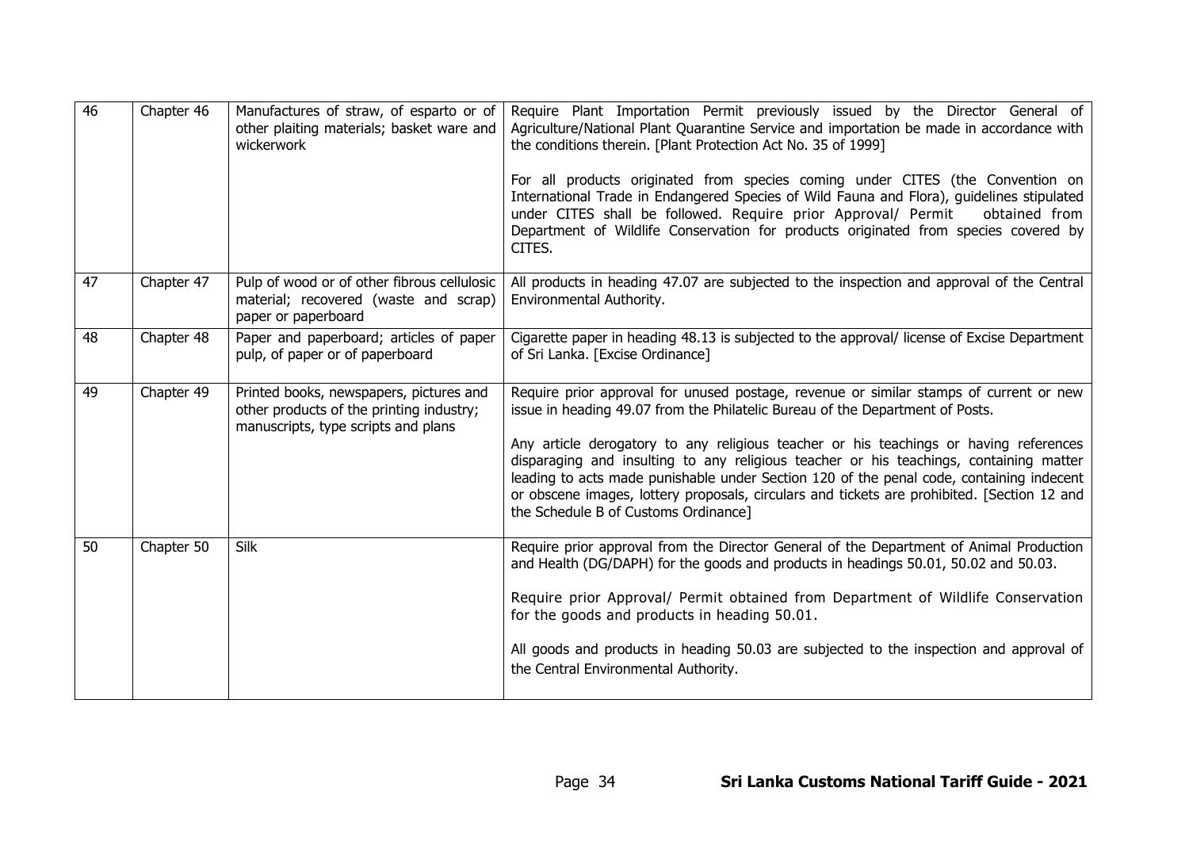| 46 | Chapter 46 | Manufactures of straw, of esparto or of other plaiting materials; basket ware and wickerwork | Require Plant Importation Permit previously issued by the Director General of Agriculture/National Plant Quarantine Service and importation be made in accordance with the conditions therein. [Plant Protection Act No. 35 of 1999]<br><br>For all products originated from species coming under CITES (the Convention on International Trade in Endangered Species of Wild Fauna and Flora), guidelines stipulated under CITES shall be followed. Require prior Approval/ Permit obtained from Department of Wildlife Conservation for products originated from species covered by CITES. |
|---|---|---|---|
| 47 | Chapter 47 | Pulp of wood or of other fibrous cellulosic material; recovered (waste and scrap) paper or paperboard | All products in heading 47.07 are subjected to the inspection and approval of the Central Environmental Authority. |
| 48 | Chapter 48 | Paper and paperboard; articles of paper pulp, of paper or of paperboard | Cigarette paper in heading 48.13 is subjected to the approval/ license of Excise Department of Sri Lanka. [Excise Ordinance] |
| 49 | Chapter 49 | Printed books, newspapers, pictures and other products of the printing industry; manuscripts, type scripts and plans | Require prior approval for unused postage, revenue or similar stamps of current or new issue in heading 49.07 from the Philatelic Bureau of the Department of Posts.<br><br>Any article derogatory to any religious teacher or his teachings or having references disparaging and insulting to any religious teacher or his teachings, containing matter leading to acts made punishable under Section 120 of the penal code, containing indecent or obscene images, lottery proposals, circulars and tickets are prohibited. [Section 12 and the Schedule B of Customs Ordinance] |
| 50 | Chapter 50 | Silk | Require prior approval from the Director General of the Department of Animal Production and Health (DG/DAPH) for the goods and products in headings 50.01, 50.02 and 50.03.<br><br>Require prior Approval/ Permit obtained from Department of Wildlife Conservation for the goods and products in heading 50.01.<br><br>All goods and products in heading 50.03 are subjected to the inspection and approval of the Central Environmental Authority. |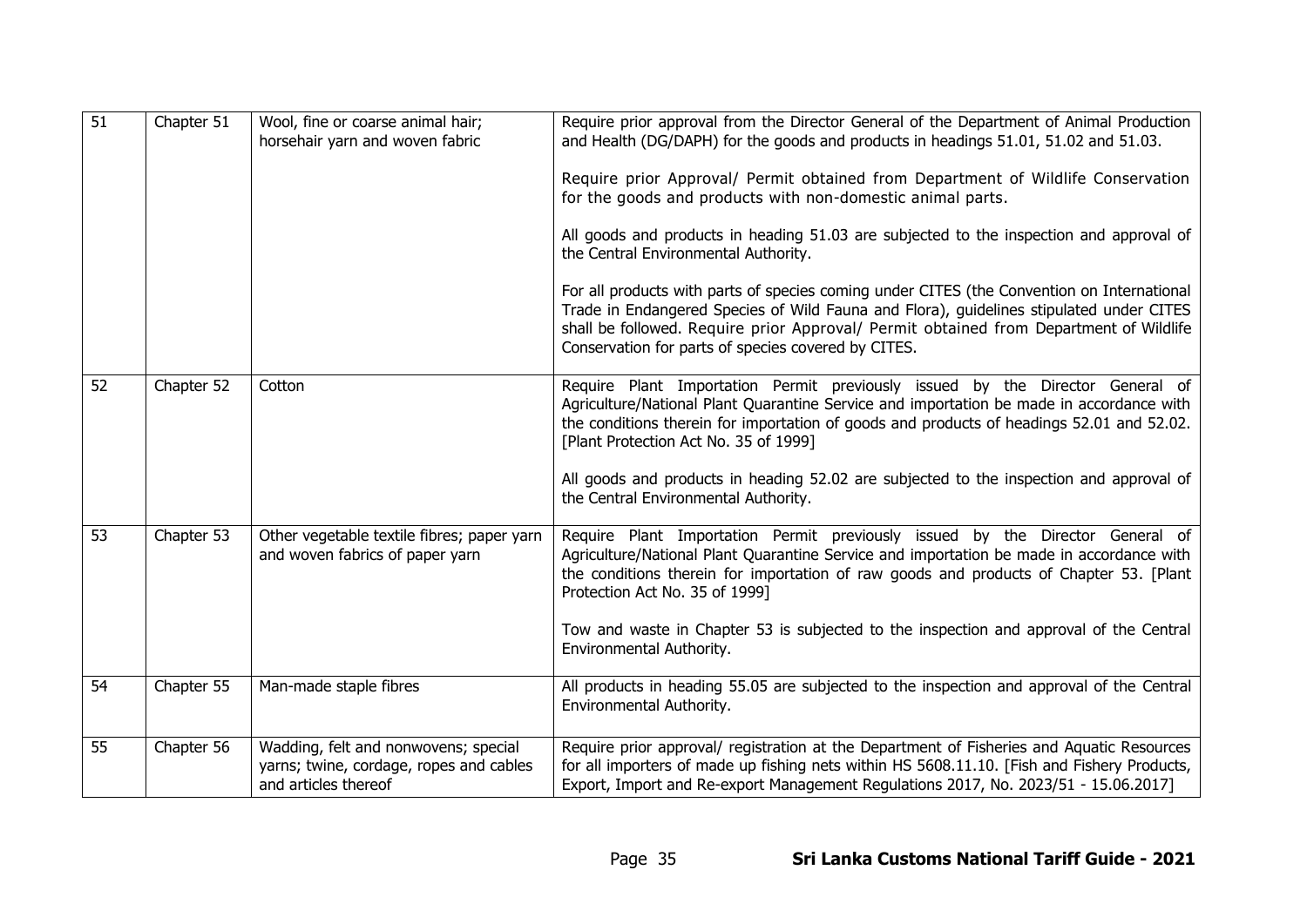| 51 | Chapter 51 | Wool, fine or coarse animal hair; horsehair yarn and woven fabric | Require prior approval from the Director General of the Department of Animal Production and Health (DG/DAPH) for the goods and products in headings 51.01, 51.02 and 51.03.<br><br>Require prior Approval/ Permit obtained from Department of Wildlife Conservation for the goods and products with non-domestic animal parts.<br><br>All goods and products in heading 51.03 are subjected to the inspection and approval of the Central Environmental Authority.<br><br>For all products with parts of species coming under CITES (the Convention on International Trade in Endangered Species of Wild Fauna and Flora), guidelines stipulated under CITES shall be followed. Require prior Approval/ Permit obtained from Department of Wildlife Conservation for parts of species covered by CITES. |
|---|---|---|---|
| 52 | Chapter 52 | Cotton | Require Plant Importation Permit previously issued by the Director General of Agriculture/National Plant Quarantine Service and importation be made in accordance with the conditions therein for importation of goods and products of headings 52.01 and 52.02. [Plant Protection Act No. 35 of 1999]<br><br>All goods and products in heading 52.02 are subjected to the inspection and approval of the Central Environmental Authority. |
| 53 | Chapter 53 | Other vegetable textile fibres; paper yarn and woven fabrics of paper yarn | Require Plant Importation Permit previously issued by the Director General of Agriculture/National Plant Quarantine Service and importation be made in accordance with the conditions therein for importation of raw goods and products of Chapter 53. [Plant Protection Act No. 35 of 1999]<br><br>Tow and waste in Chapter 53 is subjected to the inspection and approval of the Central Environmental Authority. |
| 54 | Chapter 55 | Man-made staple fibres | All products in heading 55.05 are subjected to the inspection and approval of the Central Environmental Authority. |
| 55 | Chapter 56 | Wadding, felt and nonwovens; special yarns; twine, cordage, ropes and cables and articles thereof | Require prior approval/ registration at the Department of Fisheries and Aquatic Resources for all importers of made up fishing nets within HS 5608.11.10. [Fish and Fishery Products, Export, Import and Re-export Management Regulations 2017, No. 2023/51 - 15.06.2017] |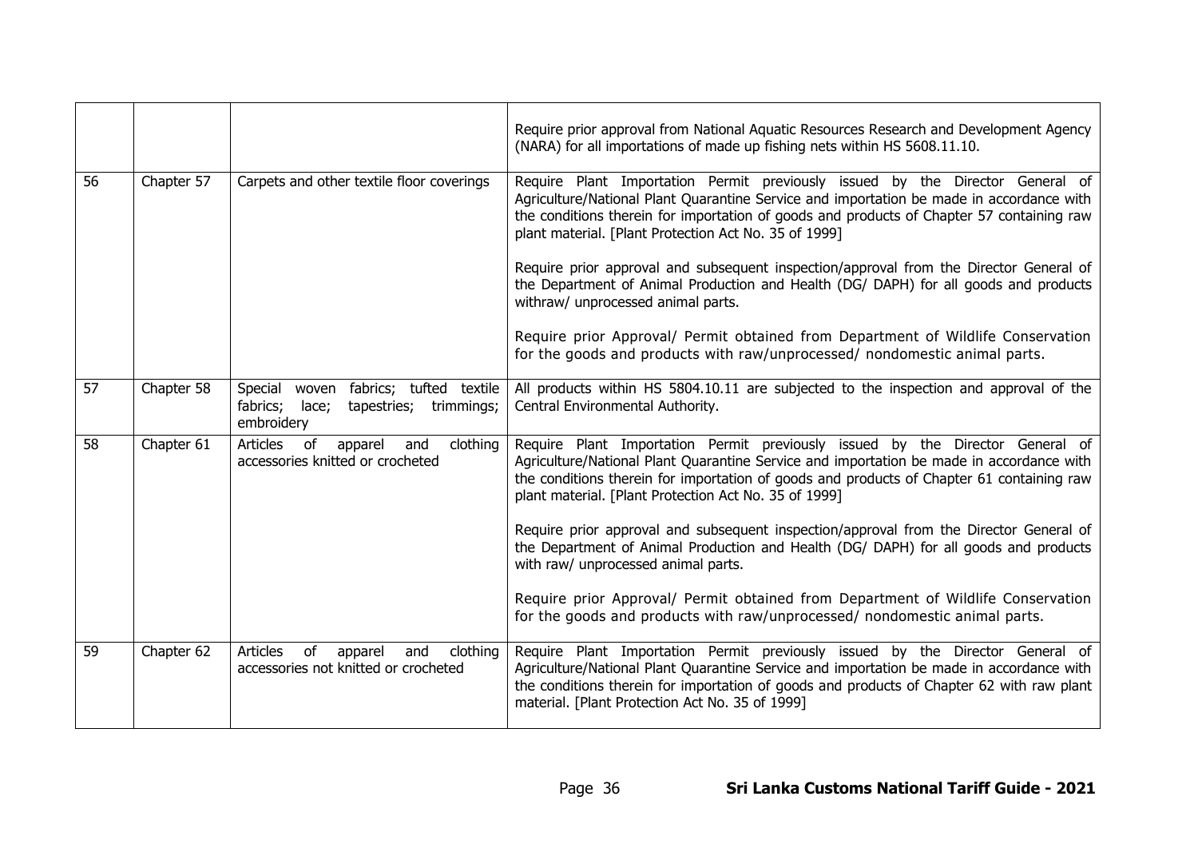| | | | |
|---|---|---|---|
| | | | Require prior approval from National Aquatic Resources Research and Development Agency (NARA) for all importations of made up fishing nets within HS 5608.11.10. |
| 56 | Chapter 57 | Carpets and other textile floor coverings | Require Plant Importation Permit previously issued by the Director General of Agriculture/National Plant Quarantine Service and importation be made in accordance with the conditions therein for importation of goods and products of Chapter 57 containing raw plant material. [Plant Protection Act No. 35 of 1999]<br><br>Require prior approval and subsequent inspection/approval from the Director General of the Department of Animal Production and Health (DG/ DAPH) for all goods and products withraw/ unprocessed animal parts.<br><br>Require prior Approval/ Permit obtained from Department of Wildlife Conservation for the goods and products with raw/unprocessed/ nondomestic animal parts. |
| 57 | Chapter 58 | Special woven fabrics; tufted textile fabrics; lace; tapestries; trimmings; embroidery | All products within HS 5804.10.11 are subjected to the inspection and approval of the Central Environmental Authority. |
| 58 | Chapter 61 | Articles of apparel and clothing accessories knitted or crocheted | Require Plant Importation Permit previously issued by the Director General of Agriculture/National Plant Quarantine Service and importation be made in accordance with the conditions therein for importation of goods and products of Chapter 61 containing raw plant material. [Plant Protection Act No. 35 of 1999]<br><br>Require prior approval and subsequent inspection/approval from the Director General of the Department of Animal Production and Health (DG/ DAPH) for all goods and products with raw/ unprocessed animal parts.<br><br>Require prior Approval/ Permit obtained from Department of Wildlife Conservation for the goods and products with raw/unprocessed/ nondomestic animal parts. |
| 59 | Chapter 62 | Articles of apparel and clothing accessories not knitted or crocheted | Require Plant Importation Permit previously issued by the Director General of Agriculture/National Plant Quarantine Service and importation be made in accordance with the conditions therein for importation of goods and products of Chapter 62 with raw plant material. [Plant Protection Act No. 35 of 1999] |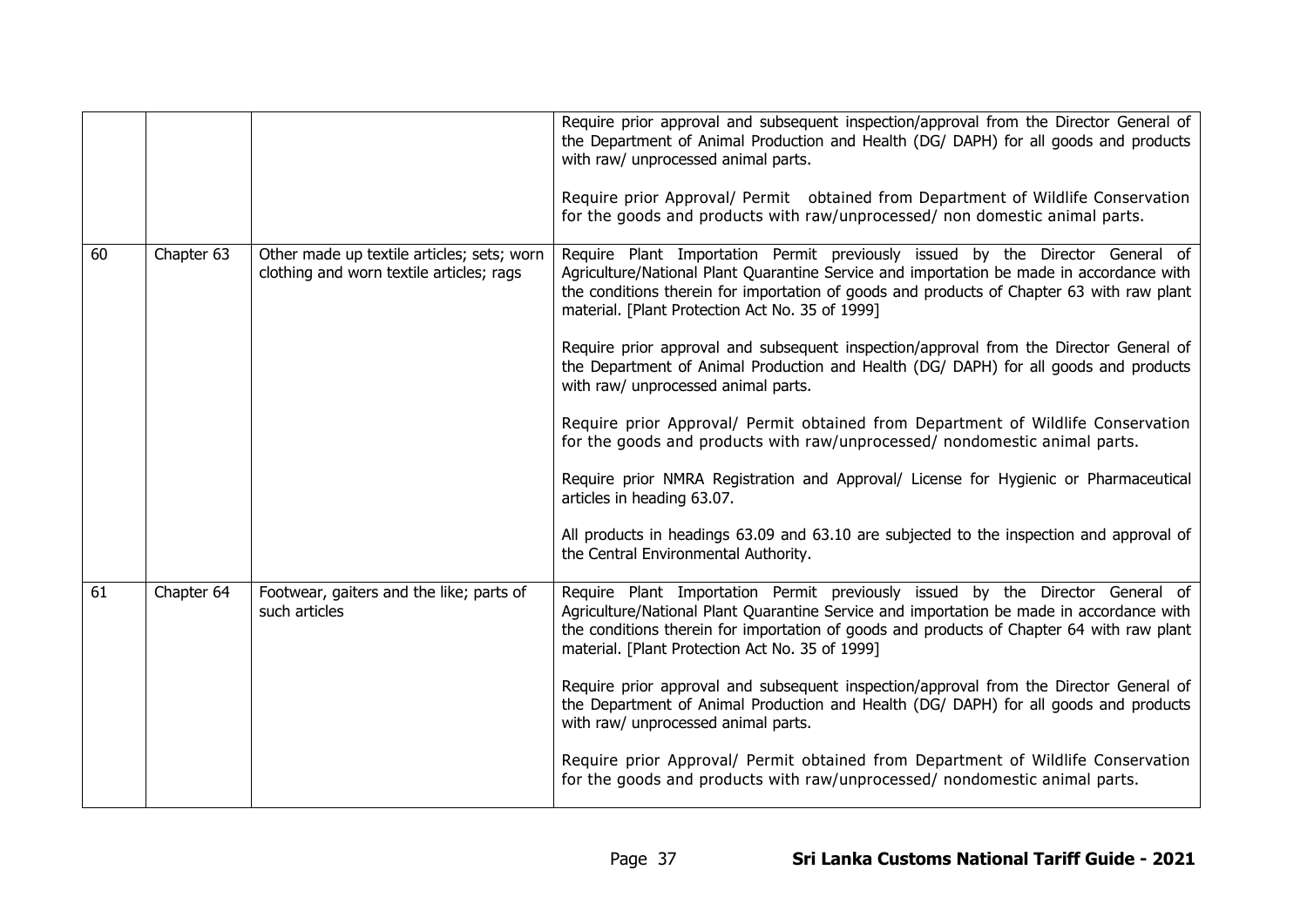| | | | |
|---|---|---|---|
| | | | Require prior approval and subsequent inspection/approval from the Director General of the Department of Animal Production and Health (DG/ DAPH) for all goods and products with raw/ unprocessed animal parts.<br><br>Require prior Approval/ Permit obtained from Department of Wildlife Conservation for the goods and products with raw/unprocessed/ non domestic animal parts. |
| 60 | Chapter 63 | Other made up textile articles; sets; worn clothing and worn textile articles; rags | Require Plant Importation Permit previously issued by the Director General of Agriculture/National Plant Quarantine Service and importation be made in accordance with the conditions therein for importation of goods and products of Chapter 63 with raw plant material. [Plant Protection Act No. 35 of 1999]<br><br>Require prior approval and subsequent inspection/approval from the Director General of the Department of Animal Production and Health (DG/ DAPH) for all goods and products with raw/ unprocessed animal parts.<br><br>Require prior Approval/ Permit obtained from Department of Wildlife Conservation for the goods and products with raw/unprocessed/ nondomestic animal parts.<br><br>Require prior NMRA Registration and Approval/ License for Hygienic or Pharmaceutical articles in heading 63.07.<br><br>All products in headings 63.09 and 63.10 are subjected to the inspection and approval of the Central Environmental Authority. |
| 61 | Chapter 64 | Footwear, gaiters and the like; parts of such articles | Require Plant Importation Permit previously issued by the Director General of Agriculture/National Plant Quarantine Service and importation be made in accordance with the conditions therein for importation of goods and products of Chapter 64 with raw plant material. [Plant Protection Act No. 35 of 1999]<br><br>Require prior approval and subsequent inspection/approval from the Director General of the Department of Animal Production and Health (DG/ DAPH) for all goods and products with raw/ unprocessed animal parts.<br><br>Require prior Approval/ Permit obtained from Department of Wildlife Conservation for the goods and products with raw/unprocessed/ nondomestic animal parts. |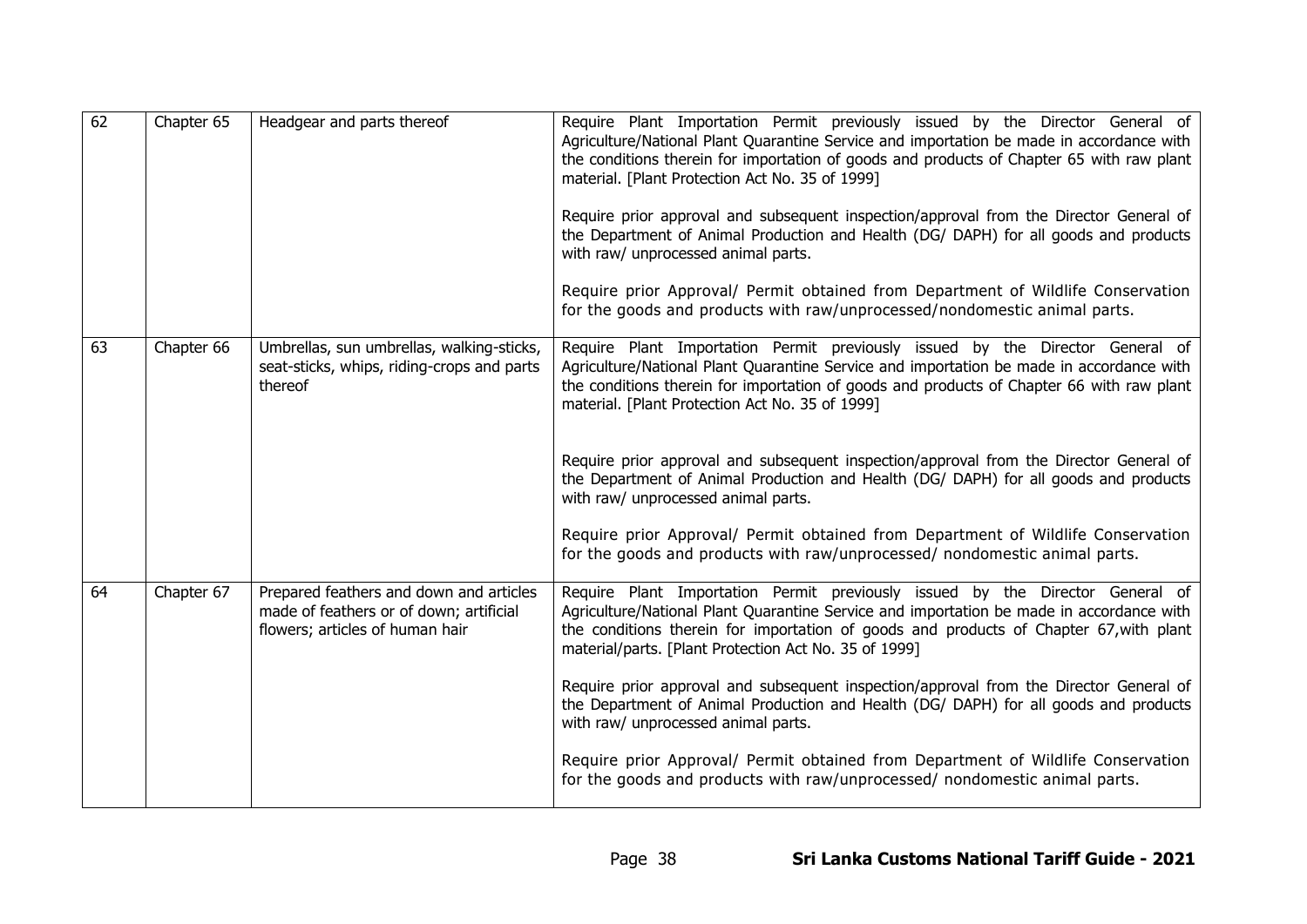| 62 | Chapter 65 | Headgear and parts thereof | Require Plant Importation Permit previously issued by the Director General of Agriculture/National Plant Quarantine Service and importation be made in accordance with the conditions therein for importation of goods and products of Chapter 65 with raw plant material. [Plant Protection Act No. 35 of 1999]<br><br>Require prior approval and subsequent inspection/approval from the Director General of the Department of Animal Production and Health (DG/ DAPH) for all goods and products with raw/ unprocessed animal parts.<br><br>Require prior Approval/ Permit obtained from Department of Wildlife Conservation for the goods and products with raw/unprocessed/nondomestic animal parts. |
|---|---|---|---|
| 63 | Chapter 66 | Umbrellas, sun umbrellas, walking-sticks, seat-sticks, whips, riding-crops and parts thereof | Require Plant Importation Permit previously issued by the Director General of Agriculture/National Plant Quarantine Service and importation be made in accordance with the conditions therein for importation of goods and products of Chapter 66 with raw plant material. [Plant Protection Act No. 35 of 1999]<br><br>Require prior approval and subsequent inspection/approval from the Director General of the Department of Animal Production and Health (DG/ DAPH) for all goods and products with raw/ unprocessed animal parts.<br><br>Require prior Approval/ Permit obtained from Department of Wildlife Conservation for the goods and products with raw/unprocessed/ nondomestic animal parts. |
| 64 | Chapter 67 | Prepared feathers and down and articles made of feathers or of down; artificial flowers; articles of human hair | Require Plant Importation Permit previously issued by the Director General of Agriculture/National Plant Quarantine Service and importation be made in accordance with the conditions therein for importation of goods and products of Chapter 67,with plant material/parts. [Plant Protection Act No. 35 of 1999]<br><br>Require prior approval and subsequent inspection/approval from the Director General of the Department of Animal Production and Health (DG/ DAPH) for all goods and products with raw/ unprocessed animal parts.<br><br>Require prior Approval/ Permit obtained from Department of Wildlife Conservation for the goods and products with raw/unprocessed/ nondomestic animal parts. |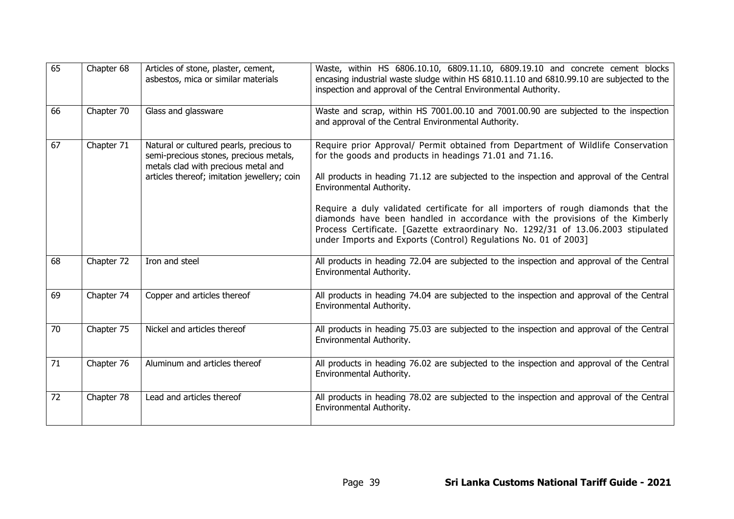| 65 | Chapter 68 | Articles of stone, plaster, cement, asbestos, mica or similar materials | Waste, within HS 6806.10.10, 6809.11.10, 6809.19.10 and concrete cement blocks encasing industrial waste sludge within HS 6810.11.10 and 6810.99.10 are subjected to the inspection and approval of the Central Environmental Authority. |
|---|---|---|---|
| 66 | Chapter 70 | Glass and glassware | Waste and scrap, within HS 7001.00.10 and 7001.00.90 are subjected to the inspection and approval of the Central Environmental Authority. |
| 67 | Chapter 71 | Natural or cultured pearls, precious to semi-precious stones, precious metals, metals clad with precious metal and articles thereof; imitation jewellery; coin | Require prior Approval/ Permit obtained from Department of Wildlife Conservation for the goods and products in headings 71.01 and 71.16.<br><br>All products in heading 71.12 are subjected to the inspection and approval of the Central Environmental Authority.<br><br>Require a duly validated certificate for all importers of rough diamonds that the diamonds have been handled in accordance with the provisions of the Kimberly Process Certificate. [Gazette extraordinary No. 1292/31 of 13.06.2003 stipulated under Imports and Exports (Control) Regulations No. 01 of 2003] |
| 68 | Chapter 72 | Iron and steel | All products in heading 72.04 are subjected to the inspection and approval of the Central Environmental Authority. |
| 69 | Chapter 74 | Copper and articles thereof | All products in heading 74.04 are subjected to the inspection and approval of the Central Environmental Authority. |
| 70 | Chapter 75 | Nickel and articles thereof | All products in heading 75.03 are subjected to the inspection and approval of the Central Environmental Authority. |
| 71 | Chapter 76 | Aluminum and articles thereof | All products in heading 76.02 are subjected to the inspection and approval of the Central Environmental Authority. |
| 72 | Chapter 78 | Lead and articles thereof | All products in heading 78.02 are subjected to the inspection and approval of the Central Environmental Authority. |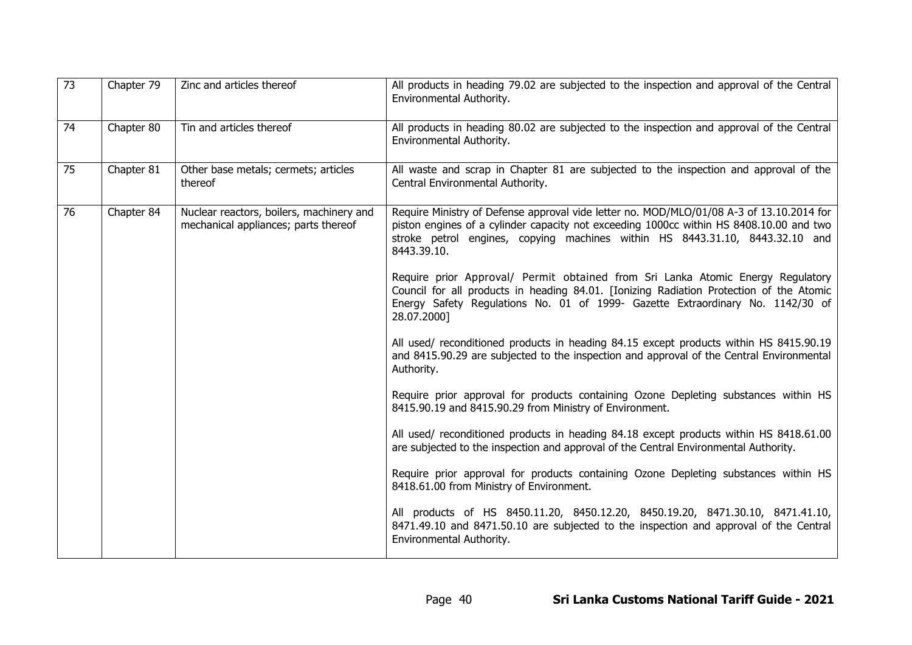| 73 | Chapter 79 | Zinc and articles thereof | All products in heading 79.02 are subjected to the inspection and approval of the Central Environmental Authority. |
|---|---|---|---|
| 74 | Chapter 80 | Tin and articles thereof | All products in heading 80.02 are subjected to the inspection and approval of the Central Environmental Authority. |
| 75 | Chapter 81 | Other base metals; cermets; articles thereof | All waste and scrap in Chapter 81 are subjected to the inspection and approval of the Central Environmental Authority. |
| 76 | Chapter 84 | Nuclear reactors, boilers, machinery and mechanical appliances; parts thereof | Require Ministry of Defense approval vide letter no. MOD/MLO/01/08 A-3 of 13.10.2014 for piston engines of a cylinder capacity not exceeding 1000cc within HS 8408.10.00 and two stroke petrol engines, copying machines within HS 8443.31.10, 8443.32.10 and 8443.39.10.<br><br>Require prior Approval/ Permit obtained from Sri Lanka Atomic Energy Regulatory Council for all products in heading 84.01. [Ionizing Radiation Protection of the Atomic Energy Safety Regulations No. 01 of 1999- Gazette Extraordinary No. 1142/30 of 28.07.2000]<br><br>All used/ reconditioned products in heading 84.15 except products within HS 8415.90.19 and 8415.90.29 are subjected to the inspection and approval of the Central Environmental Authority.<br><br>Require prior approval for products containing Ozone Depleting substances within HS 8415.90.19 and 8415.90.29 from Ministry of Environment.<br><br>All used/ reconditioned products in heading 84.18 except products within HS 8418.61.00 are subjected to the inspection and approval of the Central Environmental Authority.<br><br>Require prior approval for products containing Ozone Depleting substances within HS 8418.61.00 from Ministry of Environment.<br><br>All products of HS 8450.11.20, 8450.12.20, 8450.19.20, 8471.30.10, 8471.41.10, 8471.49.10 and 8471.50.10 are subjected to the inspection and approval of the Central Environmental Authority. |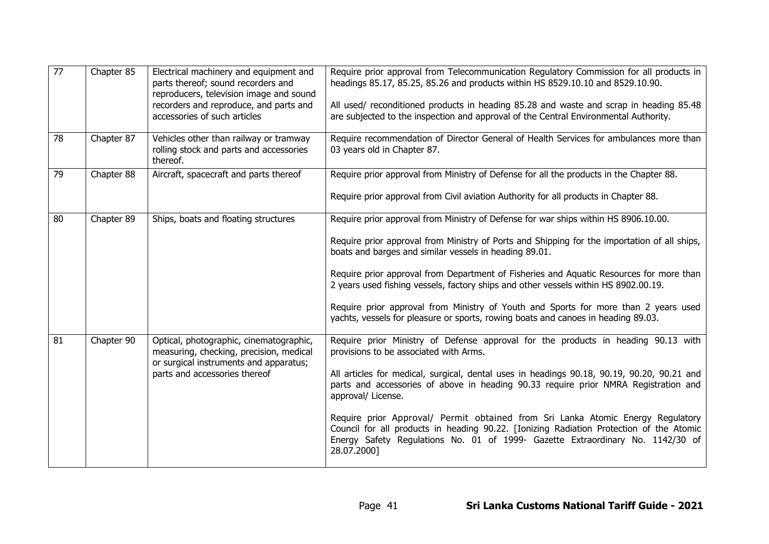| 77 | Chapter 85 | Electrical machinery and equipment and parts thereof; sound recorders and reproducers, television image and sound recorders and reproduce, and parts and accessories of such articles | Require prior approval from Telecommunication Regulatory Commission for all products in headings 85.17, 85.25, 85.26 and products within HS 8529.10.10 and 8529.10.90.<br><br>All used/ reconditioned products in heading 85.28 and waste and scrap in heading 85.48 are subjected to the inspection and approval of the Central Environmental Authority. |
|---|---|---|---|
| 78 | Chapter 87 | Vehicles other than railway or tramway rolling stock and parts and accessories thereof. | Require recommendation of Director General of Health Services for ambulances more than 03 years old in Chapter 87. |
| 79 | Chapter 88 | Aircraft, spacecraft and parts thereof | Require prior approval from Ministry of Defense for all the products in the Chapter 88.<br><br>Require prior approval from Civil aviation Authority for all products in Chapter 88. |
| 80 | Chapter 89 | Ships, boats and floating structures | Require prior approval from Ministry of Defense for war ships within HS 8906.10.00.<br><br>Require prior approval from Ministry of Ports and Shipping for the importation of all ships, boats and barges and similar vessels in heading 89.01.<br><br>Require prior approval from Department of Fisheries and Aquatic Resources for more than 2 years used fishing vessels, factory ships and other vessels within HS 8902.00.19.<br><br>Require prior approval from Ministry of Youth and Sports for more than 2 years used yachts, vessels for pleasure or sports, rowing boats and canoes in heading 89.03. |
| 81 | Chapter 90 | Optical, photographic, cinematographic, measuring, checking, precision, medical or surgical instruments and apparatus; parts and accessories thereof | Require prior Ministry of Defense approval for the products in heading 90.13 with provisions to be associated with Arms.<br><br>All articles for medical, surgical, dental uses in headings 90.18, 90.19, 90.20, 90.21 and parts and accessories of above in heading 90.33 require prior NMRA Registration and approval/ License.<br><br>Require prior Approval/ Permit obtained from Sri Lanka Atomic Energy Regulatory Council for all products in heading 90.22. [Ionizing Radiation Protection of the Atomic Energy Safety Regulations No. 01 of 1999- Gazette Extraordinary No. 1142/30 of 28.07.2000] |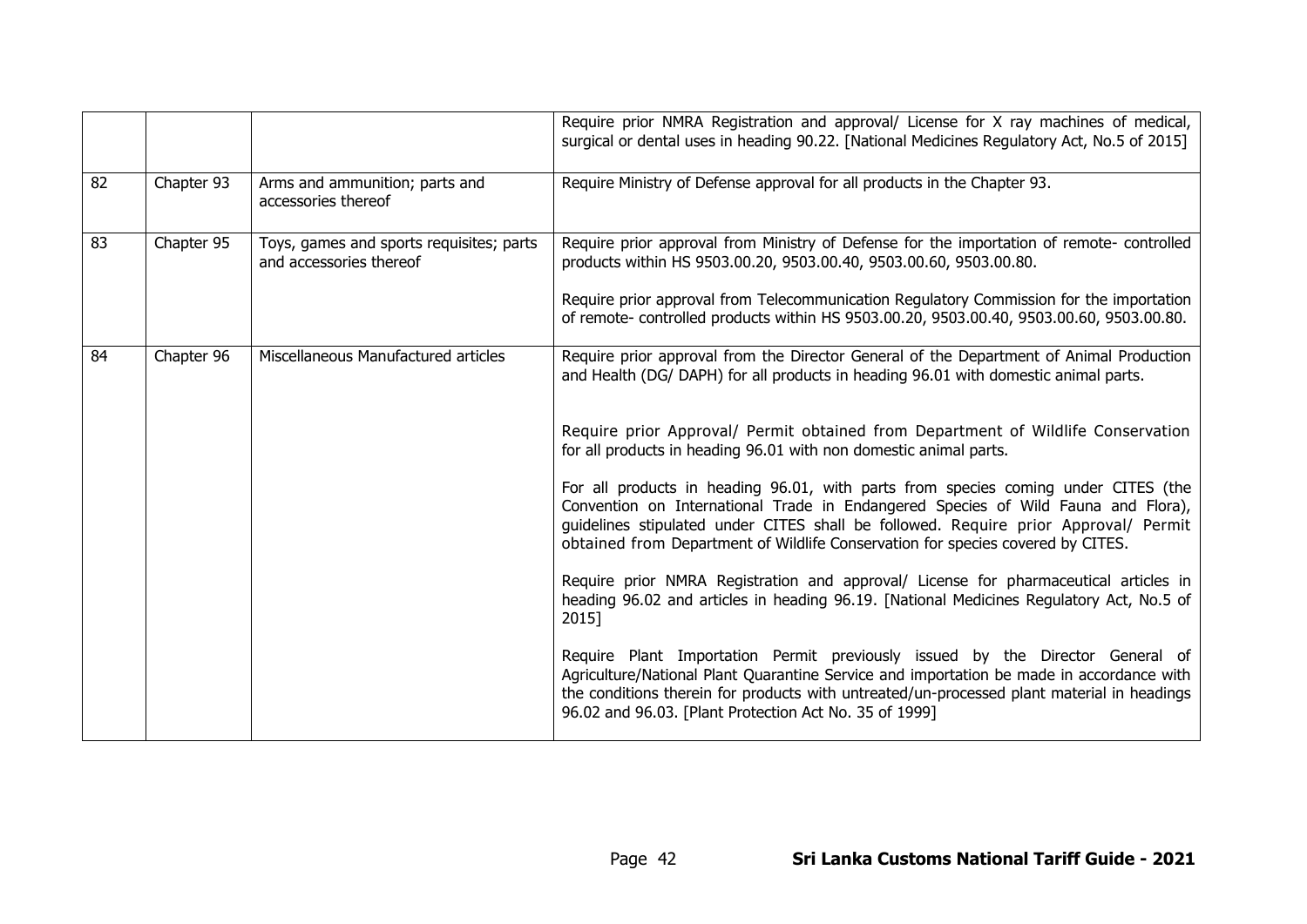|  |  |  |  |
|---|---|---|---|
|  |  |  | Require prior NMRA Registration and approval/ License for X ray machines of medical, surgical or dental uses in heading 90.22. [National Medicines Regulatory Act, No.5 of 2015] |
| 82 | Chapter 93 | Arms and ammunition; parts and accessories thereof | Require Ministry of Defense approval for all products in the Chapter 93. |
| 83 | Chapter 95 | Toys, games and sports requisites; parts and accessories thereof | Require prior approval from Ministry of Defense for the importation of remote- controlled products within HS 9503.00.20, 9503.00.40, 9503.00.60, 9503.00.80.<br><br>Require prior approval from Telecommunication Regulatory Commission for the importation of remote- controlled products within HS 9503.00.20, 9503.00.40, 9503.00.60, 9503.00.80. |
| 84 | Chapter 96 | Miscellaneous Manufactured articles | Require prior approval from the Director General of the Department of Animal Production and Health (DG/ DAPH) for all products in heading 96.01 with domestic animal parts.<br><br>Require prior Approval/ Permit obtained from Department of Wildlife Conservation for all products in heading 96.01 with non domestic animal parts.<br><br>For all products in heading 96.01, with parts from species coming under CITES (the Convention on International Trade in Endangered Species of Wild Fauna and Flora), guidelines stipulated under CITES shall be followed. Require prior Approval/ Permit obtained from Department of Wildlife Conservation for species covered by CITES.<br><br>Require prior NMRA Registration and approval/ License for pharmaceutical articles in heading 96.02 and articles in heading 96.19. [National Medicines Regulatory Act, No.5 of 2015]<br><br>Require Plant Importation Permit previously issued by the Director General of Agriculture/National Plant Quarantine Service and importation be made in accordance with the conditions therein for products with untreated/un-processed plant material in headings 96.02 and 96.03. [Plant Protection Act No. 35 of 1999] |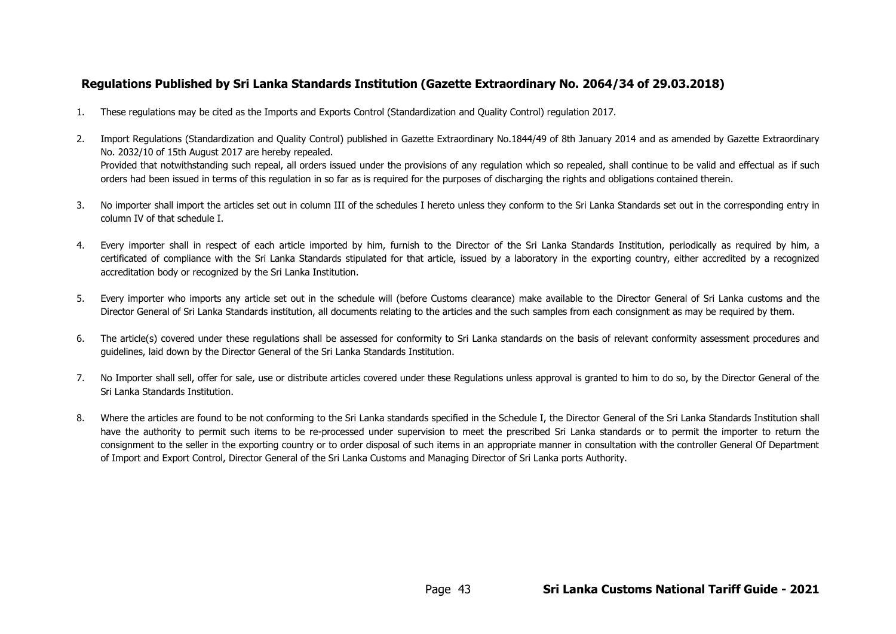## Regulations Published by Sri Lanka Standards Institution (Gazette Extraordinary No. 2064/34 of 29.03.2018)

1. These regulations may be cited as the Imports and Exports Control (Standardization and Quality Control) regulation 2017.

2. Import Regulations (Standardization and Quality Control) published in Gazette Extraordinary No.1844/49 of 8th January 2014 and as amended by Gazette Extraordinary No. 2032/10 of 15th August 2017 are hereby repealed.
   Provided that notwithstanding such repeal, all orders issued under the provisions of any regulation which so repealed, shall continue to be valid and effectual as if such orders had been issued in terms of this regulation in so far as is required for the purposes of discharging the rights and obligations contained therein.

3. No importer shall import the articles set out in column III of the schedules I hereto unless they conform to the Sri Lanka Standards set out in the corresponding entry in column IV of that schedule I.

4. Every importer shall in respect of each article imported by him, furnish to the Director of the Sri Lanka Standards Institution, periodically as required by him, a certificated of compliance with the Sri Lanka Standards stipulated for that article, issued by a laboratory in the exporting country, either accredited by a recognized accreditation body or recognized by the Sri Lanka Institution.

5. Every importer who imports any article set out in the schedule will (before Customs clearance) make available to the Director General of Sri Lanka customs and the Director General of Sri Lanka Standards institution, all documents relating to the articles and the such samples from each consignment as may be required by them.

6. The article(s) covered under these regulations shall be assessed for conformity to Sri Lanka standards on the basis of relevant conformity assessment procedures and guidelines, laid down by the Director General of the Sri Lanka Standards Institution.

7. No Importer shall sell, offer for sale, use or distribute articles covered under these Regulations unless approval is granted to him to do so, by the Director General of the Sri Lanka Standards Institution.

8. Where the articles are found to be not conforming to the Sri Lanka standards specified in the Schedule I, the Director General of the Sri Lanka Standards Institution shall have the authority to permit such items to be re-processed under supervision to meet the prescribed Sri Lanka standards or to permit the importer to return the consignment to the seller in the exporting country or to order disposal of such items in an appropriate manner in consultation with the controller General Of Department of Import and Export Control, Director General of the Sri Lanka Customs and Managing Director of Sri Lanka ports Authority.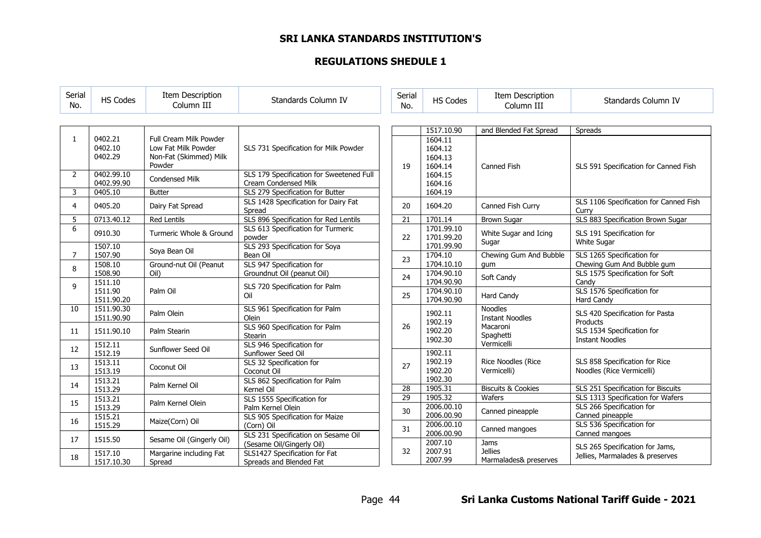# SRI LANKA STANDARDS INSTITUTION'S

## REGULATIONS SHEDULE 1

| Serial No. | HS Codes | Item Description Column III | Standards Column IV |
|---|---|---|---|
| 1 | 0402.21<br>0402.10<br>0402.29 | Full Cream Milk Powder<br>Low Fat Milk Powder<br>Non-Fat (Skimmed) Milk Powder | SLS 731 Specification for Milk Powder |
| 2 | 0402.99.10<br>0402.99.90 | Condensed Milk | SLS 179 Specification for Sweetened Full Cream Condensed Milk |
| 3 | 0405.10 | Butter | SLS 279 Specification for Butter |
| 4 | 0405.20 | Dairy Fat Spread | SLS 1428 Specification for Dairy Fat Spread |
| 5 | 0713.40.12 | Red Lentils | SLS 896 Specification for Red Lentils |
| 6 | 0910.30 | Turmeric Whole & Ground | SLS 613 Specification for Turmeric powder |
| 7 | 1507.10<br>1507.90 | Soya Bean Oil | SLS 293 Specification for Soya Bean Oil |
| 8 | 1508.10<br>1508.90 | Ground-nut Oil (Peanut Oil) | SLS 947 Specification for Groundnut Oil (peanut Oil) |
| 9 | 1511.10<br>1511.90<br>1511.90.20 | Palm Oil | SLS 720 Specification for Palm Oil |
| 10 | 1511.90.30<br>1511.90.90 | Palm Olein | SLS 961 Specification for Palm Olein |
| 11 | 1511.90.10 | Palm Stearin | SLS 960 Specification for Palm Stearin |
| 12 | 1512.11<br>1512.19 | Sunflower Seed Oil | SLS 946 Specification for Sunflower Seed Oil |
| 13 | 1513.11<br>1513.19 | Coconut Oil | SLS 32 Specification for Coconut Oil |
| 14 | 1513.21<br>1513.29 | Palm Kernel Oil | SLS 862 Specification for Palm Kernel Oil |
| 15 | 1513.21<br>1513.29 | Palm Kernel Olein | SLS 1555 Specification for Palm Kernel Olein |
| 16 | 1515.21<br>1515.29 | Maize(Corn) Oil | SLS 905 Specification for Maize (Corn) Oil |
| 17 | 1515.50 | Sesame Oil (Gingerly Oil) | SLS 231 Specification on Sesame Oil (Sesame Oil/Gingerly Oil) |
| 18 | 1517.10<br>1517.10.30<br>1517.10.90 | Margarine including Fat Spread and Blended Fat Spread | SLS1427 Specification for Fat Spreads and Blended Fat Spreads |
| 19 | 1604.11<br>1604.12<br>1604.13<br>1604.14<br>1604.15<br>1604.16<br>1604.19 | Canned Fish | SLS 591 Specification for Canned Fish |
| 20 | 1604.20 | Canned Fish Curry | SLS 1106 Specification for Canned Fish Curry |
| 21 | 1701.14 | Brown Sugar | SLS 883 Specification Brown Sugar |
| 22 | 1701.99.10<br>1701.99.20<br>1701.99.90 | White Sugar and Icing Sugar | SLS 191 Specification for White Sugar |
| 23 | 1704.10<br>1704.10.10 | Chewing Gum And Bubble gum | SLS 1265 Specification for Chewing Gum And Bubble gum |
| 24 | 1704.90.10<br>1704.90.90 | Soft Candy | SLS 1575 Specification for Soft Candy |
| 25 | 1704.90.10<br>1704.90.90 | Hard Candy | SLS 1576 Specification for Hard Candy |
| 26 | 1902.11<br>1902.19<br>1902.20<br>1902.30 | Noodles<br>Instant Noodles<br>Macaroni<br>Spaghetti<br>Vermicelli | SLS 420 Specification for Pasta Products<br>SLS 1534 Specification for Instant Noodles |
| 27 | 1902.11<br>1902.19<br>1902.20<br>1902.30 | Rice Noodles (Rice Vermicelli) | SLS 858 Specification for Rice Noodles (Rice Vermicelli) |
| 28 | 1905.31 | Biscuits & Cookies | SLS 251 Specification for Biscuits |
| 29 | 1905.32 | Wafers | SLS 1313 Specification for Wafers |
| 30 | 2006.00.10<br>2006.00.90 | Canned pineapple | SLS 266 Specification for Canned pineapple |
| 31 | 2006.00.10<br>2006.00.90 | Canned mangoes | SLS 536 Specification for Canned mangoes |
| 32 | 2007.10<br>2007.91<br>2007.99 | Jams<br>Jellies<br>Marmalades& preserves | SLS 265 Specification for Jams, Jellies, Marmalades & preserves |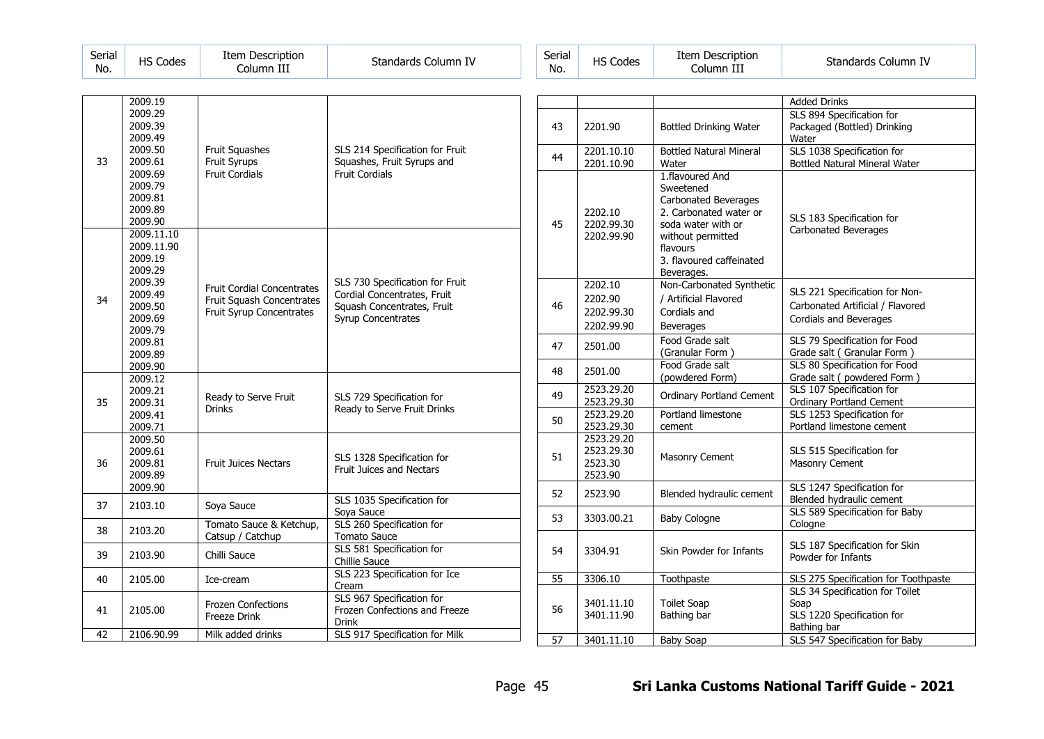| Serial No. | HS Codes | Item Description Column III | Standards Column IV |
|---|---|---|---|
| 33 | 2009.19<br>2009.29<br>2009.39<br>2009.49<br>2009.50<br>2009.61<br>2009.69<br>2009.79<br>2009.81<br>2009.89<br>2009.90 | Fruit Squashes<br>Fruit Syrups<br>Fruit Cordials | SLS 214 Specification for Fruit Squashes, Fruit Syrups and Fruit Cordials |
| 34 | 2009.11.10<br>2009.11.90<br>2009.19<br>2009.29<br>2009.39<br>2009.49<br>2009.50<br>2009.69<br>2009.79<br>2009.81<br>2009.89<br>2009.90 | Fruit Cordial Concentrates<br>Fruit Squash Concentrates<br>Fruit Syrup Concentrates | SLS 730 Specification for Fruit Cordial Concentrates, Fruit Squash Concentrates, Fruit Syrup Concentrates |
| 35 | 2009.12<br>2009.21<br>2009.31<br>2009.41<br>2009.71 | Ready to Serve Fruit Drinks | SLS 729 Specification for Ready to Serve Fruit Drinks |
| 36 | 2009.50<br>2009.61<br>2009.81<br>2009.89<br>2009.90 | Fruit Juices Nectars | SLS 1328 Specification for Fruit Juices and Nectars |
| 37 | 2103.10 | Soya Sauce | SLS 1035 Specification for Soya Sauce |
| 38 | 2103.20 | Tomato Sauce & Ketchup, Catsup / Catchup | SLS 260 Specification for Tomato Sauce |
| 39 | 2103.90 | Chilli Sauce | SLS 581 Specification for Chillie Sauce |
| 40 | 2105.00 | Ice-cream | SLS 223 Specification for Ice Cream |
| 41 | 2105.00 | Frozen Confections<br>Freeze Drink | SLS 967 Specification for Frozen Confections and Freeze Drink |
| 42 | 2106.90.99 | Milk added drinks | SLS 917 Specification for Milk Added Drinks |
| 43 | 2201.90 | Bottled Drinking Water | SLS 894 Specification for Packaged (Bottled) Drinking Water |
| 44 | 2201.10.10<br>2201.10.90 | Bottled Natural Mineral Water | SLS 1038 Specification for Bottled Natural Mineral Water |
| 45 | 2202.10<br>2202.99.30<br>2202.99.90 | 1.flavoured And Sweetened Carbonated Beverages<br>2. Carbonated water or soda water with or without permitted flavours<br>3. flavoured caffeinated Beverages. | SLS 183 Specification for Carbonated Beverages |
| 46 | 2202.10<br>2202.90<br>2202.99.30<br>2202.99.90 | Non-Carbonated Synthetic / Artificial Flavored Cordials and Beverages | SLS 221 Specification for Non-Carbonated Artificial / Flavored Cordials and Beverages |
| 47 | 2501.00 | Food Grade salt (Granular Form ) | SLS 79 Specification for Food Grade salt ( Granular Form ) |
| 48 | 2501.00 | Food Grade salt (powdered Form) | SLS 80 Specification for Food Grade salt ( powdered Form ) |
| 49 | 2523.29.20<br>2523.29.30 | Ordinary Portland Cement | SLS 107 Specification for Ordinary Portland Cement |
| 50 | 2523.29.20<br>2523.29.30 | Portland limestone cement | SLS 1253 Specification for Portland limestone cement |
| 51 | 2523.29.20<br>2523.29.30<br>2523.30<br>2523.90 | Masonry Cement | SLS 515 Specification for Masonry Cement |
| 52 | 2523.90 | Blended hydraulic cement | SLS 1247 Specification for Blended hydraulic cement |
| 53 | 3303.00.21 | Baby Cologne | SLS 589 Specification for Baby Cologne |
| 54 | 3304.91 | Skin Powder for Infants | SLS 187 Specification for Skin Powder for Infants |
| 55 | 3306.10 | Toothpaste | SLS 275 Specification for Toothpaste |
| 56 | 3401.11.10<br>3401.11.90 | Toilet Soap<br>Bathing bar | SLS 34 Specification for Toilet Soap<br>SLS 1220 Specification for Bathing bar |
| 57 | 3401.11.10 | Baby Soap | SLS 547 Specification for Baby |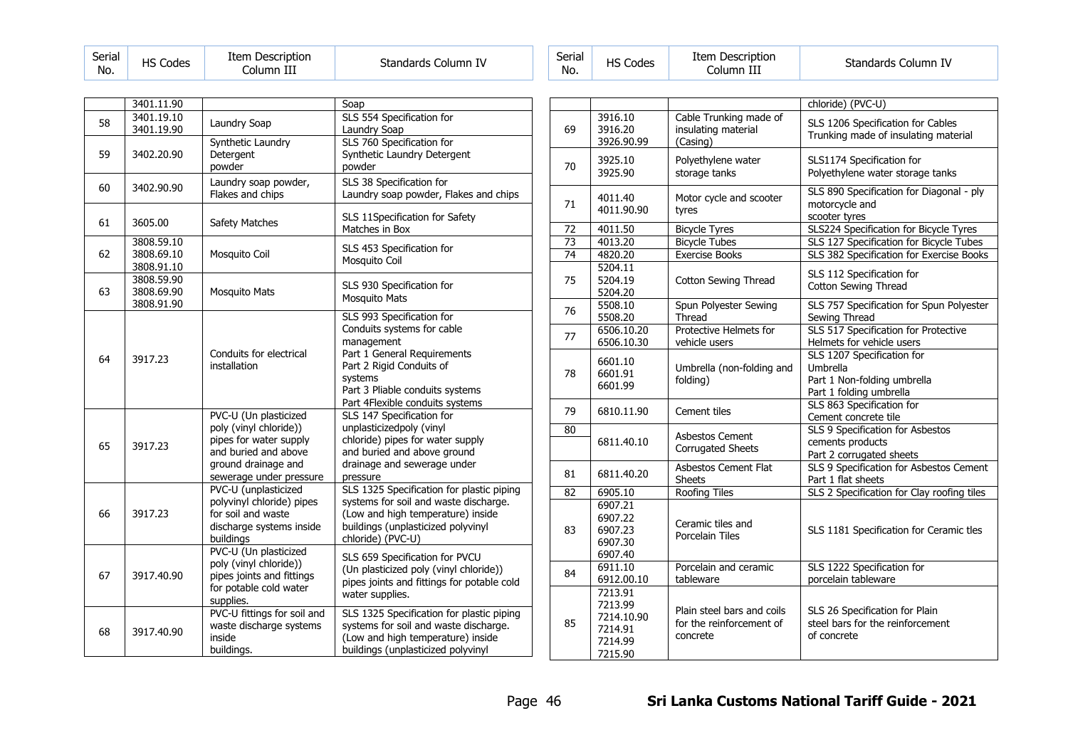| Serial No. | HS Codes | Item Description Column III | Standards Column IV |
|---|---|---|---|
| | 3401.11.90 | | Soap |
| 58 | 3401.19.10<br>3401.19.90 | Laundry Soap | SLS 554 Specification for Laundry Soap |
| 59 | 3402.20.90 | Synthetic Laundry Detergent powder | SLS 760 Specification for Synthetic Laundry Detergent powder |
| 60 | 3402.90.90 | Laundry soap powder, Flakes and chips | SLS 38 Specification for Laundry soap powder, Flakes and chips |
| 61 | 3605.00 | Safety Matches | SLS 11Specification for Safety Matches in Box |
| 62 | 3808.59.10<br>3808.69.10<br>3808.91.10 | Mosquito Coil | SLS 453 Specification for Mosquito Coil |
| 63 | 3808.59.90<br>3808.69.90<br>3808.91.90 | Mosquito Mats | SLS 930 Specification for Mosquito Mats |
| 64 | 3917.23 | Conduits for electrical installation | SLS 993 Specification for Conduits systems for cable management<br>Part 1 General Requirements<br>Part 2 Rigid Conduits of systems<br>Part 3 Pliable conduits systems<br>Part 4Flexible conduits systems |
| 65 | 3917.23 | PVC-U (Un plasticized poly (vinyl chloride)) pipes for water supply and buried and above ground drainage and sewerage under pressure | SLS 147 Specification for unplasticizedpoly (vinyl chloride) pipes for water supply and buried and above ground drainage and sewerage under pressure |
| 66 | 3917.23 | PVC-U (unplasticized polyvinyl chloride) pipes for soil and waste discharge systems inside buildings | SLS 1325 Specification for plastic piping systems for soil and waste discharge. (Low and high temperature) inside buildings (unplasticized polyvinyl chloride) (PVC-U) |
| 67 | 3917.40.90 | PVC-U (Un plasticized poly (vinyl chloride)) pipes joints and fittings for potable cold water supplies. | SLS 659 Specification for PVCU (Un plasticized poly (vinyl chloride)) pipes joints and fittings for potable cold water supplies. |
| 68 | 3917.40.90 | PVC-U fittings for soil and waste discharge systems inside buildings. | SLS 1325 Specification for plastic piping systems for soil and waste discharge. (Low and high temperature) inside buildings (unplasticized polyvinyl chloride) (PVC-U) |
| 69 | 3916.10<br>3916.20<br>3926.90.99 | Cable Trunking made of insulating material (Casing) | SLS 1206 Specification for Cables Trunking made of insulating material |
| 70 | 3925.10<br>3925.90 | Polyethylene water storage tanks | SLS1174 Specification for Polyethylene water storage tanks |
| 71 | 4011.40<br>4011.90.90 | Motor cycle and scooter tyres | SLS 890 Specification for Diagonal - ply motorcycle and scooter tyres |
| 72 | 4011.50 | Bicycle Tyres | SLS224 Specification for Bicycle Tyres |
| 73 | 4013.20 | Bicycle Tubes | SLS 127 Specification for Bicycle Tubes |
| 74 | 4820.20 | Exercise Books | SLS 382 Specification for Exercise Books |
| 75 | 5204.11<br>5204.19<br>5204.20 | Cotton Sewing Thread | SLS 112 Specification for Cotton Sewing Thread |
| 76 | 5508.10<br>5508.20 | Spun Polyester Sewing Thread | SLS 757 Specification for Spun Polyester Sewing Thread |
| 77 | 6506.10.20<br>6506.10.30 | Protective Helmets for vehicle users | SLS 517 Specification for Protective Helmets for vehicle users |
| 78 | 6601.10<br>6601.91<br>6601.99 | Umbrella (non-folding and folding) | SLS 1207 Specification for Umbrella<br>Part 1 Non-folding umbrella<br>Part 1 folding umbrella |
| 79 | 6810.11.90 | Cement tiles | SLS 863 Specification for Cement concrete tile |
| 80 | 6811.40.10 | Asbestos Cement Corrugated Sheets | SLS 9 Specification for Asbestos cements products<br>Part 2 corrugated sheets |
| 81 | 6811.40.20 | Asbestos Cement Flat Sheets | SLS 9 Specification for Asbestos Cement Part 1 flat sheets |
| 82 | 6905.10 | Roofing Tiles | SLS 2 Specification for Clay roofing tiles |
| 83 | 6907.21<br>6907.22<br>6907.23<br>6907.30<br>6907.40 | Ceramic tiles and Porcelain Tiles | SLS 1181 Specification for Ceramic tles |
| 84 | 6911.10<br>6912.00.10 | Porcelain and ceramic tableware | SLS 1222 Specification for porcelain tableware |
| 85 | 7213.91<br>7213.99<br>7214.10.90<br>7214.91<br>7214.99<br>7215.90 | Plain steel bars and coils for the reinforcement of concrete | SLS 26 Specification for Plain steel bars for the reinforcement of concrete |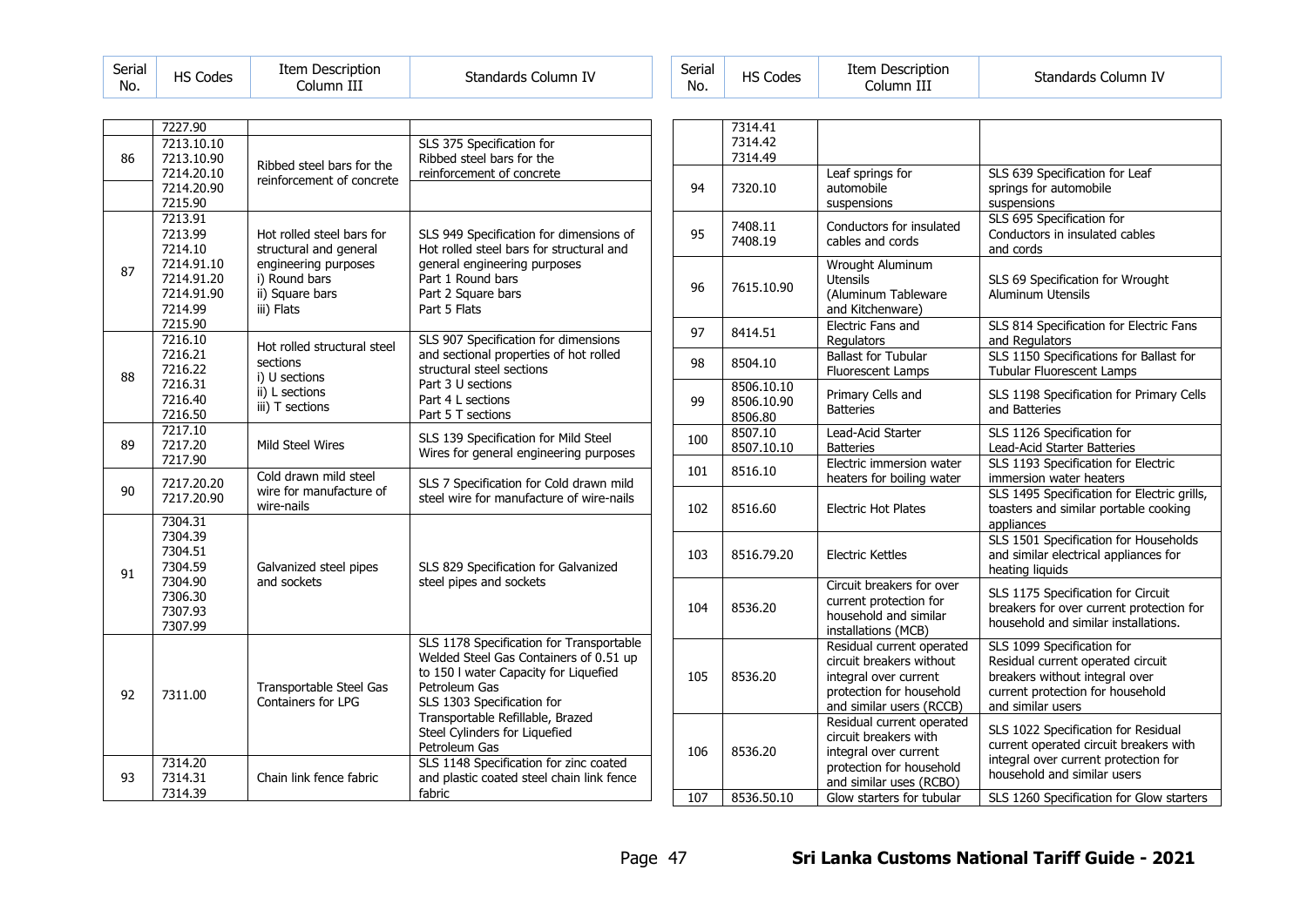| Serial No. | HS Codes | Item Description Column III | Standards Column IV |
|---|---|---|---|
| | 7227.90 | | |
| 86 | 7213.10.10<br>7213.10.90<br>7214.20.10 | Ribbed steel bars for the reinforcement of concrete | SLS 375 Specification for Ribbed steel bars for the reinforcement of concrete |
| | 7214.20.90<br>7215.90 | | |
| 87 | 7213.91<br>7213.99<br>7214.10<br>7214.91.10<br>7214.91.20<br>7214.91.90<br>7214.99<br>7215.90 | Hot rolled steel bars for structural and general engineering purposes<br>i) Round bars<br>ii) Square bars<br>iii) Flats | SLS 949 Specification for dimensions of Hot rolled steel bars for structural and general engineering purposes<br>Part 1 Round bars<br>Part 2 Square bars<br>Part 5 Flats |
| 88 | 7216.10<br>7216.21<br>7216.22<br>7216.31<br>7216.40<br>7216.50 | Hot rolled structural steel sections<br>i) U sections<br>ii) L sections<br>iii) T sections | SLS 907 Specification for dimensions and sectional properties of hot rolled structural steel sections<br>Part 3 U sections<br>Part 4 L sections<br>Part 5 T sections |
| 89 | 7217.10<br>7217.20<br>7217.90 | Mild Steel Wires | SLS 139 Specification for Mild Steel Wires for general engineering purposes |
| 90 | 7217.20.20<br>7217.20.90 | Cold drawn mild steel wire for manufacture of wire-nails | SLS 7 Specification for Cold drawn mild steel wire for manufacture of wire-nails |
| 91 | 7304.31<br>7304.39<br>7304.51<br>7304.59<br>7304.90<br>7306.30<br>7307.93<br>7307.99 | Galvanized steel pipes and sockets | SLS 829 Specification for Galvanized steel pipes and sockets |
| 92 | 7311.00 | Transportable Steel Gas Containers for LPG | SLS 1178 Specification for Transportable Welded Steel Gas Containers of 0.51 up to 150 l water Capacity for Liquefied Petroleum Gas<br>SLS 1303 Specification for Transportable Refillable, Brazed Steel Cylinders for Liquefied Petroleum Gas |
| 93 | 7314.20<br>7314.31<br>7314.39 | Chain link fence fabric | SLS 1148 Specification for zinc coated and plastic coated steel chain link fence fabric |
| | 7314.41<br>7314.42<br>7314.49 | | |
| 94 | 7320.10 | Leaf springs for automobile suspensions | SLS 639 Specification for Leaf springs for automobile suspensions |
| 95 | 7408.11<br>7408.19 | Conductors for insulated cables and cords | SLS 695 Specification for Conductors in insulated cables and cords |
| 96 | 7615.10.90 | Wrought Aluminum Utensils (Aluminum Tableware and Kitchenware) | SLS 69 Specification for Wrought Aluminum Utensils |
| 97 | 8414.51 | Electric Fans and Regulators | SLS 814 Specification for Electric Fans and Regulators |
| 98 | 8504.10 | Ballast for Tubular Fluorescent Lamps | SLS 1150 Specifications for Ballast for Tubular Fluorescent Lamps |
| 99 | 8506.10.10<br>8506.10.90<br>8506.80 | Primary Cells and Batteries | SLS 1198 Specification for Primary Cells and Batteries |
| 100 | 8507.10<br>8507.10.10 | Lead-Acid Starter Batteries | SLS 1126 Specification for Lead-Acid Starter Batteries |
| 101 | 8516.10 | Electric immersion water heaters for boiling water | SLS 1193 Specification for Electric immersion water heaters |
| 102 | 8516.60 | Electric Hot Plates | SLS 1495 Specification for Electric grills, toasters and similar portable cooking appliances |
| 103 | 8516.79.20 | Electric Kettles | SLS 1501 Specification for Households and similar electrical appliances for heating liquids |
| 104 | 8536.20 | Circuit breakers for over current protection for household and similar installations (MCB) | SLS 1175 Specification for Circuit breakers for over current protection for household and similar installations. |
| 105 | 8536.20 | Residual current operated circuit breakers without integral over current protection for household and similar users (RCCB) | SLS 1099 Specification for Residual current operated circuit breakers without integral over current protection for household and similar users |
| 106 | 8536.20 | Residual current operated circuit breakers with integral over current protection for household and similar uses (RCBO) | SLS 1022 Specification for Residual current operated circuit breakers with integral over current protection for household and similar users |
| 107 | 8536.50.10 | Glow starters for tubular | SLS 1260 Specification for Glow starters |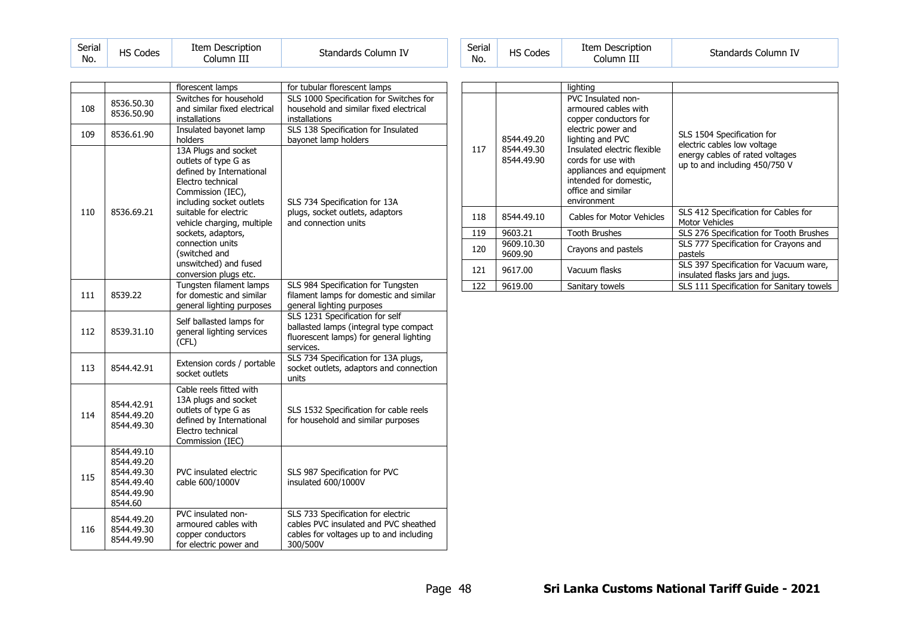| Serial No. | HS Codes | Item Description Column III | Standards Column IV |
|---|---|---|---|
| | | florescent lamps | for tubular florescent lamps |
| 108 | 8536.50.30 8536.50.90 | Switches for household and similar fixed electrical installations | SLS 1000 Specification for Switches for household and similar fixed electrical installations |
| 109 | 8536.61.90 | Insulated bayonet lamp holders | SLS 138 Specification for Insulated bayonet lamp holders |
| 110 | 8536.69.21 | 13A Plugs and socket outlets of type G as defined by International Electro technical Commission (IEC), including socket outlets suitable for electric vehicle charging, multiple sockets, adaptors, connection units (switched and unswitched) and fused conversion plugs etc. | SLS 734 Specification for 13A plugs, socket outlets, adaptors and connection units |
| 111 | 8539.22 | Tungsten filament lamps for domestic and similar general lighting purposes | SLS 984 Specification for Tungsten filament lamps for domestic and similar general lighting purposes |
| 112 | 8539.31.10 | Self ballasted lamps for general lighting services (CFL) | SLS 1231 Specification for self ballasted lamps (integral type compact fluorescent lamps) for general lighting services. |
| 113 | 8544.42.91 | Extension cords / portable socket outlets | SLS 734 Specification for 13A plugs, socket outlets, adaptors and connection units |
| 114 | 8544.42.91 8544.49.20 8544.49.30 | Cable reels fitted with 13A plugs and socket outlets of type G as defined by International Electro technical Commission (IEC) | SLS 1532 Specification for cable reels for household and similar purposes |
| 115 | 8544.49.10 8544.49.20 8544.49.30 8544.49.40 8544.49.90 8544.60 | PVC insulated electric cable 600/1000V | SLS 987 Specification for PVC insulated 600/1000V |
| 116 | 8544.49.20 8544.49.30 8544.49.90 | PVC insulated non-armoured cables with copper conductors for electric power and lighting | SLS 733 Specification for electric cables PVC insulated and PVC sheathed cables for voltages up to and including 300/500V |
| 117 | 8544.49.20 8544.49.30 8544.49.90 | PVC Insulated non-armoured cables with copper conductors for electric power and lighting and PVC Insulated electric flexible cords for use with appliances and equipment intended for domestic, office and similar environment | SLS 1504 Specification for electric cables low voltage energy cables of rated voltages up to and including 450/750 V |
| 118 | 8544.49.10 | Cables for Motor Vehicles | SLS 412 Specification for Cables for Motor Vehicles |
| 119 | 9603.21 | Tooth Brushes | SLS 276 Specification for Tooth Brushes |
| 120 | 9609.10.30 9609.90 | Crayons and pastels | SLS 777 Specification for Crayons and pastels |
| 121 | 9617.00 | Vacuum flasks | SLS 397 Specification for Vacuum ware, insulated flasks jars and jugs. |
| 122 | 9619.00 | Sanitary towels | SLS 111 Specification for Sanitary towels |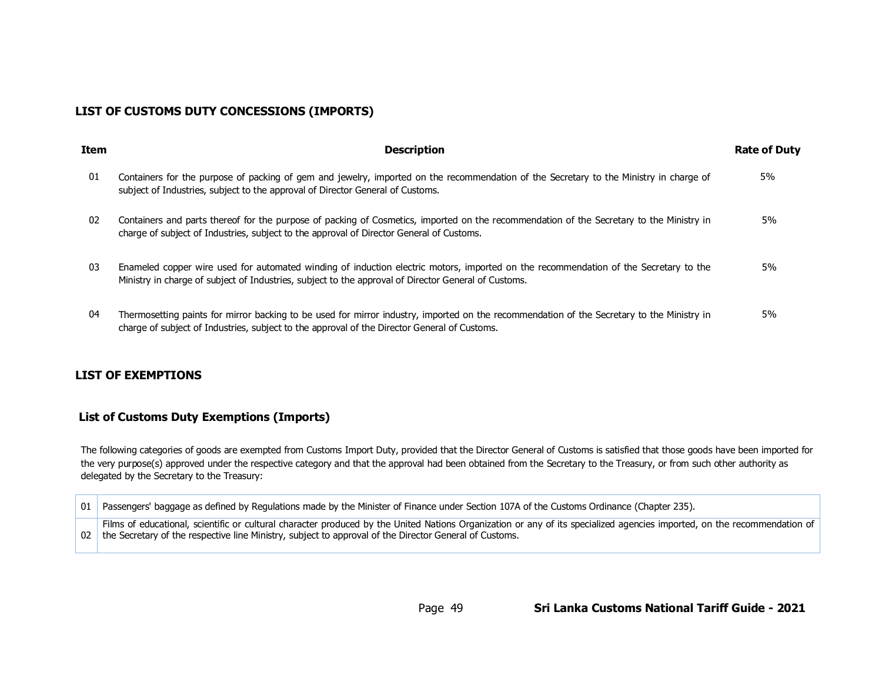## LIST OF CUSTOMS DUTY CONCESSIONS (IMPORTS)

| Item | Description | Rate of Duty |
|---|---|---|
| 01 | Containers for the purpose of packing of gem and jewelry, imported on the recommendation of the Secretary to the Ministry in charge of subject of Industries, subject to the approval of Director General of Customs. | 5% |
| 02 | Containers and parts thereof for the purpose of packing of Cosmetics, imported on the recommendation of the Secretary to the Ministry in charge of subject of Industries, subject to the approval of Director General of Customs. | 5% |
| 03 | Enameled copper wire used for automated winding of induction electric motors, imported on the recommendation of the Secretary to the Ministry in charge of subject of Industries, subject to the approval of Director General of Customs. | 5% |
| 04 | Thermosetting paints for mirror backing to be used for mirror industry, imported on the recommendation of the Secretary to the Ministry in charge of subject of Industries, subject to the approval of the Director General of Customs. | 5% |

## LIST OF EXEMPTIONS

### List of Customs Duty Exemptions (Imports)

The following categories of goods are exempted from Customs Import Duty, provided that the Director General of Customs is satisfied that those goods have been imported for the very purpose(s) approved under the respective category and that the approval had been obtained from the Secretary to the Treasury, or from such other authority as delegated by the Secretary to the Treasury:

| | |
|---|---|
| 01 | Passengers' baggage as defined by Regulations made by the Minister of Finance under Section 107A of the Customs Ordinance (Chapter 235). |
| 02 | Films of educational, scientific or cultural character produced by the United Nations Organization or any of its specialized agencies imported, on the recommendation of the Secretary of the respective line Ministry, subject to approval of the Director General of Customs. |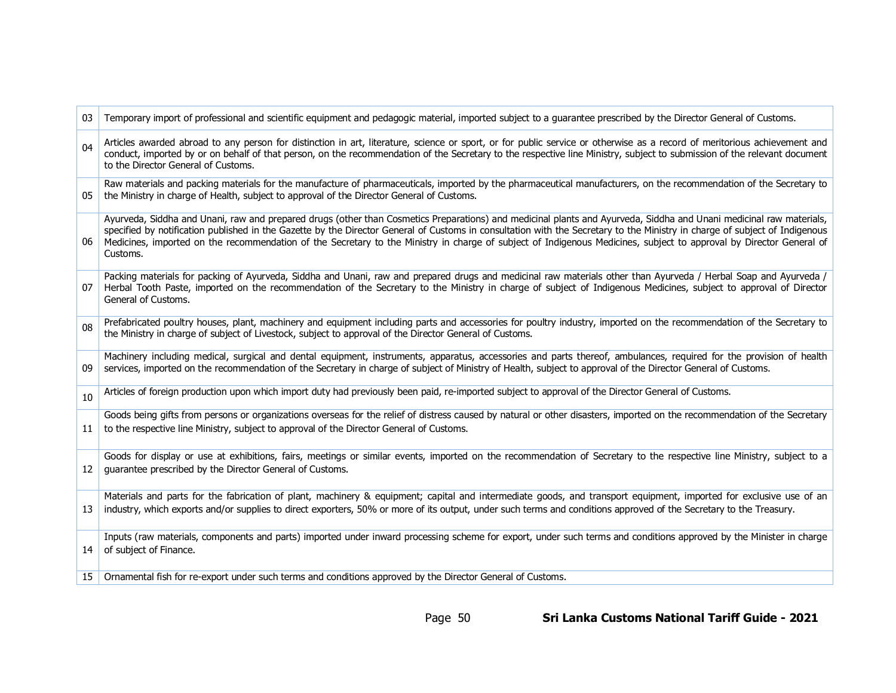| | |
|---|---|
| 03 | Temporary import of professional and scientific equipment and pedagogic material, imported subject to a guarantee prescribed by the Director General of Customs. |
| 04 | Articles awarded abroad to any person for distinction in art, literature, science or sport, or for public service or otherwise as a record of meritorious achievement and conduct, imported by or on behalf of that person, on the recommendation of the Secretary to the respective line Ministry, subject to submission of the relevant document to the Director General of Customs. |
| 05 | Raw materials and packing materials for the manufacture of pharmaceuticals, imported by the pharmaceutical manufacturers, on the recommendation of the Secretary to the Ministry in charge of Health, subject to approval of the Director General of Customs. |
| 06 | Ayurveda, Siddha and Unani, raw and prepared drugs (other than Cosmetics Preparations) and medicinal plants and Ayurveda, Siddha and Unani medicinal raw materials, specified by notification published in the Gazette by the Director General of Customs in consultation with the Secretary to the Ministry in charge of subject of Indigenous Medicines, imported on the recommendation of the Secretary to the Ministry in charge of subject of Indigenous Medicines, subject to approval by Director General of Customs. |
| 07 | Packing materials for packing of Ayurveda, Siddha and Unani, raw and prepared drugs and medicinal raw materials other than Ayurveda / Herbal Soap and Ayurveda / Herbal Tooth Paste, imported on the recommendation of the Secretary to the Ministry in charge of subject of Indigenous Medicines, subject to approval of Director General of Customs. |
| 08 | Prefabricated poultry houses, plant, machinery and equipment including parts and accessories for poultry industry, imported on the recommendation of the Secretary to the Ministry in charge of subject of Livestock, subject to approval of the Director General of Customs. |
| 09 | Machinery including medical, surgical and dental equipment, instruments, apparatus, accessories and parts thereof, ambulances, required for the provision of health services, imported on the recommendation of the Secretary in charge of subject of Ministry of Health, subject to approval of the Director General of Customs. |
| 10 | Articles of foreign production upon which import duty had previously been paid, re-imported subject to approval of the Director General of Customs. |
| 11 | Goods being gifts from persons or organizations overseas for the relief of distress caused by natural or other disasters, imported on the recommendation of the Secretary to the respective line Ministry, subject to approval of the Director General of Customs. |
| 12 | Goods for display or use at exhibitions, fairs, meetings or similar events, imported on the recommendation of Secretary to the respective line Ministry, subject to a guarantee prescribed by the Director General of Customs. |
| 13 | Materials and parts for the fabrication of plant, machinery & equipment; capital and intermediate goods, and transport equipment, imported for exclusive use of an industry, which exports and/or supplies to direct exporters, 50% or more of its output, under such terms and conditions approved of the Secretary to the Treasury. |
| 14 | Inputs (raw materials, components and parts) imported under inward processing scheme for export, under such terms and conditions approved by the Minister in charge of subject of Finance. |
| 15 | Ornamental fish for re-export under such terms and conditions approved by the Director General of Customs. |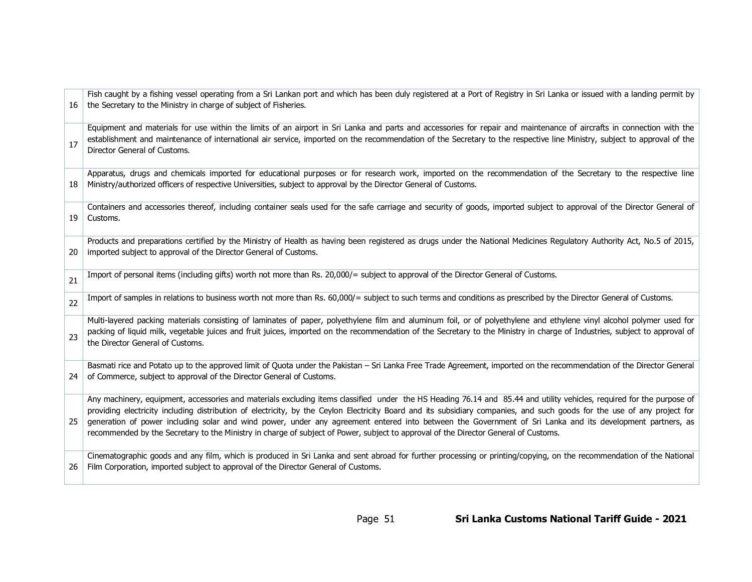| | |
|---|---|
| 16 | Fish caught by a fishing vessel operating from a Sri Lankan port and which has been duly registered at a Port of Registry in Sri Lanka or issued with a landing permit by the Secretary to the Ministry in charge of subject of Fisheries. |
| 17 | Equipment and materials for use within the limits of an airport in Sri Lanka and parts and accessories for repair and maintenance of aircrafts in connection with the establishment and maintenance of international air service, imported on the recommendation of the Secretary to the respective line Ministry, subject to approval of the Director General of Customs. |
| 18 | Apparatus, drugs and chemicals imported for educational purposes or for research work, imported on the recommendation of the Secretary to the respective line Ministry/authorized officers of respective Universities, subject to approval by the Director General of Customs. |
| 19 | Containers and accessories thereof, including container seals used for the safe carriage and security of goods, imported subject to approval of the Director General of Customs. |
| 20 | Products and preparations certified by the Ministry of Health as having been registered as drugs under the National Medicines Regulatory Authority Act, No.5 of 2015, imported subject to approval of the Director General of Customs. |
| 21 | Import of personal items (including gifts) worth not more than Rs. 20,000/= subject to approval of the Director General of Customs. |
| 22 | Import of samples in relations to business worth not more than Rs. 60,000/= subject to such terms and conditions as prescribed by the Director General of Customs. |
| 23 | Multi-layered packing materials consisting of laminates of paper, polyethylene film and aluminum foil, or of polyethylene and ethylene vinyl alcohol polymer used for packing of liquid milk, vegetable juices and fruit juices, imported on the recommendation of the Secretary to the Ministry in charge of Industries, subject to approval of the Director General of Customs. |
| 24 | Basmati rice and Potato up to the approved limit of Quota under the Pakistan – Sri Lanka Free Trade Agreement, imported on the recommendation of the Director General of Commerce, subject to approval of the Director General of Customs. |
| 25 | Any machinery, equipment, accessories and materials excluding items classified under the HS Heading 76.14 and 85.44 and utility vehicles, required for the purpose of providing electricity including distribution of electricity, by the Ceylon Electricity Board and its subsidiary companies, and such goods for the use of any project for generation of power including solar and wind power, under any agreement entered into between the Government of Sri Lanka and its development partners, as recommended by the Secretary to the Ministry in charge of subject of Power, subject to approval of the Director General of Customs. |
| 26 | Cinematographic goods and any film, which is produced in Sri Lanka and sent abroad for further processing or printing/copying, on the recommendation of the National Film Corporation, imported subject to approval of the Director General of Customs. |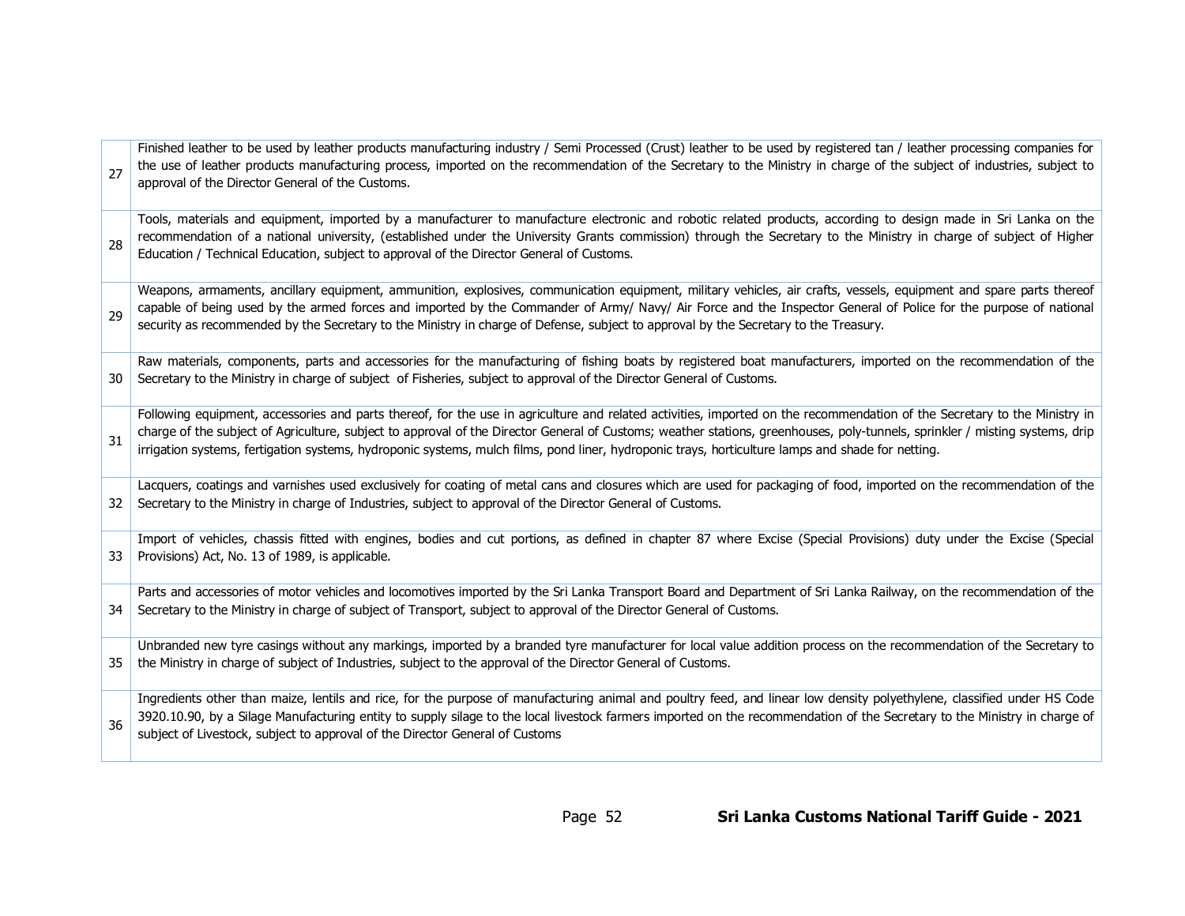| | |
|---|---|
| 27 | Finished leather to be used by leather products manufacturing industry / Semi Processed (Crust) leather to be used by registered tan / leather processing companies for the use of leather products manufacturing process, imported on the recommendation of the Secretary to the Ministry in charge of the subject of industries, subject to approval of the Director General of the Customs. |
| 28 | Tools, materials and equipment, imported by a manufacturer to manufacture electronic and robotic related products, according to design made in Sri Lanka on the recommendation of a national university, (established under the University Grants commission) through the Secretary to the Ministry in charge of subject of Higher Education / Technical Education, subject to approval of the Director General of Customs. |
| 29 | Weapons, armaments, ancillary equipment, ammunition, explosives, communication equipment, military vehicles, air crafts, vessels, equipment and spare parts thereof capable of being used by the armed forces and imported by the Commander of Army/ Navy/ Air Force and the Inspector General of Police for the purpose of national security as recommended by the Secretary to the Ministry in charge of Defense, subject to approval by the Secretary to the Treasury. |
| 30 | Raw materials, components, parts and accessories for the manufacturing of fishing boats by registered boat manufacturers, imported on the recommendation of the Secretary to the Ministry in charge of subject of Fisheries, subject to approval of the Director General of Customs. |
| 31 | Following equipment, accessories and parts thereof, for the use in agriculture and related activities, imported on the recommendation of the Secretary to the Ministry in charge of the subject of Agriculture, subject to approval of the Director General of Customs; weather stations, greenhouses, poly-tunnels, sprinkler / misting systems, drip irrigation systems, fertigation systems, hydroponic systems, mulch films, pond liner, hydroponic trays, horticulture lamps and shade for netting. |
| 32 | Lacquers, coatings and varnishes used exclusively for coating of metal cans and closures which are used for packaging of food, imported on the recommendation of the Secretary to the Ministry in charge of Industries, subject to approval of the Director General of Customs. |
| 33 | Import of vehicles, chassis fitted with engines, bodies and cut portions, as defined in chapter 87 where Excise (Special Provisions) duty under the Excise (Special Provisions) Act, No. 13 of 1989, is applicable. |
| 34 | Parts and accessories of motor vehicles and locomotives imported by the Sri Lanka Transport Board and Department of Sri Lanka Railway, on the recommendation of the Secretary to the Ministry in charge of subject of Transport, subject to approval of the Director General of Customs. |
| 35 | Unbranded new tyre casings without any markings, imported by a branded tyre manufacturer for local value addition process on the recommendation of the Secretary to the Ministry in charge of subject of Industries, subject to the approval of the Director General of Customs. |
| 36 | Ingredients other than maize, lentils and rice, for the purpose of manufacturing animal and poultry feed, and linear low density polyethylene, classified under HS Code 3920.10.90, by a Silage Manufacturing entity to supply silage to the local livestock farmers imported on the recommendation of the Secretary to the Ministry in charge of subject of Livestock, subject to approval of the Director General of Customs |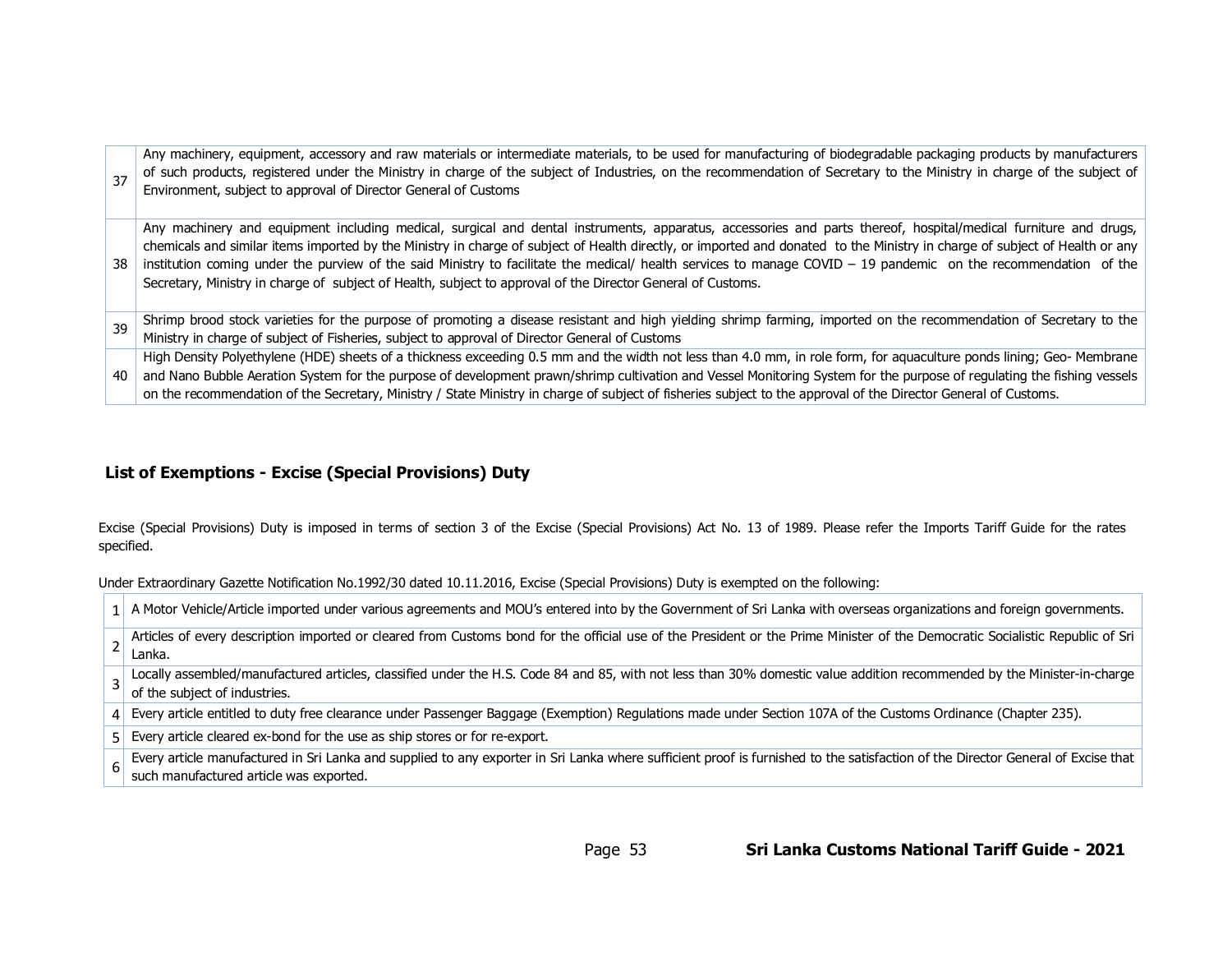| | |
|---|---|
| 37 | Any machinery, equipment, accessory and raw materials or intermediate materials, to be used for manufacturing of biodegradable packaging products by manufacturers of such products, registered under the Ministry in charge of the subject of Industries, on the recommendation of Secretary to the Ministry in charge of the subject of Environment, subject to approval of Director General of Customs |
| 38 | Any machinery and equipment including medical, surgical and dental instruments, apparatus, accessories and parts thereof, hospital/medical furniture and drugs, chemicals and similar items imported by the Ministry in charge of subject of Health directly, or imported and donated to the Ministry in charge of subject of Health or any institution coming under the purview of the said Ministry to facilitate the medical/ health services to manage COVID – 19 pandemic on the recommendation of the Secretary, Ministry in charge of subject of Health, subject to approval of the Director General of Customs. |
| 39 | Shrimp brood stock varieties for the purpose of promoting a disease resistant and high yielding shrimp farming, imported on the recommendation of Secretary to the Ministry in charge of subject of Fisheries, subject to approval of Director General of Customs |
| 40 | High Density Polyethylene (HDE) sheets of a thickness exceeding 0.5 mm and the width not less than 4.0 mm, in role form, for aquaculture ponds lining; Geo- Membrane and Nano Bubble Aeration System for the purpose of development prawn/shrimp cultivation and Vessel Monitoring System for the purpose of regulating the fishing vessels on the recommendation of the Secretary, Ministry / State Ministry in charge of subject of fisheries subject to the approval of the Director General of Customs. |

## List of Exemptions - Excise (Special Provisions) Duty

Excise (Special Provisions) Duty is imposed in terms of section 3 of the Excise (Special Provisions) Act No. 13 of 1989. Please refer the Imports Tariff Guide for the rates specified.

Under Extraordinary Gazette Notification No.1992/30 dated 10.11.2016, Excise (Special Provisions) Duty is exempted on the following:

| | |
|---|---|
| 1 | A Motor Vehicle/Article imported under various agreements and MOU's entered into by the Government of Sri Lanka with overseas organizations and foreign governments. |
| 2 | Articles of every description imported or cleared from Customs bond for the official use of the President or the Prime Minister of the Democratic Socialistic Republic of Sri Lanka. |
| 3 | Locally assembled/manufactured articles, classified under the H.S. Code 84 and 85, with not less than 30% domestic value addition recommended by the Minister-in-charge of the subject of industries. |
| 4 | Every article entitled to duty free clearance under Passenger Baggage (Exemption) Regulations made under Section 107A of the Customs Ordinance (Chapter 235). |
| 5 | Every article cleared ex-bond for the use as ship stores or for re-export. |
| 6 | Every article manufactured in Sri Lanka and supplied to any exporter in Sri Lanka where sufficient proof is furnished to the satisfaction of the Director General of Excise that such manufactured article was exported. |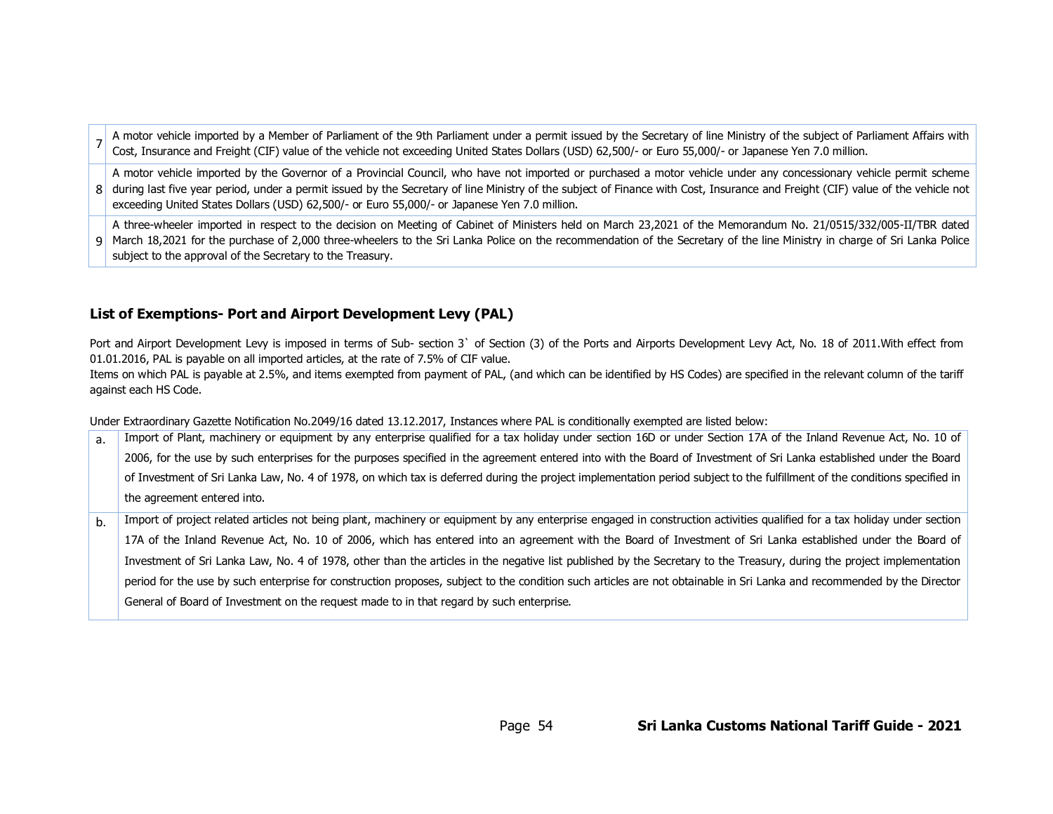| | |
|---|---|
| 7 | A motor vehicle imported by a Member of Parliament of the 9th Parliament under a permit issued by the Secretary of line Ministry of the subject of Parliament Affairs with Cost, Insurance and Freight (CIF) value of the vehicle not exceeding United States Dollars (USD) 62,500/- or Euro 55,000/- or Japanese Yen 7.0 million. |
| 8 | A motor vehicle imported by the Governor of a Provincial Council, who have not imported or purchased a motor vehicle under any concessionary vehicle permit scheme during last five year period, under a permit issued by the Secretary of line Ministry of the subject of Finance with Cost, Insurance and Freight (CIF) value of the vehicle not exceeding United States Dollars (USD) 62,500/- or Euro 55,000/- or Japanese Yen 7.0 million. |
| 9 | A three-wheeler imported in respect to the decision on Meeting of Cabinet of Ministers held on March 23,2021 of the Memorandum No. 21/0515/332/005-II/TBR dated March 18,2021 for the purchase of 2,000 three-wheelers to the Sri Lanka Police on the recommendation of the Secretary of the line Ministry in charge of Sri Lanka Police subject to the approval of the Secretary to the Treasury. |

## List of Exemptions- Port and Airport Development Levy (PAL)

Port and Airport Development Levy is imposed in terms of Sub- section 3` of Section (3) of the Ports and Airports Development Levy Act, No. 18 of 2011.With effect from 01.01.2016, PAL is payable on all imported articles, at the rate of 7.5% of CIF value.
Items on which PAL is payable at 2.5%, and items exempted from payment of PAL, (and which can be identified by HS Codes) are specified in the relevant column of the tariff against each HS Code.

Under Extraordinary Gazette Notification No.2049/16 dated 13.12.2017, Instances where PAL is conditionally exempted are listed below:

| | |
|---|---|
| a. | Import of Plant, machinery or equipment by any enterprise qualified for a tax holiday under section 16D or under Section 17A of the Inland Revenue Act, No. 10 of 2006, for the use by such enterprises for the purposes specified in the agreement entered into with the Board of Investment of Sri Lanka established under the Board of Investment of Sri Lanka Law, No. 4 of 1978, on which tax is deferred during the project implementation period subject to the fulfillment of the conditions specified in the agreement entered into. |
| b. | Import of project related articles not being plant, machinery or equipment by any enterprise engaged in construction activities qualified for a tax holiday under section 17A of the Inland Revenue Act, No. 10 of 2006, which has entered into an agreement with the Board of Investment of Sri Lanka established under the Board of Investment of Sri Lanka Law, No. 4 of 1978, other than the articles in the negative list published by the Secretary to the Treasury, during the project implementation period for the use by such enterprise for construction proposes, subject to the condition such articles are not obtainable in Sri Lanka and recommended by the Director General of Board of Investment on the request made to in that regard by such enterprise. |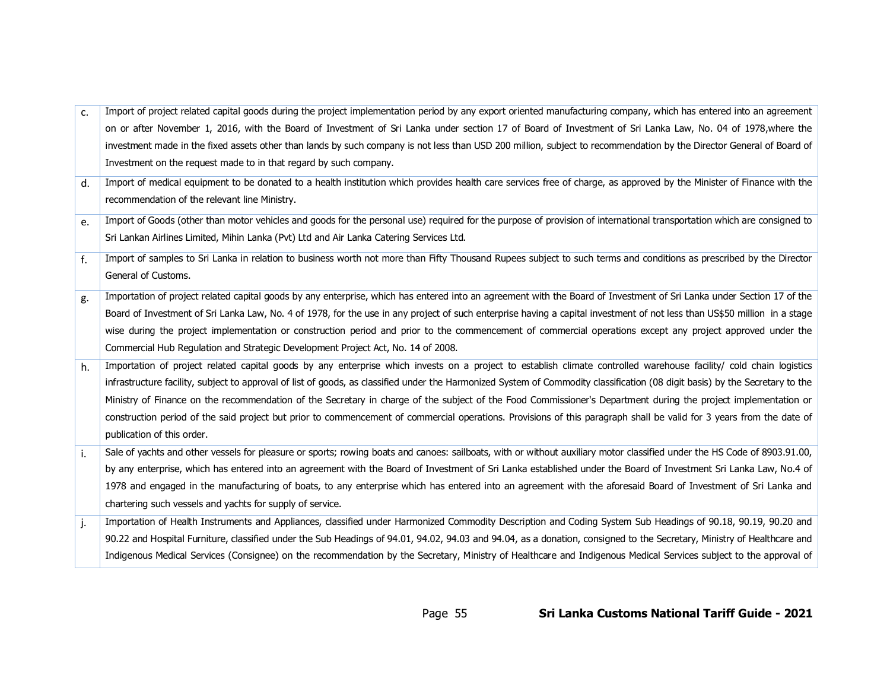| | |
|---|---|
| c. | Import of project related capital goods during the project implementation period by any export oriented manufacturing company, which has entered into an agreement on or after November 1, 2016, with the Board of Investment of Sri Lanka under section 17 of Board of Investment of Sri Lanka Law, No. 04 of 1978,where the investment made in the fixed assets other than lands by such company is not less than USD 200 million, subject to recommendation by the Director General of Board of Investment on the request made to in that regard by such company. |
| d. | Import of medical equipment to be donated to a health institution which provides health care services free of charge, as approved by the Minister of Finance with the recommendation of the relevant line Ministry. |
| e. | Import of Goods (other than motor vehicles and goods for the personal use) required for the purpose of provision of international transportation which are consigned to Sri Lankan Airlines Limited, Mihin Lanka (Pvt) Ltd and Air Lanka Catering Services Ltd. |
| f. | Import of samples to Sri Lanka in relation to business worth not more than Fifty Thousand Rupees subject to such terms and conditions as prescribed by the Director General of Customs. |
| g. | Importation of project related capital goods by any enterprise, which has entered into an agreement with the Board of Investment of Sri Lanka under Section 17 of the Board of Investment of Sri Lanka Law, No. 4 of 1978, for the use in any project of such enterprise having a capital investment of not less than US$50 million in a stage wise during the project implementation or construction period and prior to the commencement of commercial operations except any project approved under the Commercial Hub Regulation and Strategic Development Project Act, No. 14 of 2008. |
| h. | Importation of project related capital goods by any enterprise which invests on a project to establish climate controlled warehouse facility/ cold chain logistics infrastructure facility, subject to approval of list of goods, as classified under the Harmonized System of Commodity classification (08 digit basis) by the Secretary to the Ministry of Finance on the recommendation of the Secretary in charge of the subject of the Food Commissioner's Department during the project implementation or construction period of the said project but prior to commencement of commercial operations. Provisions of this paragraph shall be valid for 3 years from the date of publication of this order. |
| i. | Sale of yachts and other vessels for pleasure or sports; rowing boats and canoes: sailboats, with or without auxiliary motor classified under the HS Code of 8903.91.00, by any enterprise, which has entered into an agreement with the Board of Investment of Sri Lanka established under the Board of Investment Sri Lanka Law, No.4 of 1978 and engaged in the manufacturing of boats, to any enterprise which has entered into an agreement with the aforesaid Board of Investment of Sri Lanka and chartering such vessels and yachts for supply of service. |
| j. | Importation of Health Instruments and Appliances, classified under Harmonized Commodity Description and Coding System Sub Headings of 90.18, 90.19, 90.20 and 90.22 and Hospital Furniture, classified under the Sub Headings of 94.01, 94.02, 94.03 and 94.04, as a donation, consigned to the Secretary, Ministry of Healthcare and Indigenous Medical Services (Consignee) on the recommendation by the Secretary, Ministry of Healthcare and Indigenous Medical Services subject to the approval of |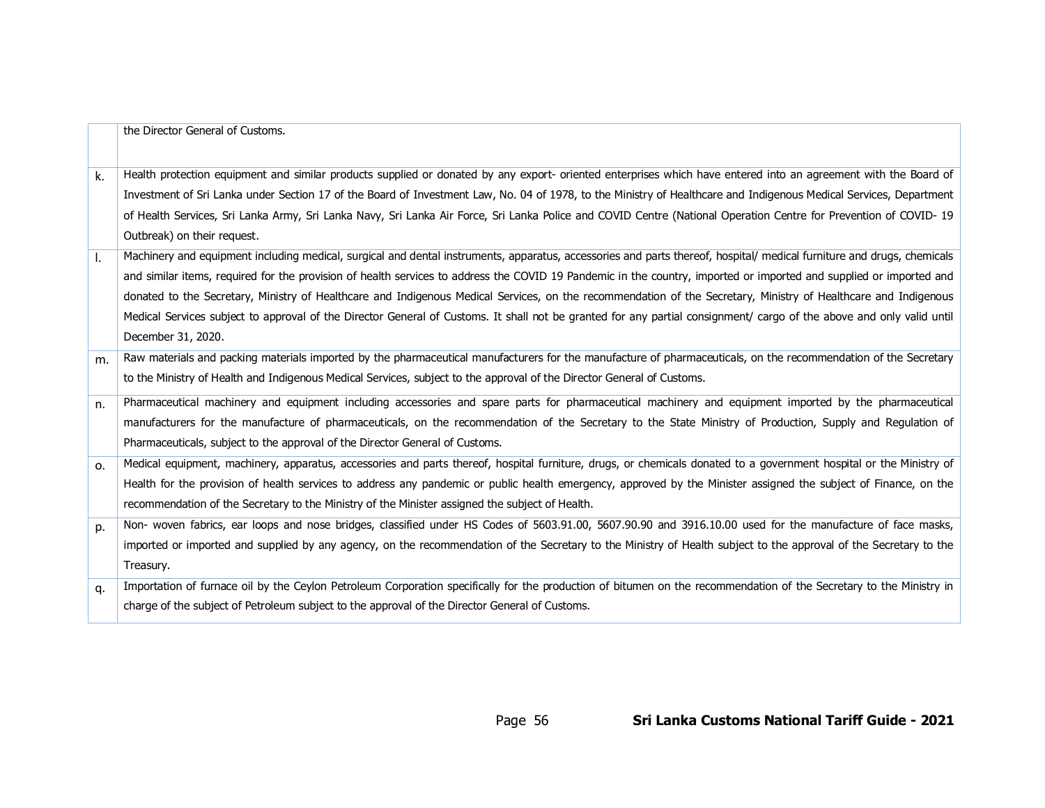| | |
|---|---|
| | the Director General of Customs. |
| k. | Health protection equipment and similar products supplied or donated by any export- oriented enterprises which have entered into an agreement with the Board of Investment of Sri Lanka under Section 17 of the Board of Investment Law, No. 04 of 1978, to the Ministry of Healthcare and Indigenous Medical Services, Department of Health Services, Sri Lanka Army, Sri Lanka Navy, Sri Lanka Air Force, Sri Lanka Police and COVID Centre (National Operation Centre for Prevention of COVID- 19 Outbreak) on their request. |
| l. | Machinery and equipment including medical, surgical and dental instruments, apparatus, accessories and parts thereof, hospital/ medical furniture and drugs, chemicals and similar items, required for the provision of health services to address the COVID 19 Pandemic in the country, imported or imported and supplied or imported and donated to the Secretary, Ministry of Healthcare and Indigenous Medical Services, on the recommendation of the Secretary, Ministry of Healthcare and Indigenous Medical Services subject to approval of the Director General of Customs. It shall not be granted for any partial consignment/ cargo of the above and only valid until December 31, 2020. |
| m. | Raw materials and packing materials imported by the pharmaceutical manufacturers for the manufacture of pharmaceuticals, on the recommendation of the Secretary to the Ministry of Health and Indigenous Medical Services, subject to the approval of the Director General of Customs. |
| n. | Pharmaceutical machinery and equipment including accessories and spare parts for pharmaceutical machinery and equipment imported by the pharmaceutical manufacturers for the manufacture of pharmaceuticals, on the recommendation of the Secretary to the State Ministry of Production, Supply and Regulation of Pharmaceuticals, subject to the approval of the Director General of Customs. |
| o. | Medical equipment, machinery, apparatus, accessories and parts thereof, hospital furniture, drugs, or chemicals donated to a government hospital or the Ministry of Health for the provision of health services to address any pandemic or public health emergency, approved by the Minister assigned the subject of Finance, on the recommendation of the Secretary to the Ministry of the Minister assigned the subject of Health. |
| p. | Non- woven fabrics, ear loops and nose bridges, classified under HS Codes of 5603.91.00, 5607.90.90 and 3916.10.00 used for the manufacture of face masks, imported or imported and supplied by any agency, on the recommendation of the Secretary to the Ministry of Health subject to the approval of the Secretary to the Treasury. |
| q. | Importation of furnace oil by the Ceylon Petroleum Corporation specifically for the production of bitumen on the recommendation of the Secretary to the Ministry in charge of the subject of Petroleum subject to the approval of the Director General of Customs. |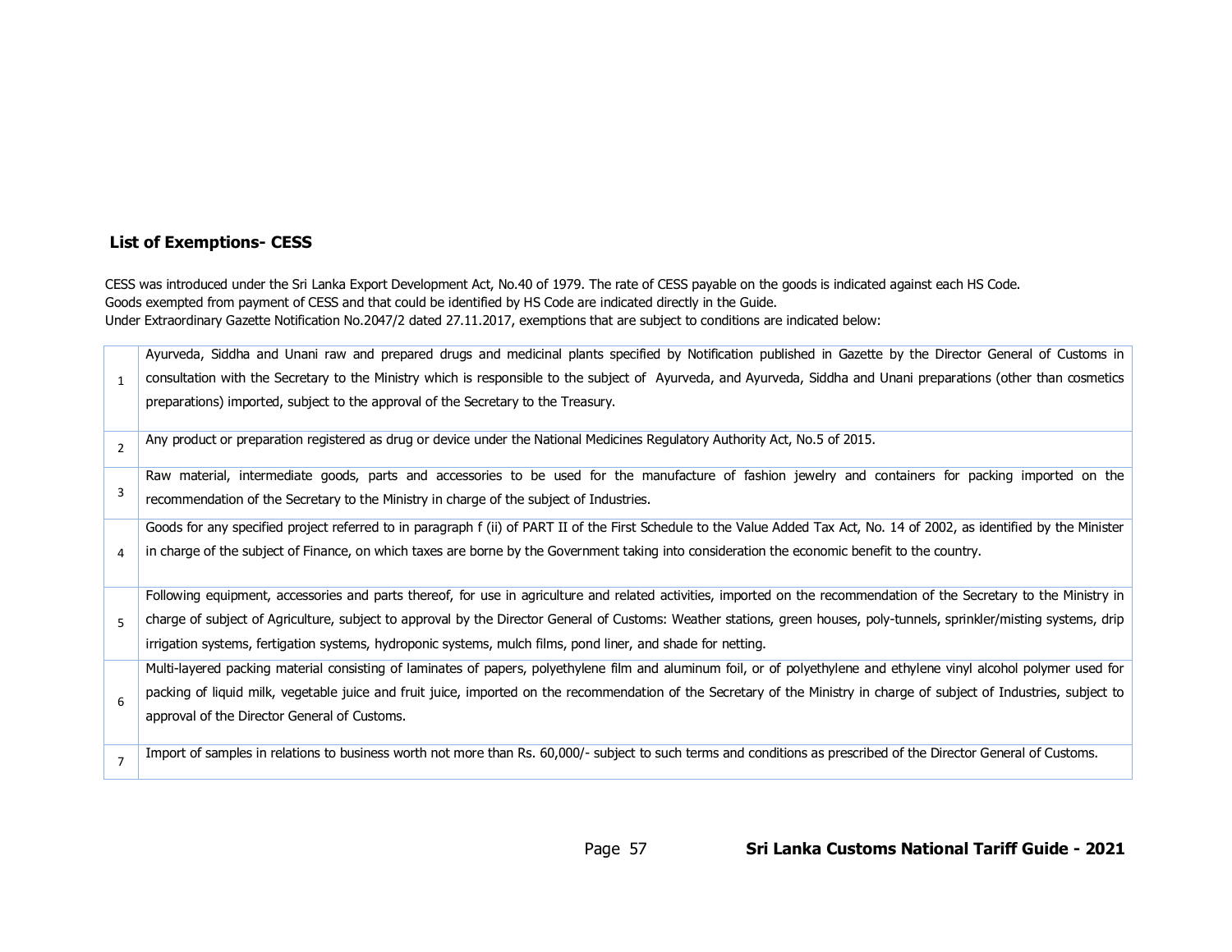## List of Exemptions- CESS

CESS was introduced under the Sri Lanka Export Development Act, No.40 of 1979. The rate of CESS payable on the goods is indicated against each HS Code.
Goods exempted from payment of CESS and that could be identified by HS Code are indicated directly in the Guide.
Under Extraordinary Gazette Notification No.2047/2 dated 27.11.2017, exemptions that are subject to conditions are indicated below:

| | |
|---|---|
| 1 | Ayurveda, Siddha and Unani raw and prepared drugs and medicinal plants specified by Notification published in Gazette by the Director General of Customs in consultation with the Secretary to the Ministry which is responsible to the subject of Ayurveda, and Ayurveda, Siddha and Unani preparations (other than cosmetics preparations) imported, subject to the approval of the Secretary to the Treasury. |
| 2 | Any product or preparation registered as drug or device under the National Medicines Regulatory Authority Act, No.5 of 2015. |
| 3 | Raw material, intermediate goods, parts and accessories to be used for the manufacture of fashion jewelry and containers for packing imported on the recommendation of the Secretary to the Ministry in charge of the subject of Industries. |
| 4 | Goods for any specified project referred to in paragraph f (ii) of PART II of the First Schedule to the Value Added Tax Act, No. 14 of 2002, as identified by the Minister in charge of the subject of Finance, on which taxes are borne by the Government taking into consideration the economic benefit to the country. |
| 5 | Following equipment, accessories and parts thereof, for use in agriculture and related activities, imported on the recommendation of the Secretary to the Ministry in charge of subject of Agriculture, subject to approval by the Director General of Customs: Weather stations, green houses, poly-tunnels, sprinkler/misting systems, drip irrigation systems, fertigation systems, hydroponic systems, mulch films, pond liner, and shade for netting. |
| 6 | Multi-layered packing material consisting of laminates of papers, polyethylene film and aluminum foil, or of polyethylene and ethylene vinyl alcohol polymer used for packing of liquid milk, vegetable juice and fruit juice, imported on the recommendation of the Secretary of the Ministry in charge of subject of Industries, subject to approval of the Director General of Customs. |
| 7 | Import of samples in relations to business worth not more than Rs. 60,000/- subject to such terms and conditions as prescribed of the Director General of Customs. |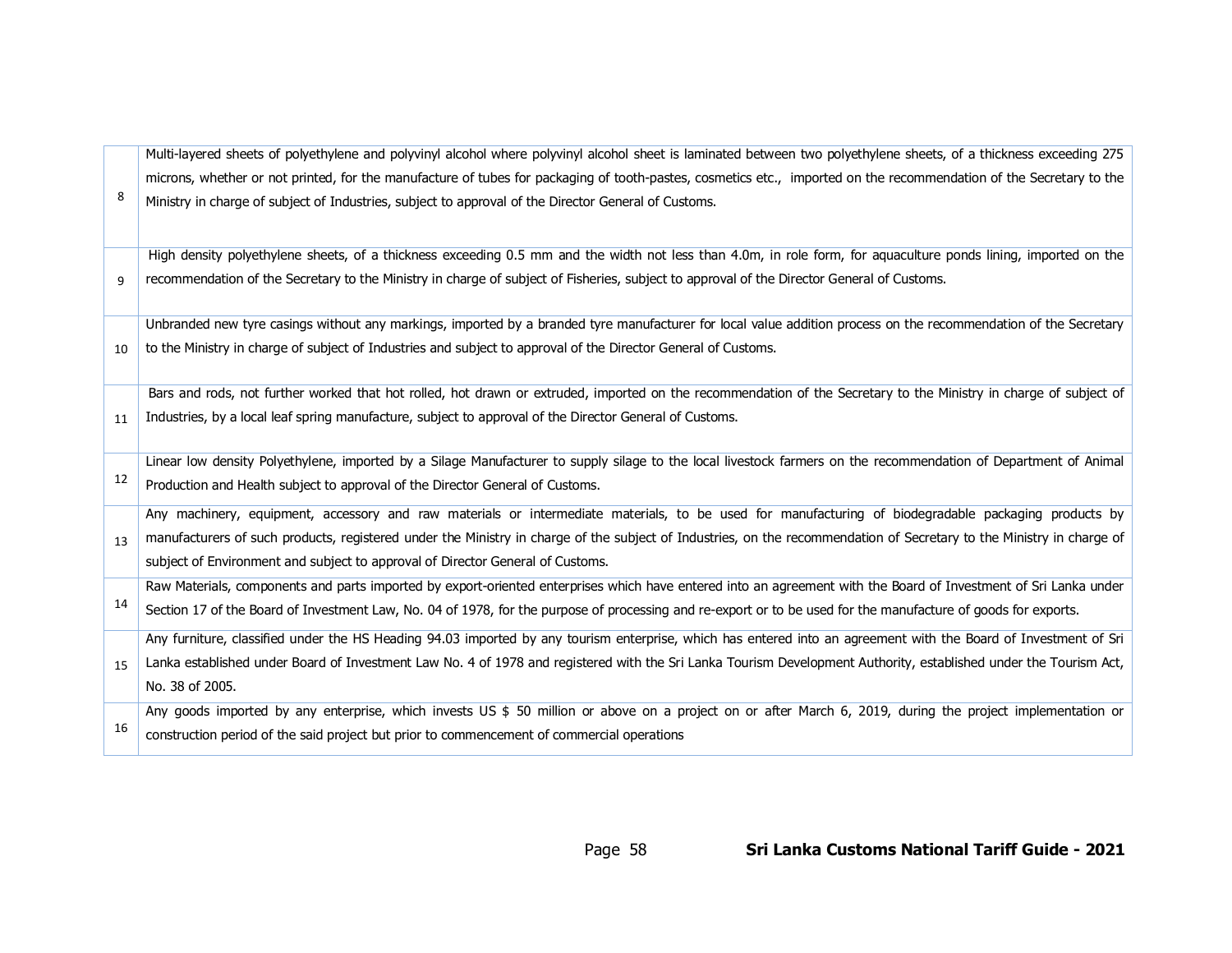| | |
|---|---|
| 8 | Multi-layered sheets of polyethylene and polyvinyl alcohol where polyvinyl alcohol sheet is laminated between two polyethylene sheets, of a thickness exceeding 275 microns, whether or not printed, for the manufacture of tubes for packaging of tooth-pastes, cosmetics etc., imported on the recommendation of the Secretary to the Ministry in charge of subject of Industries, subject to approval of the Director General of Customs. |
| 9 | High density polyethylene sheets, of a thickness exceeding 0.5 mm and the width not less than 4.0m, in role form, for aquaculture ponds lining, imported on the recommendation of the Secretary to the Ministry in charge of subject of Fisheries, subject to approval of the Director General of Customs. |
| 10 | Unbranded new tyre casings without any markings, imported by a branded tyre manufacturer for local value addition process on the recommendation of the Secretary to the Ministry in charge of subject of Industries and subject to approval of the Director General of Customs. |
| 11 | Bars and rods, not further worked that hot rolled, hot drawn or extruded, imported on the recommendation of the Secretary to the Ministry in charge of subject of Industries, by a local leaf spring manufacture, subject to approval of the Director General of Customs. |
| 12 | Linear low density Polyethylene, imported by a Silage Manufacturer to supply silage to the local livestock farmers on the recommendation of Department of Animal Production and Health subject to approval of the Director General of Customs. |
| 13 | Any machinery, equipment, accessory and raw materials or intermediate materials, to be used for manufacturing of biodegradable packaging products by manufacturers of such products, registered under the Ministry in charge of the subject of Industries, on the recommendation of Secretary to the Ministry in charge of subject of Environment and subject to approval of Director General of Customs. |
| 14 | Raw Materials, components and parts imported by export-oriented enterprises which have entered into an agreement with the Board of Investment of Sri Lanka under Section 17 of the Board of Investment Law, No. 04 of 1978, for the purpose of processing and re-export or to be used for the manufacture of goods for exports. |
| 15 | Any furniture, classified under the HS Heading 94.03 imported by any tourism enterprise, which has entered into an agreement with the Board of Investment of Sri Lanka established under Board of Investment Law No. 4 of 1978 and registered with the Sri Lanka Tourism Development Authority, established under the Tourism Act, No. 38 of 2005. |
| 16 | Any goods imported by any enterprise, which invests US $ 50 million or above on a project on or after March 6, 2019, during the project implementation or construction period of the said project but prior to commencement of commercial operations |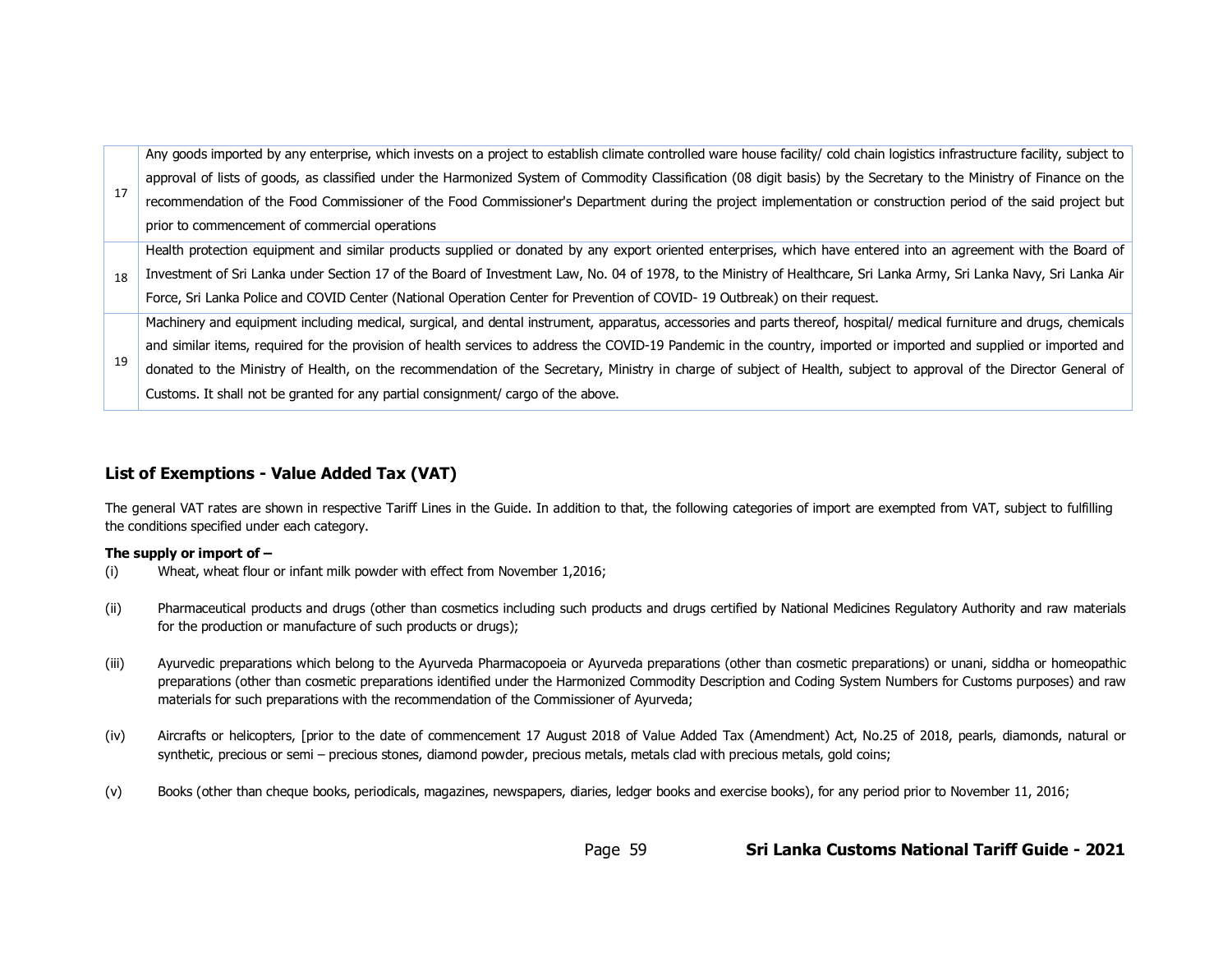| | |
|---|---|
| 17 | Any goods imported by any enterprise, which invests on a project to establish climate controlled ware house facility/ cold chain logistics infrastructure facility, subject to approval of lists of goods, as classified under the Harmonized System of Commodity Classification (08 digit basis) by the Secretary to the Ministry of Finance on the recommendation of the Food Commissioner of the Food Commissioner's Department during the project implementation or construction period of the said project but prior to commencement of commercial operations |
| 18 | Health protection equipment and similar products supplied or donated by any export oriented enterprises, which have entered into an agreement with the Board of Investment of Sri Lanka under Section 17 of the Board of Investment Law, No. 04 of 1978, to the Ministry of Healthcare, Sri Lanka Army, Sri Lanka Navy, Sri Lanka Air Force, Sri Lanka Police and COVID Center (National Operation Center for Prevention of COVID- 19 Outbreak) on their request. |
| 19 | Machinery and equipment including medical, surgical, and dental instrument, apparatus, accessories and parts thereof, hospital/ medical furniture and drugs, chemicals and similar items, required for the provision of health services to address the COVID-19 Pandemic in the country, imported or imported and supplied or imported and donated to the Ministry of Health, on the recommendation of the Secretary, Ministry in charge of subject of Health, subject to approval of the Director General of Customs. It shall not be granted for any partial consignment/ cargo of the above. |

## List of Exemptions - Value Added Tax (VAT)

The general VAT rates are shown in respective Tariff Lines in the Guide. In addition to that, the following categories of import are exempted from VAT, subject to fulfilling the conditions specified under each category.

**The supply or import of –**

(i) Wheat, wheat flour or infant milk powder with effect from November 1,2016;

(ii) Pharmaceutical products and drugs (other than cosmetics including such products and drugs certified by National Medicines Regulatory Authority and raw materials for the production or manufacture of such products or drugs);

(iii) Ayurvedic preparations which belong to the Ayurveda Pharmacopoeia or Ayurveda preparations (other than cosmetic preparations) or unani, siddha or homeopathic preparations (other than cosmetic preparations identified under the Harmonized Commodity Description and Coding System Numbers for Customs purposes) and raw materials for such preparations with the recommendation of the Commissioner of Ayurveda;

(iv) Aircrafts or helicopters, [prior to the date of commencement 17 August 2018 of Value Added Tax (Amendment) Act, No.25 of 2018, pearls, diamonds, natural or synthetic, precious or semi – precious stones, diamond powder, precious metals, metals clad with precious metals, gold coins;

(v) Books (other than cheque books, periodicals, magazines, newspapers, diaries, ledger books and exercise books), for any period prior to November 11, 2016;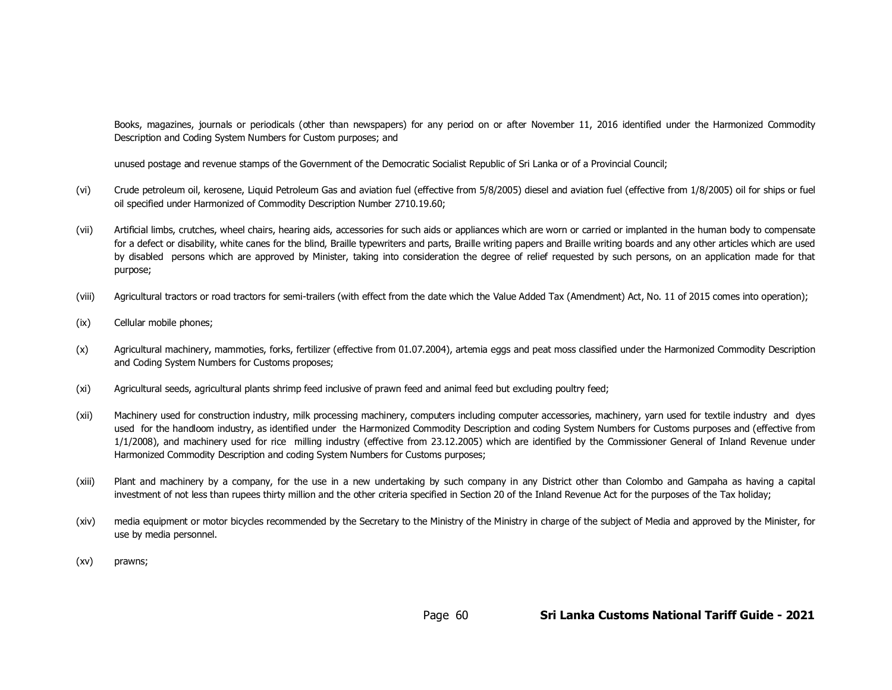Books, magazines, journals or periodicals (other than newspapers) for any period on or after November 11, 2016 identified under the Harmonized Commodity Description and Coding System Numbers for Custom purposes; and

unused postage and revenue stamps of the Government of the Democratic Socialist Republic of Sri Lanka or of a Provincial Council;

(vi) Crude petroleum oil, kerosene, Liquid Petroleum Gas and aviation fuel (effective from 5/8/2005) diesel and aviation fuel (effective from 1/8/2005) oil for ships or fuel oil specified under Harmonized of Commodity Description Number 2710.19.60;

(vii) Artificial limbs, crutches, wheel chairs, hearing aids, accessories for such aids or appliances which are worn or carried or implanted in the human body to compensate for a defect or disability, white canes for the blind, Braille typewriters and parts, Braille writing papers and Braille writing boards and any other articles which are used by disabled persons which are approved by Minister, taking into consideration the degree of relief requested by such persons, on an application made for that purpose;

(viii) Agricultural tractors or road tractors for semi-trailers (with effect from the date which the Value Added Tax (Amendment) Act, No. 11 of 2015 comes into operation);

(ix) Cellular mobile phones;

(x) Agricultural machinery, mammoties, forks, fertilizer (effective from 01.07.2004), artemia eggs and peat moss classified under the Harmonized Commodity Description and Coding System Numbers for Customs proposes;

(xi) Agricultural seeds, agricultural plants shrimp feed inclusive of prawn feed and animal feed but excluding poultry feed;

(xii) Machinery used for construction industry, milk processing machinery, computers including computer accessories, machinery, yarn used for textile industry and dyes used for the handloom industry, as identified under the Harmonized Commodity Description and coding System Numbers for Customs purposes and (effective from 1/1/2008), and machinery used for rice milling industry (effective from 23.12.2005) which are identified by the Commissioner General of Inland Revenue under Harmonized Commodity Description and coding System Numbers for Customs purposes;

(xiii) Plant and machinery by a company, for the use in a new undertaking by such company in any District other than Colombo and Gampaha as having a capital investment of not less than rupees thirty million and the other criteria specified in Section 20 of the Inland Revenue Act for the purposes of the Tax holiday;

(xiv) media equipment or motor bicycles recommended by the Secretary to the Ministry of the Ministry in charge of the subject of Media and approved by the Minister, for use by media personnel.

(xv) prawns;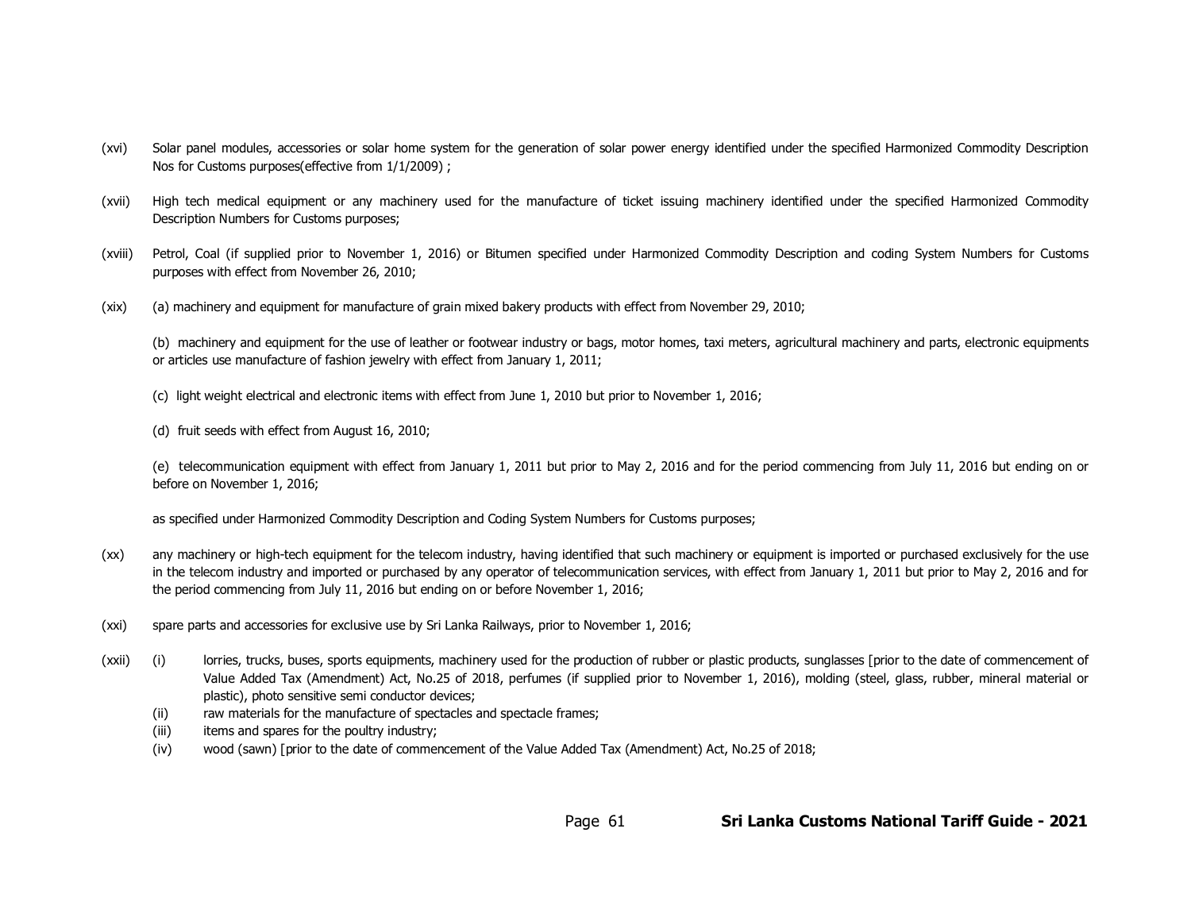(xvi) Solar panel modules, accessories or solar home system for the generation of solar power energy identified under the specified Harmonized Commodity Description Nos for Customs purposes(effective from 1/1/2009) ;

(xvii) High tech medical equipment or any machinery used for the manufacture of ticket issuing machinery identified under the specified Harmonized Commodity Description Numbers for Customs purposes;

(xviii) Petrol, Coal (if supplied prior to November 1, 2016) or Bitumen specified under Harmonized Commodity Description and coding System Numbers for Customs purposes with effect from November 26, 2010;

(xix) (a) machinery and equipment for manufacture of grain mixed bakery products with effect from November 29, 2010;

(b) machinery and equipment for the use of leather or footwear industry or bags, motor homes, taxi meters, agricultural machinery and parts, electronic equipments or articles use manufacture of fashion jewelry with effect from January 1, 2011;

(c) light weight electrical and electronic items with effect from June 1, 2010 but prior to November 1, 2016;

(d) fruit seeds with effect from August 16, 2010;

(e) telecommunication equipment with effect from January 1, 2011 but prior to May 2, 2016 and for the period commencing from July 11, 2016 but ending on or before on November 1, 2016;

as specified under Harmonized Commodity Description and Coding System Numbers for Customs purposes;

(xx) any machinery or high-tech equipment for the telecom industry, having identified that such machinery or equipment is imported or purchased exclusively for the use in the telecom industry and imported or purchased by any operator of telecommunication services, with effect from January 1, 2011 but prior to May 2, 2016 and for the period commencing from July 11, 2016 but ending on or before November 1, 2016;

(xxi) spare parts and accessories for exclusive use by Sri Lanka Railways, prior to November 1, 2016;

(xxii) (i) lorries, trucks, buses, sports equipments, machinery used for the production of rubber or plastic products, sunglasses [prior to the date of commencement of Value Added Tax (Amendment) Act, No.25 of 2018, perfumes (if supplied prior to November 1, 2016), molding (steel, glass, rubber, mineral material or plastic), photo sensitive semi conductor devices;

(ii) raw materials for the manufacture of spectacles and spectacle frames;

(iii) items and spares for the poultry industry;

(iv) wood (sawn) [prior to the date of commencement of the Value Added Tax (Amendment) Act, No.25 of 2018;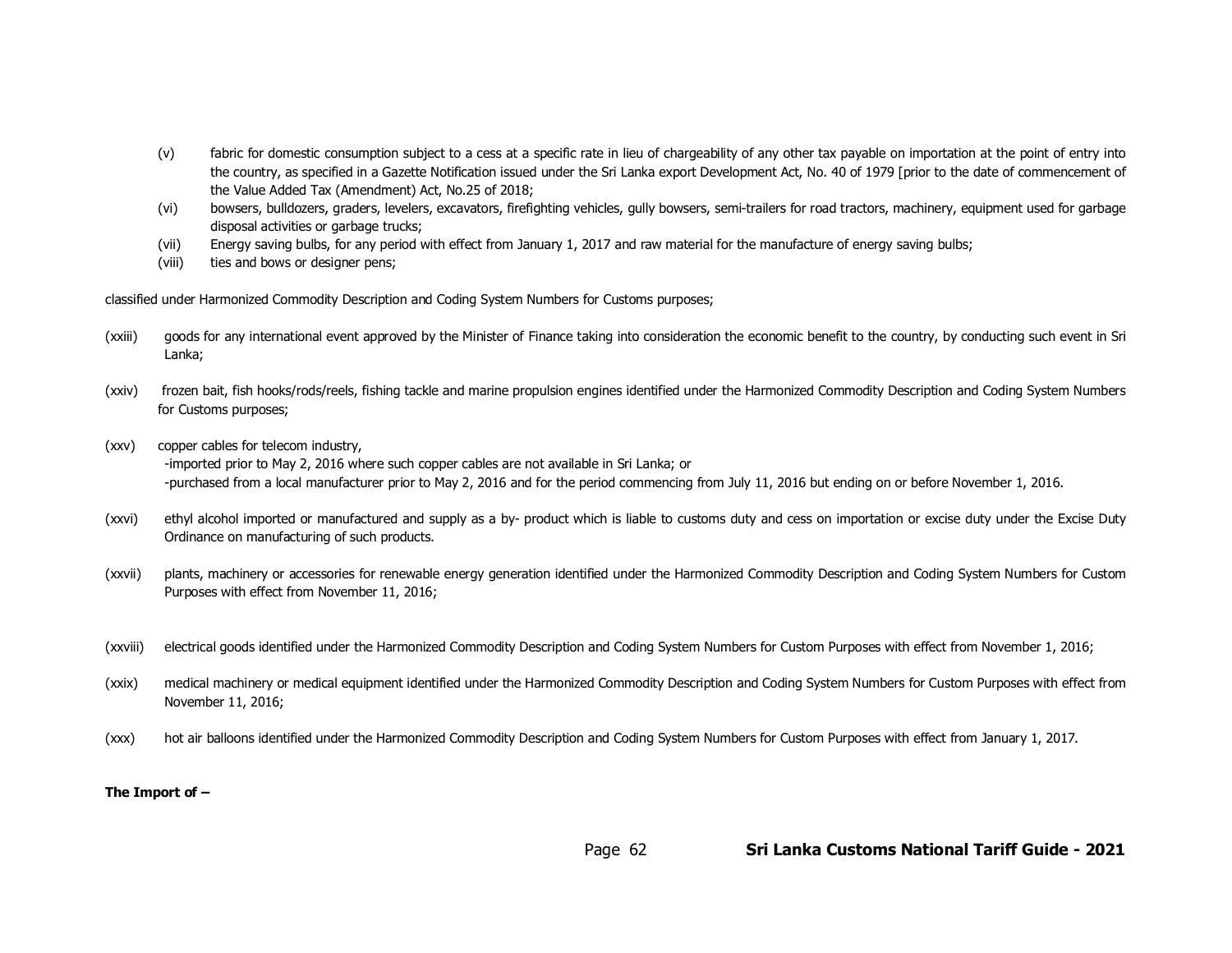(v) fabric for domestic consumption subject to a cess at a specific rate in lieu of chargeability of any other tax payable on importation at the point of entry into the country, as specified in a Gazette Notification issued under the Sri Lanka export Development Act, No. 40 of 1979 [prior to the date of commencement of the Value Added Tax (Amendment) Act, No.25 of 2018;

(vi) bowsers, bulldozers, graders, levelers, excavators, firefighting vehicles, gully bowsers, semi-trailers for road tractors, machinery, equipment used for garbage disposal activities or garbage trucks;

(vii) Energy saving bulbs, for any period with effect from January 1, 2017 and raw material for the manufacture of energy saving bulbs;

(viii) ties and bows or designer pens;

classified under Harmonized Commodity Description and Coding System Numbers for Customs purposes;

(xxiii) goods for any international event approved by the Minister of Finance taking into consideration the economic benefit to the country, by conducting such event in Sri Lanka;

(xxiv) frozen bait, fish hooks/rods/reels, fishing tackle and marine propulsion engines identified under the Harmonized Commodity Description and Coding System Numbers for Customs purposes;

(xxv) copper cables for telecom industry,
-imported prior to May 2, 2016 where such copper cables are not available in Sri Lanka; or
-purchased from a local manufacturer prior to May 2, 2016 and for the period commencing from July 11, 2016 but ending on or before November 1, 2016.

(xxvi) ethyl alcohol imported or manufactured and supply as a by- product which is liable to customs duty and cess on importation or excise duty under the Excise Duty Ordinance on manufacturing of such products.

(xxvii) plants, machinery or accessories for renewable energy generation identified under the Harmonized Commodity Description and Coding System Numbers for Custom Purposes with effect from November 11, 2016;

(xxviii) electrical goods identified under the Harmonized Commodity Description and Coding System Numbers for Custom Purposes with effect from November 1, 2016;

(xxix) medical machinery or medical equipment identified under the Harmonized Commodity Description and Coding System Numbers for Custom Purposes with effect from November 11, 2016;

(xxx) hot air balloons identified under the Harmonized Commodity Description and Coding System Numbers for Custom Purposes with effect from January 1, 2017.

**The Import of –**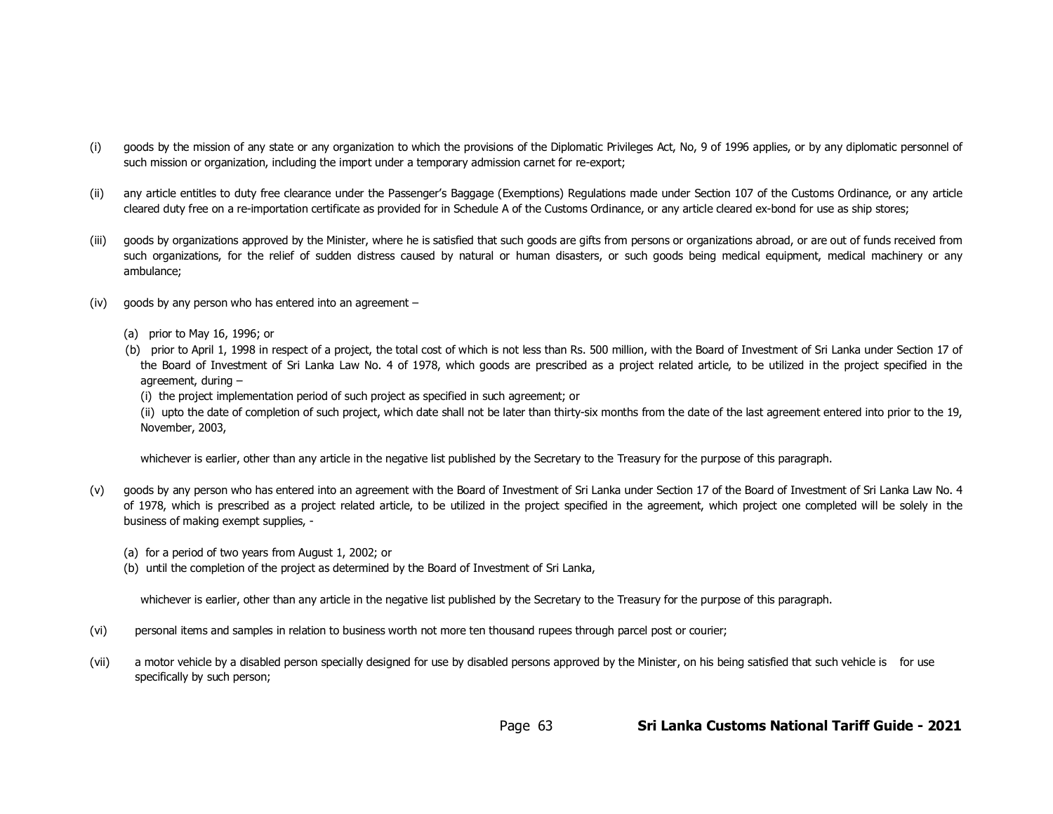(i) goods by the mission of any state or any organization to which the provisions of the Diplomatic Privileges Act, No, 9 of 1996 applies, or by any diplomatic personnel of such mission or organization, including the import under a temporary admission carnet for re-export;

(ii) any article entitles to duty free clearance under the Passenger's Baggage (Exemptions) Regulations made under Section 107 of the Customs Ordinance, or any article cleared duty free on a re-importation certificate as provided for in Schedule A of the Customs Ordinance, or any article cleared ex-bond for use as ship stores;

(iii) goods by organizations approved by the Minister, where he is satisfied that such goods are gifts from persons or organizations abroad, or are out of funds received from such organizations, for the relief of sudden distress caused by natural or human disasters, or such goods being medical equipment, medical machinery or any ambulance;

(iv) goods by any person who has entered into an agreement –

(a) prior to May 16, 1996; or

(b) prior to April 1, 1998 in respect of a project, the total cost of which is not less than Rs. 500 million, with the Board of Investment of Sri Lanka under Section 17 of the Board of Investment of Sri Lanka Law No. 4 of 1978, which goods are prescribed as a project related article, to be utilized in the project specified in the agreement, during –

(i) the project implementation period of such project as specified in such agreement; or

(ii) upto the date of completion of such project, which date shall not be later than thirty-six months from the date of the last agreement entered into prior to the 19, November, 2003,

whichever is earlier, other than any article in the negative list published by the Secretary to the Treasury for the purpose of this paragraph.

(v) goods by any person who has entered into an agreement with the Board of Investment of Sri Lanka under Section 17 of the Board of Investment of Sri Lanka Law No. 4 of 1978, which is prescribed as a project related article, to be utilized in the project specified in the agreement, which project one completed will be solely in the business of making exempt supplies, -

(a) for a period of two years from August 1, 2002; or

(b) until the completion of the project as determined by the Board of Investment of Sri Lanka,

whichever is earlier, other than any article in the negative list published by the Secretary to the Treasury for the purpose of this paragraph.

(vi) personal items and samples in relation to business worth not more ten thousand rupees through parcel post or courier;

(vii) a motor vehicle by a disabled person specially designed for use by disabled persons approved by the Minister, on his being satisfied that such vehicle is for use specifically by such person;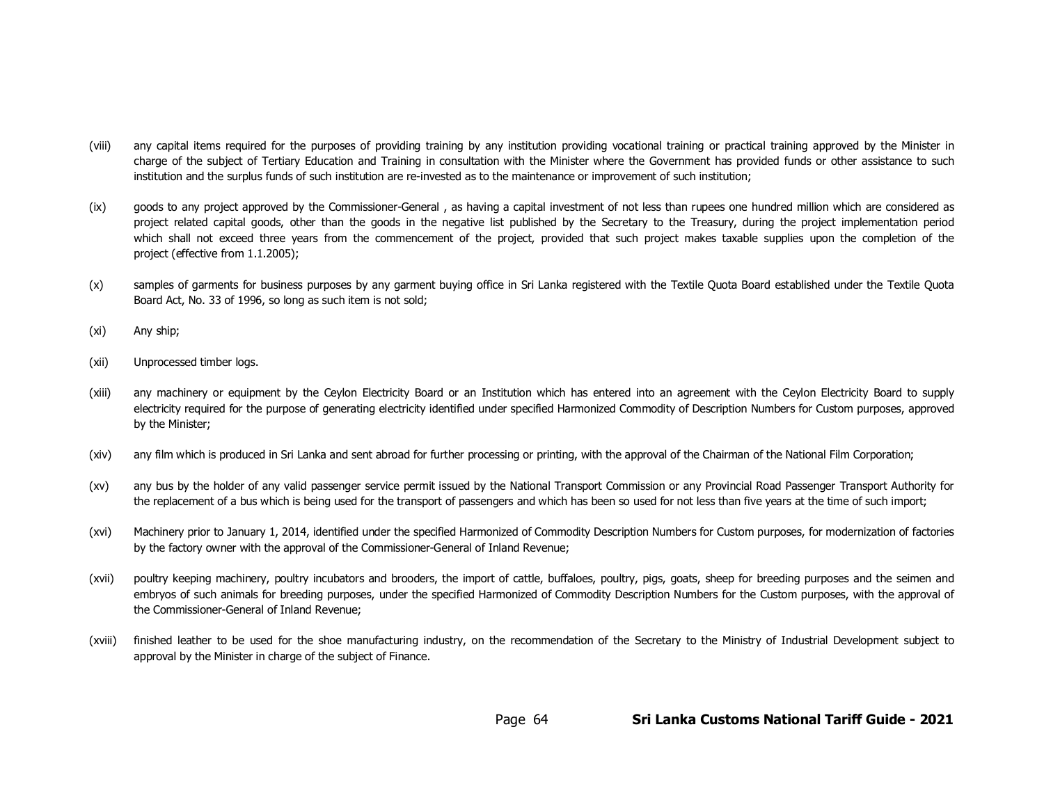(viii) any capital items required for the purposes of providing training by any institution providing vocational training or practical training approved by the Minister in charge of the subject of Tertiary Education and Training in consultation with the Minister where the Government has provided funds or other assistance to such institution and the surplus funds of such institution are re-invested as to the maintenance or improvement of such institution;

(ix) goods to any project approved by the Commissioner-General , as having a capital investment of not less than rupees one hundred million which are considered as project related capital goods, other than the goods in the negative list published by the Secretary to the Treasury, during the project implementation period which shall not exceed three years from the commencement of the project, provided that such project makes taxable supplies upon the completion of the project (effective from 1.1.2005);

(x) samples of garments for business purposes by any garment buying office in Sri Lanka registered with the Textile Quota Board established under the Textile Quota Board Act, No. 33 of 1996, so long as such item is not sold;

(xi) Any ship;

(xii) Unprocessed timber logs.

(xiii) any machinery or equipment by the Ceylon Electricity Board or an Institution which has entered into an agreement with the Ceylon Electricity Board to supply electricity required for the purpose of generating electricity identified under specified Harmonized Commodity of Description Numbers for Custom purposes, approved by the Minister;

(xiv) any film which is produced in Sri Lanka and sent abroad for further processing or printing, with the approval of the Chairman of the National Film Corporation;

(xv) any bus by the holder of any valid passenger service permit issued by the National Transport Commission or any Provincial Road Passenger Transport Authority for the replacement of a bus which is being used for the transport of passengers and which has been so used for not less than five years at the time of such import;

(xvi) Machinery prior to January 1, 2014, identified under the specified Harmonized of Commodity Description Numbers for Custom purposes, for modernization of factories by the factory owner with the approval of the Commissioner-General of Inland Revenue;

(xvii) poultry keeping machinery, poultry incubators and brooders, the import of cattle, buffaloes, poultry, pigs, goats, sheep for breeding purposes and the seimen and embryos of such animals for breeding purposes, under the specified Harmonized of Commodity Description Numbers for the Custom purposes, with the approval of the Commissioner-General of Inland Revenue;

(xviii) finished leather to be used for the shoe manufacturing industry, on the recommendation of the Secretary to the Ministry of Industrial Development subject to approval by the Minister in charge of the subject of Finance.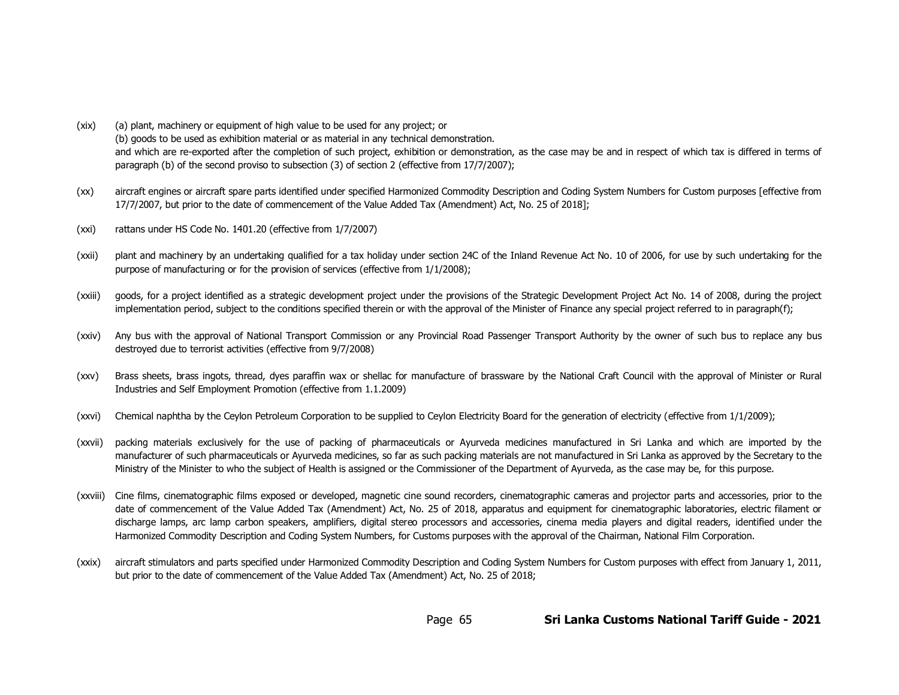(xix) (a) plant, machinery or equipment of high value to be used for any project; or
(b) goods to be used as exhibition material or as material in any technical demonstration.
and which are re-exported after the completion of such project, exhibition or demonstration, as the case may be and in respect of which tax is differed in terms of paragraph (b) of the second proviso to subsection (3) of section 2 (effective from 17/7/2007);

(xx) aircraft engines or aircraft spare parts identified under specified Harmonized Commodity Description and Coding System Numbers for Custom purposes [effective from 17/7/2007, but prior to the date of commencement of the Value Added Tax (Amendment) Act, No. 25 of 2018];

(xxi) rattans under HS Code No. 1401.20 (effective from 1/7/2007)

(xxii) plant and machinery by an undertaking qualified for a tax holiday under section 24C of the Inland Revenue Act No. 10 of 2006, for use by such undertaking for the purpose of manufacturing or for the provision of services (effective from 1/1/2008);

(xxiii) goods, for a project identified as a strategic development project under the provisions of the Strategic Development Project Act No. 14 of 2008, during the project implementation period, subject to the conditions specified therein or with the approval of the Minister of Finance any special project referred to in paragraph(f);

(xxiv) Any bus with the approval of National Transport Commission or any Provincial Road Passenger Transport Authority by the owner of such bus to replace any bus destroyed due to terrorist activities (effective from 9/7/2008)

(xxv) Brass sheets, brass ingots, thread, dyes paraffin wax or shellac for manufacture of brassware by the National Craft Council with the approval of Minister or Rural Industries and Self Employment Promotion (effective from 1.1.2009)

(xxvi) Chemical naphtha by the Ceylon Petroleum Corporation to be supplied to Ceylon Electricity Board for the generation of electricity (effective from 1/1/2009);

(xxvii) packing materials exclusively for the use of packing of pharmaceuticals or Ayurveda medicines manufactured in Sri Lanka and which are imported by the manufacturer of such pharmaceuticals or Ayurveda medicines, so far as such packing materials are not manufactured in Sri Lanka as approved by the Secretary to the Ministry of the Minister to who the subject of Health is assigned or the Commissioner of the Department of Ayurveda, as the case may be, for this purpose.

(xxviii) Cine films, cinematographic films exposed or developed, magnetic cine sound recorders, cinematographic cameras and projector parts and accessories, prior to the date of commencement of the Value Added Tax (Amendment) Act, No. 25 of 2018, apparatus and equipment for cinematographic laboratories, electric filament or discharge lamps, arc lamp carbon speakers, amplifiers, digital stereo processors and accessories, cinema media players and digital readers, identified under the Harmonized Commodity Description and Coding System Numbers, for Customs purposes with the approval of the Chairman, National Film Corporation.

(xxix) aircraft stimulators and parts specified under Harmonized Commodity Description and Coding System Numbers for Custom purposes with effect from January 1, 2011, but prior to the date of commencement of the Value Added Tax (Amendment) Act, No. 25 of 2018;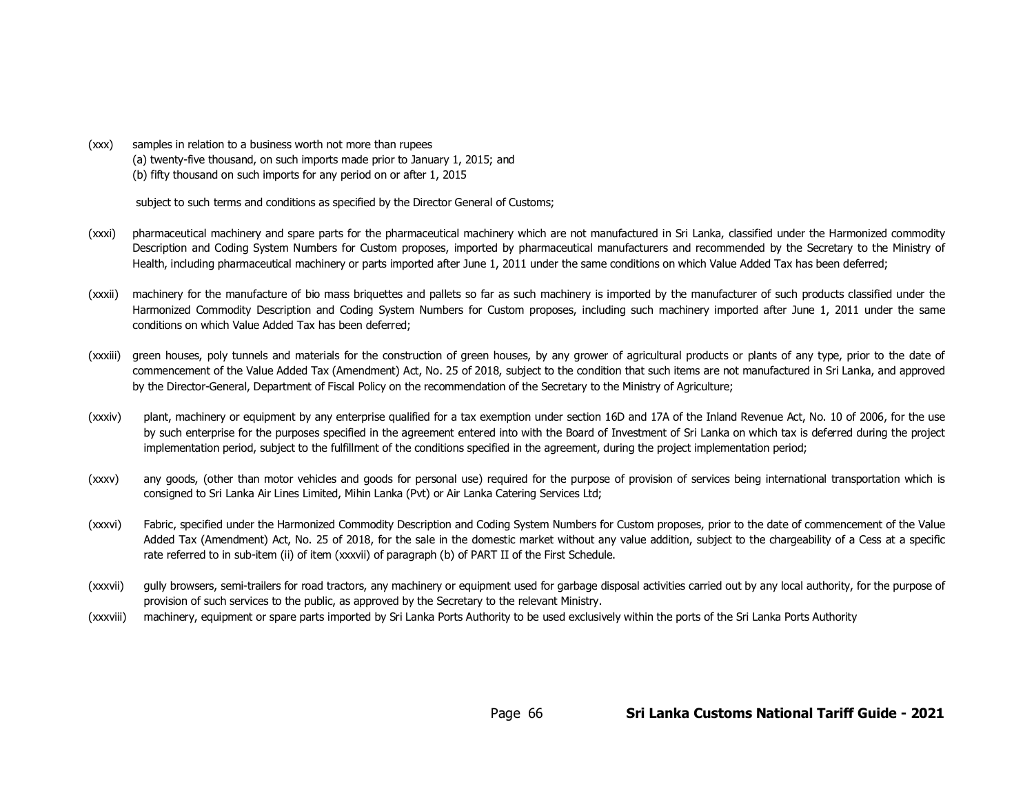(xxx) samples in relation to a business worth not more than rupees
(a) twenty-five thousand, on such imports made prior to January 1, 2015; and
(b) fifty thousand on such imports for any period on or after 1, 2015

subject to such terms and conditions as specified by the Director General of Customs;

(xxxi) pharmaceutical machinery and spare parts for the pharmaceutical machinery which are not manufactured in Sri Lanka, classified under the Harmonized commodity Description and Coding System Numbers for Custom proposes, imported by pharmaceutical manufacturers and recommended by the Secretary to the Ministry of Health, including pharmaceutical machinery or parts imported after June 1, 2011 under the same conditions on which Value Added Tax has been deferred;

(xxxii) machinery for the manufacture of bio mass briquettes and pallets so far as such machinery is imported by the manufacturer of such products classified under the Harmonized Commodity Description and Coding System Numbers for Custom proposes, including such machinery imported after June 1, 2011 under the same conditions on which Value Added Tax has been deferred;

(xxxiii) green houses, poly tunnels and materials for the construction of green houses, by any grower of agricultural products or plants of any type, prior to the date of commencement of the Value Added Tax (Amendment) Act, No. 25 of 2018, subject to the condition that such items are not manufactured in Sri Lanka, and approved by the Director-General, Department of Fiscal Policy on the recommendation of the Secretary to the Ministry of Agriculture;

(xxxiv) plant, machinery or equipment by any enterprise qualified for a tax exemption under section 16D and 17A of the Inland Revenue Act, No. 10 of 2006, for the use by such enterprise for the purposes specified in the agreement entered into with the Board of Investment of Sri Lanka on which tax is deferred during the project implementation period, subject to the fulfillment of the conditions specified in the agreement, during the project implementation period;

(xxxv) any goods, (other than motor vehicles and goods for personal use) required for the purpose of provision of services being international transportation which is consigned to Sri Lanka Air Lines Limited, Mihin Lanka (Pvt) or Air Lanka Catering Services Ltd;

(xxxvi) Fabric, specified under the Harmonized Commodity Description and Coding System Numbers for Custom proposes, prior to the date of commencement of the Value Added Tax (Amendment) Act, No. 25 of 2018, for the sale in the domestic market without any value addition, subject to the chargeability of a Cess at a specific rate referred to in sub-item (ii) of item (xxxvii) of paragraph (b) of PART II of the First Schedule.

(xxxvii) gully browsers, semi-trailers for road tractors, any machinery or equipment used for garbage disposal activities carried out by any local authority, for the purpose of provision of such services to the public, as approved by the Secretary to the relevant Ministry.

(xxxviii) machinery, equipment or spare parts imported by Sri Lanka Ports Authority to be used exclusively within the ports of the Sri Lanka Ports Authority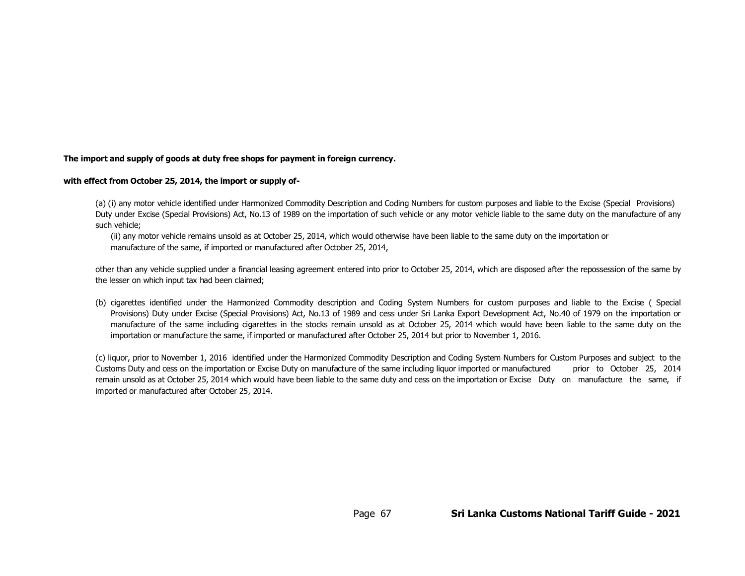**The import and supply of goods at duty free shops for payment in foreign currency.**

**with effect from October 25, 2014, the import or supply of-**

(a) (i) any motor vehicle identified under Harmonized Commodity Description and Coding Numbers for custom purposes and liable to the Excise (Special Provisions) Duty under Excise (Special Provisions) Act, No.13 of 1989 on the importation of such vehicle or any motor vehicle liable to the same duty on the manufacture of any such vehicle;

(ii) any motor vehicle remains unsold as at October 25, 2014, which would otherwise have been liable to the same duty on the importation or manufacture of the same, if imported or manufactured after October 25, 2014,

other than any vehicle supplied under a financial leasing agreement entered into prior to October 25, 2014, which are disposed after the repossession of the same by the lesser on which input tax had been claimed;

(b) cigarettes identified under the Harmonized Commodity description and Coding System Numbers for custom purposes and liable to the Excise ( Special Provisions) Duty under Excise (Special Provisions) Act, No.13 of 1989 and cess under Sri Lanka Export Development Act, No.40 of 1979 on the importation or manufacture of the same including cigarettes in the stocks remain unsold as at October 25, 2014 which would have been liable to the same duty on the importation or manufacture the same, if imported or manufactured after October 25, 2014 but prior to November 1, 2016.

(c) liquor, prior to November 1, 2016 identified under the Harmonized Commodity Description and Coding System Numbers for Custom Purposes and subject to the Customs Duty and cess on the importation or Excise Duty on manufacture of the same including liquor imported or manufactured prior to October 25, 2014 remain unsold as at October 25, 2014 which would have been liable to the same duty and cess on the importation or Excise Duty on manufacture the same, if imported or manufactured after October 25, 2014.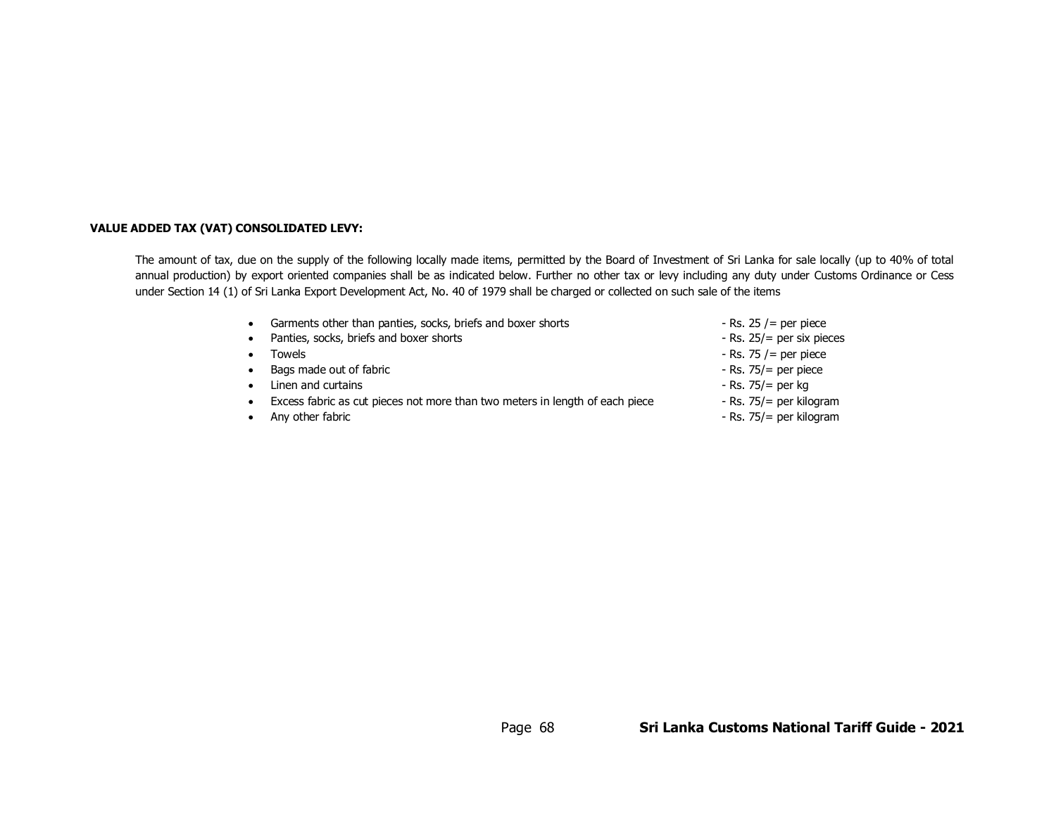**VALUE ADDED TAX (VAT) CONSOLIDATED LEVY:**

The amount of tax, due on the supply of the following locally made items, permitted by the Board of Investment of Sri Lanka for sale locally (up to 40% of total annual production) by export oriented companies shall be as indicated below. Further no other tax or levy including any duty under Customs Ordinance or Cess under Section 14 (1) of Sri Lanka Export Development Act, No. 40 of 1979 shall be charged or collected on such sale of the items

- Garments other than panties, socks, briefs and boxer shorts - Rs. 25 /= per piece
- Panties, socks, briefs and boxer shorts - Rs. 25/= per six pieces
- Towels - Rs. 75 /= per piece
- Bags made out of fabric - Rs. 75/= per piece
- Linen and curtains - Rs. 75/= per kg
- Excess fabric as cut pieces not more than two meters in length of each piece - Rs. 75/= per kilogram
- Any other fabric - Rs. 75/= per kilogram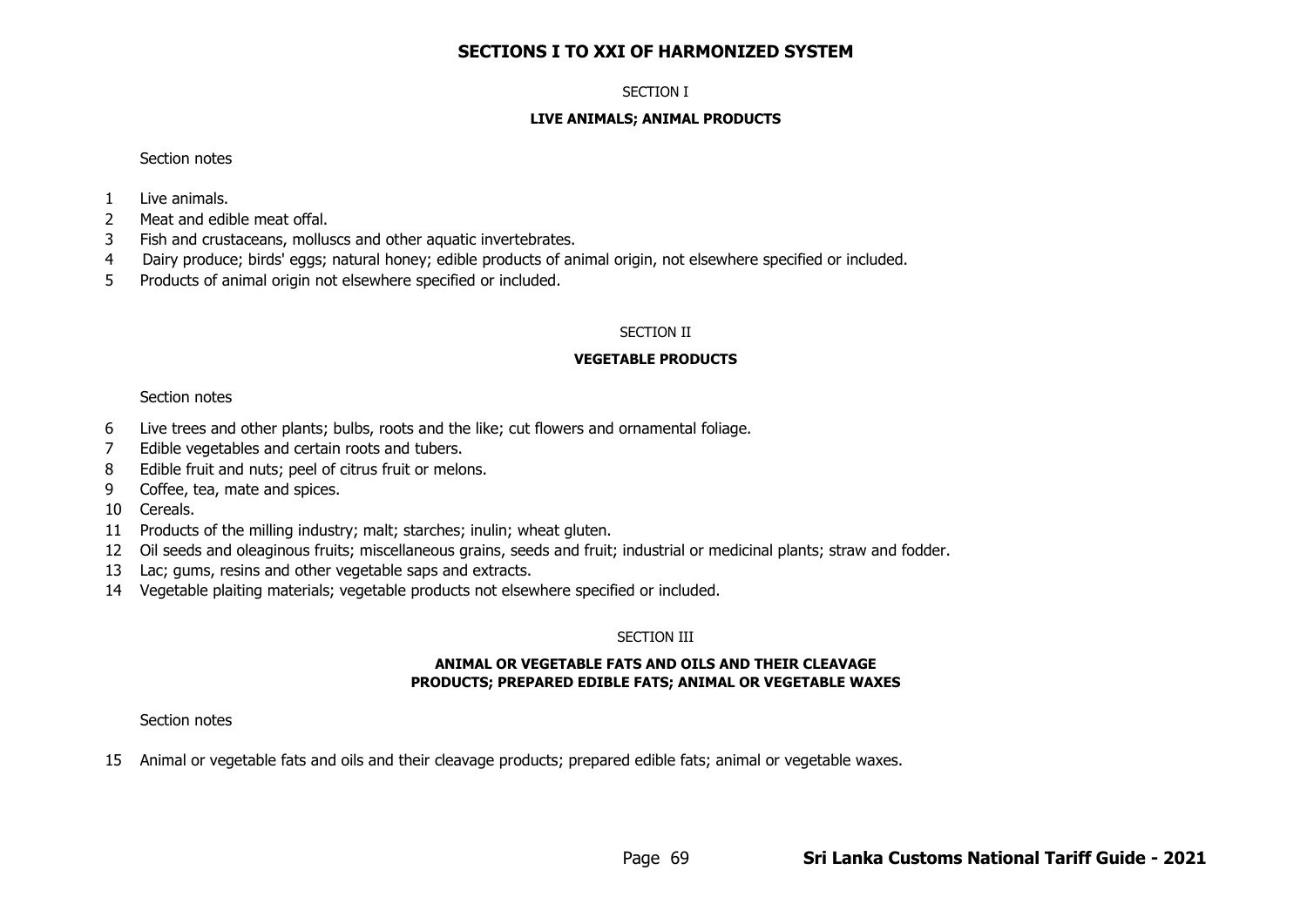# SECTIONS I TO XXI OF HARMONIZED SYSTEM

SECTION I

## LIVE ANIMALS; ANIMAL PRODUCTS

Section notes

1 Live animals.
2 Meat and edible meat offal.
3 Fish and crustaceans, molluscs and other aquatic invertebrates.
4 Dairy produce; birds' eggs; natural honey; edible products of animal origin, not elsewhere specified or included.
5 Products of animal origin not elsewhere specified or included.

SECTION II

## VEGETABLE PRODUCTS

Section notes

6 Live trees and other plants; bulbs, roots and the like; cut flowers and ornamental foliage.
7 Edible vegetables and certain roots and tubers.
8 Edible fruit and nuts; peel of citrus fruit or melons.
9 Coffee, tea, mate and spices.
10 Cereals.
11 Products of the milling industry; malt; starches; inulin; wheat gluten.
12 Oil seeds and oleaginous fruits; miscellaneous grains, seeds and fruit; industrial or medicinal plants; straw and fodder.
13 Lac; gums, resins and other vegetable saps and extracts.
14 Vegetable plaiting materials; vegetable products not elsewhere specified or included.

SECTION III

## ANIMAL OR VEGETABLE FATS AND OILS AND THEIR CLEAVAGE PRODUCTS; PREPARED EDIBLE FATS; ANIMAL OR VEGETABLE WAXES

Section notes

15 Animal or vegetable fats and oils and their cleavage products; prepared edible fats; animal or vegetable waxes.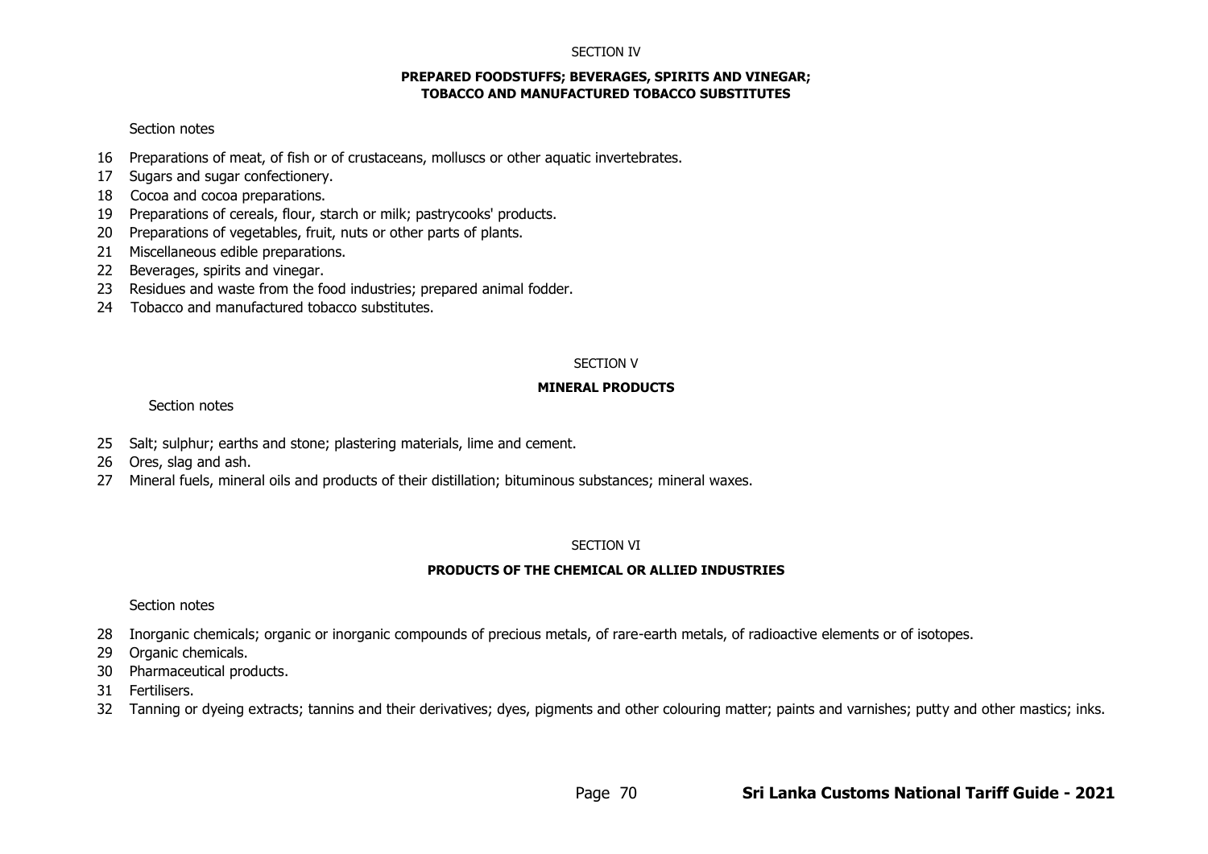SECTION IV

## PREPARED FOODSTUFFS; BEVERAGES, SPIRITS AND VINEGAR; TOBACCO AND MANUFACTURED TOBACCO SUBSTITUTES

Section notes

16 Preparations of meat, of fish or of crustaceans, molluscs or other aquatic invertebrates.
17 Sugars and sugar confectionery.
18 Cocoa and cocoa preparations.
19 Preparations of cereals, flour, starch or milk; pastrycooks' products.
20 Preparations of vegetables, fruit, nuts or other parts of plants.
21 Miscellaneous edible preparations.
22 Beverages, spirits and vinegar.
23 Residues and waste from the food industries; prepared animal fodder.
24 Tobacco and manufactured tobacco substitutes.

SECTION V

## MINERAL PRODUCTS

Section notes

25 Salt; sulphur; earths and stone; plastering materials, lime and cement.
26 Ores, slag and ash.
27 Mineral fuels, mineral oils and products of their distillation; bituminous substances; mineral waxes.

SECTION VI

## PRODUCTS OF THE CHEMICAL OR ALLIED INDUSTRIES

Section notes

28 Inorganic chemicals; organic or inorganic compounds of precious metals, of rare-earth metals, of radioactive elements or of isotopes.
29 Organic chemicals.
30 Pharmaceutical products.
31 Fertilisers.
32 Tanning or dyeing extracts; tannins and their derivatives; dyes, pigments and other colouring matter; paints and varnishes; putty and other mastics; inks.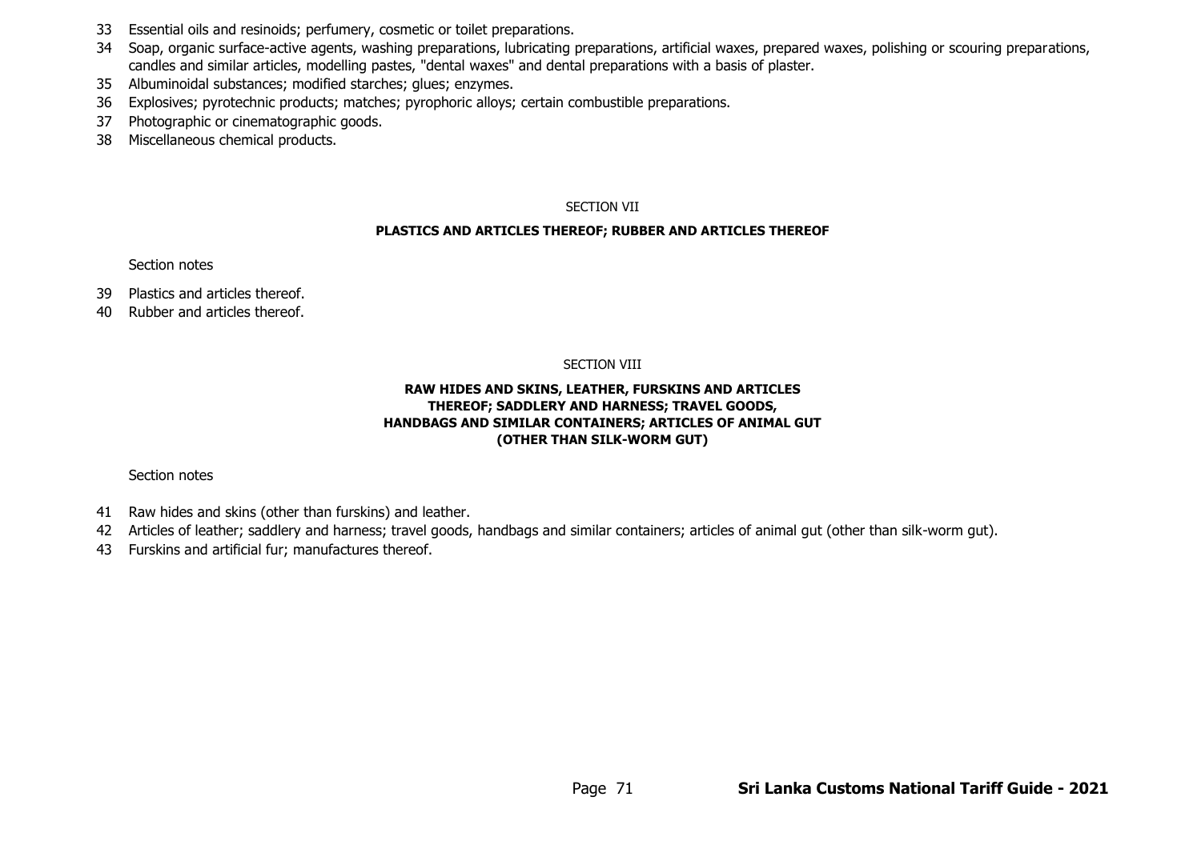33 Essential oils and resinoids; perfumery, cosmetic or toilet preparations.
34 Soap, organic surface-active agents, washing preparations, lubricating preparations, artificial waxes, prepared waxes, polishing or scouring preparations, candles and similar articles, modelling pastes, "dental waxes" and dental preparations with a basis of plaster.
35 Albuminoidal substances; modified starches; glues; enzymes.
36 Explosives; pyrotechnic products; matches; pyrophoric alloys; certain combustible preparations.
37 Photographic or cinematographic goods.
38 Miscellaneous chemical products.

SECTION VII

**PLASTICS AND ARTICLES THEREOF; RUBBER AND ARTICLES THEREOF**

Section notes

39 Plastics and articles thereof.
40 Rubber and articles thereof.

SECTION VIII

**RAW HIDES AND SKINS, LEATHER, FURSKINS AND ARTICLES THEREOF; SADDLERY AND HARNESS; TRAVEL GOODS, HANDBAGS AND SIMILAR CONTAINERS; ARTICLES OF ANIMAL GUT (OTHER THAN SILK-WORM GUT)**

Section notes

41 Raw hides and skins (other than furskins) and leather.
42 Articles of leather; saddlery and harness; travel goods, handbags and similar containers; articles of animal gut (other than silk-worm gut).
43 Furskins and artificial fur; manufactures thereof.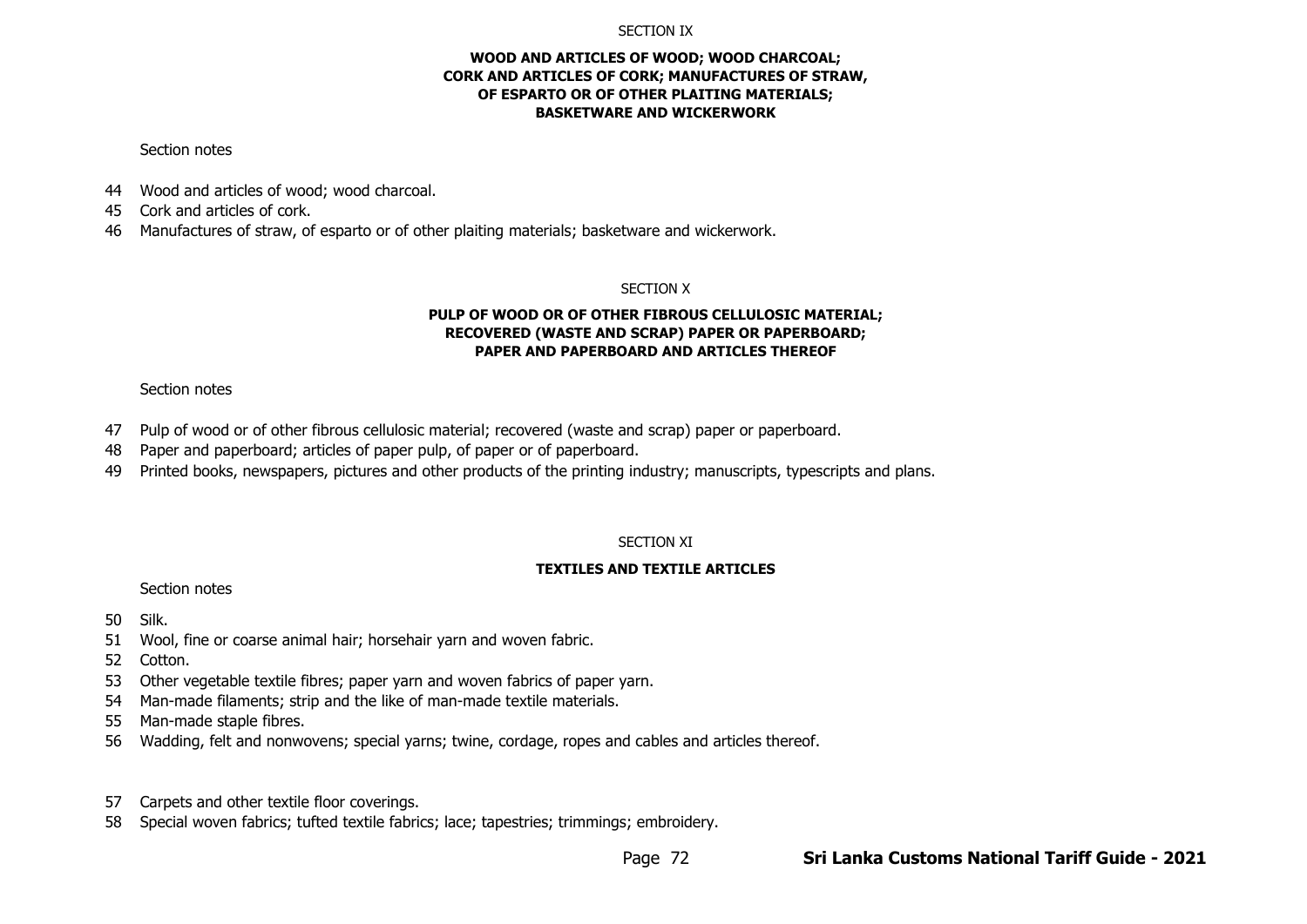SECTION IX

**WOOD AND ARTICLES OF WOOD; WOOD CHARCOAL; CORK AND ARTICLES OF CORK; MANUFACTURES OF STRAW, OF ESPARTO OR OF OTHER PLAITING MATERIALS; BASKETWARE AND WICKERWORK**

Section notes

44 Wood and articles of wood; wood charcoal.
45 Cork and articles of cork.
46 Manufactures of straw, of esparto or of other plaiting materials; basketware and wickerwork.

SECTION X

**PULP OF WOOD OR OF OTHER FIBROUS CELLULOSIC MATERIAL; RECOVERED (WASTE AND SCRAP) PAPER OR PAPERBOARD; PAPER AND PAPERBOARD AND ARTICLES THEREOF**

Section notes

47 Pulp of wood or of other fibrous cellulosic material; recovered (waste and scrap) paper or paperboard.
48 Paper and paperboard; articles of paper pulp, of paper or of paperboard.
49 Printed books, newspapers, pictures and other products of the printing industry; manuscripts, typescripts and plans.

SECTION XI

**TEXTILES AND TEXTILE ARTICLES**

Section notes

50 Silk.
51 Wool, fine or coarse animal hair; horsehair yarn and woven fabric.
52 Cotton.
53 Other vegetable textile fibres; paper yarn and woven fabrics of paper yarn.
54 Man-made filaments; strip and the like of man-made textile materials.
55 Man-made staple fibres.
56 Wadding, felt and nonwovens; special yarns; twine, cordage, ropes and cables and articles thereof.

57 Carpets and other textile floor coverings.
58 Special woven fabrics; tufted textile fabrics; lace; tapestries; trimmings; embroidery.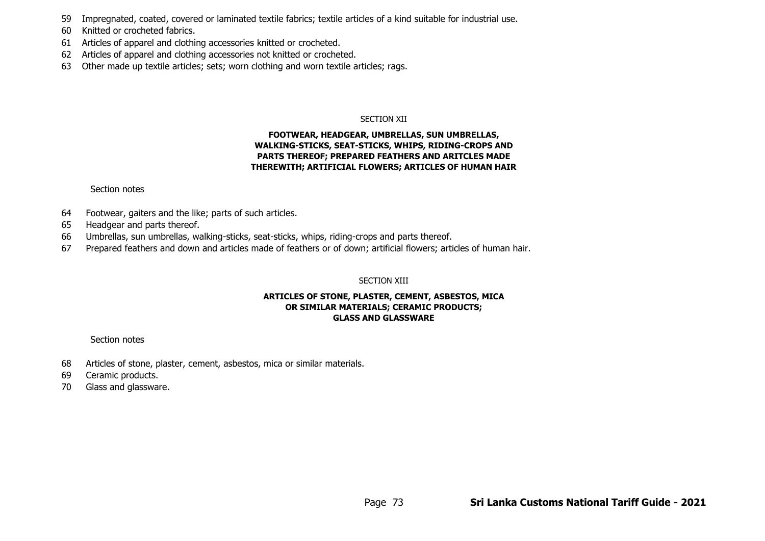59 Impregnated, coated, covered or laminated textile fabrics; textile articles of a kind suitable for industrial use.

60 Knitted or crocheted fabrics.

61 Articles of apparel and clothing accessories knitted or crocheted.

62 Articles of apparel and clothing accessories not knitted or crocheted.

63 Other made up textile articles; sets; worn clothing and worn textile articles; rags.

SECTION XII

**FOOTWEAR, HEADGEAR, UMBRELLAS, SUN UMBRELLAS, WALKING-STICKS, SEAT-STICKS, WHIPS, RIDING-CROPS AND PARTS THEREOF; PREPARED FEATHERS AND ARITCLES MADE THEREWITH; ARTIFICIAL FLOWERS; ARTICLES OF HUMAN HAIR**

Section notes

64 Footwear, gaiters and the like; parts of such articles.

65 Headgear and parts thereof.

66 Umbrellas, sun umbrellas, walking-sticks, seat-sticks, whips, riding-crops and parts thereof.

67 Prepared feathers and down and articles made of feathers or of down; artificial flowers; articles of human hair.

SECTION XIII

**ARTICLES OF STONE, PLASTER, CEMENT, ASBESTOS, MICA OR SIMILAR MATERIALS; CERAMIC PRODUCTS; GLASS AND GLASSWARE**

Section notes

68 Articles of stone, plaster, cement, asbestos, mica or similar materials.

69 Ceramic products.

70 Glass and glassware.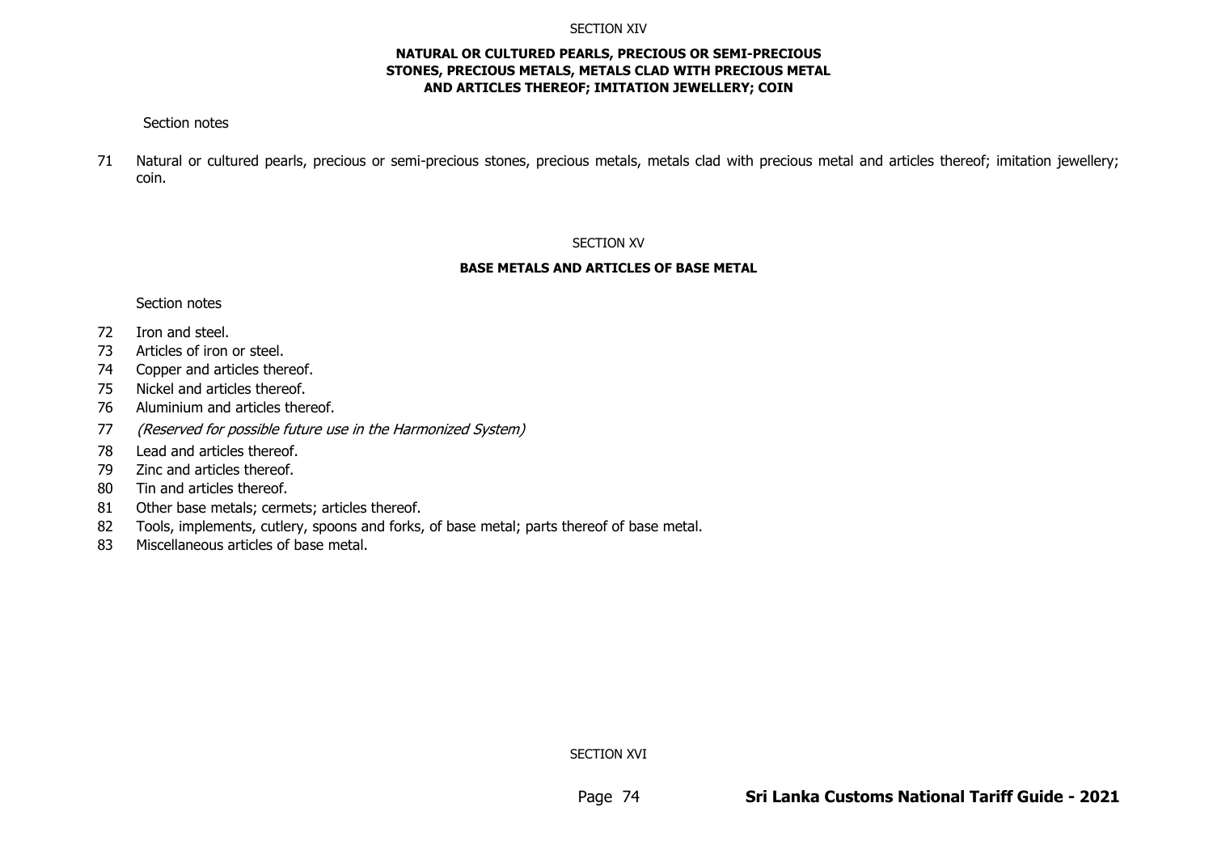SECTION XIV

**NATURAL OR CULTURED PEARLS, PRECIOUS OR SEMI-PRECIOUS STONES, PRECIOUS METALS, METALS CLAD WITH PRECIOUS METAL AND ARTICLES THEREOF; IMITATION JEWELLERY; COIN**

Section notes

71 Natural or cultured pearls, precious or semi-precious stones, precious metals, metals clad with precious metal and articles thereof; imitation jewellery; coin.

SECTION XV

**BASE METALS AND ARTICLES OF BASE METAL**

Section notes

72 Iron and steel.
73 Articles of iron or steel.
74 Copper and articles thereof.
75 Nickel and articles thereof.
76 Aluminium and articles thereof.
77 *(Reserved for possible future use in the Harmonized System)*
78 Lead and articles thereof.
79 Zinc and articles thereof.
80 Tin and articles thereof.
81 Other base metals; cermets; articles thereof.
82 Tools, implements, cutlery, spoons and forks, of base metal; parts thereof of base metal.
83 Miscellaneous articles of base metal.

SECTION XVI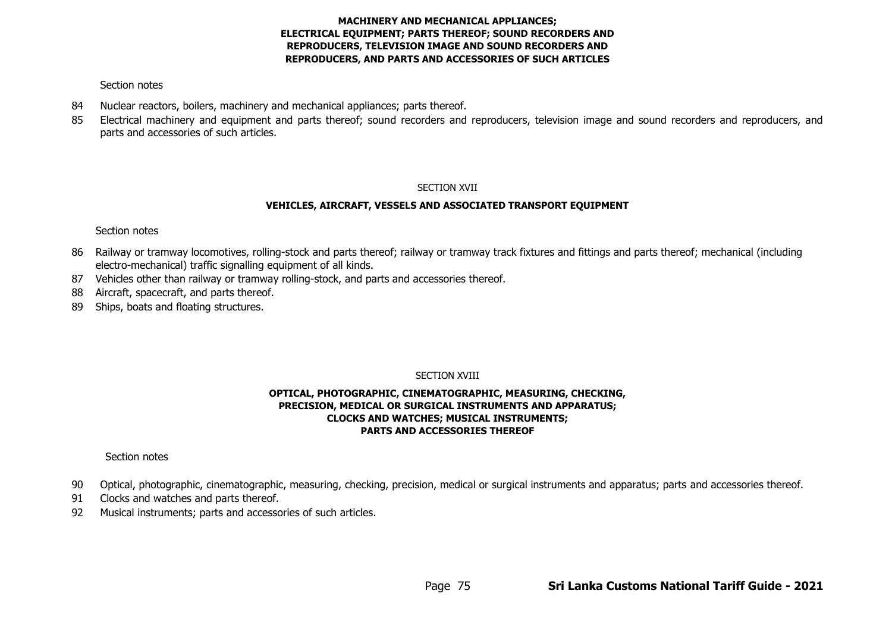## MACHINERY AND MECHANICAL APPLIANCES; ELECTRICAL EQUIPMENT; PARTS THEREOF; SOUND RECORDERS AND REPRODUCERS, TELEVISION IMAGE AND SOUND RECORDERS AND REPRODUCERS, AND PARTS AND ACCESSORIES OF SUCH ARTICLES

Section notes

84 Nuclear reactors, boilers, machinery and mechanical appliances; parts thereof.

85 Electrical machinery and equipment and parts thereof; sound recorders and reproducers, television image and sound recorders and reproducers, and parts and accessories of such articles.

# SECTION XVII

## VEHICLES, AIRCRAFT, VESSELS AND ASSOCIATED TRANSPORT EQUIPMENT

Section notes

86 Railway or tramway locomotives, rolling-stock and parts thereof; railway or tramway track fixtures and fittings and parts thereof; mechanical (including electro-mechanical) traffic signalling equipment of all kinds.

87 Vehicles other than railway or tramway rolling-stock, and parts and accessories thereof.

88 Aircraft, spacecraft, and parts thereof.

89 Ships, boats and floating structures.

# SECTION XVIII

## OPTICAL, PHOTOGRAPHIC, CINEMATOGRAPHIC, MEASURING, CHECKING, PRECISION, MEDICAL OR SURGICAL INSTRUMENTS AND APPARATUS; CLOCKS AND WATCHES; MUSICAL INSTRUMENTS; PARTS AND ACCESSORIES THEREOF

Section notes

90 Optical, photographic, cinematographic, measuring, checking, precision, medical or surgical instruments and apparatus; parts and accessories thereof.

91 Clocks and watches and parts thereof.

92 Musical instruments; parts and accessories of such articles.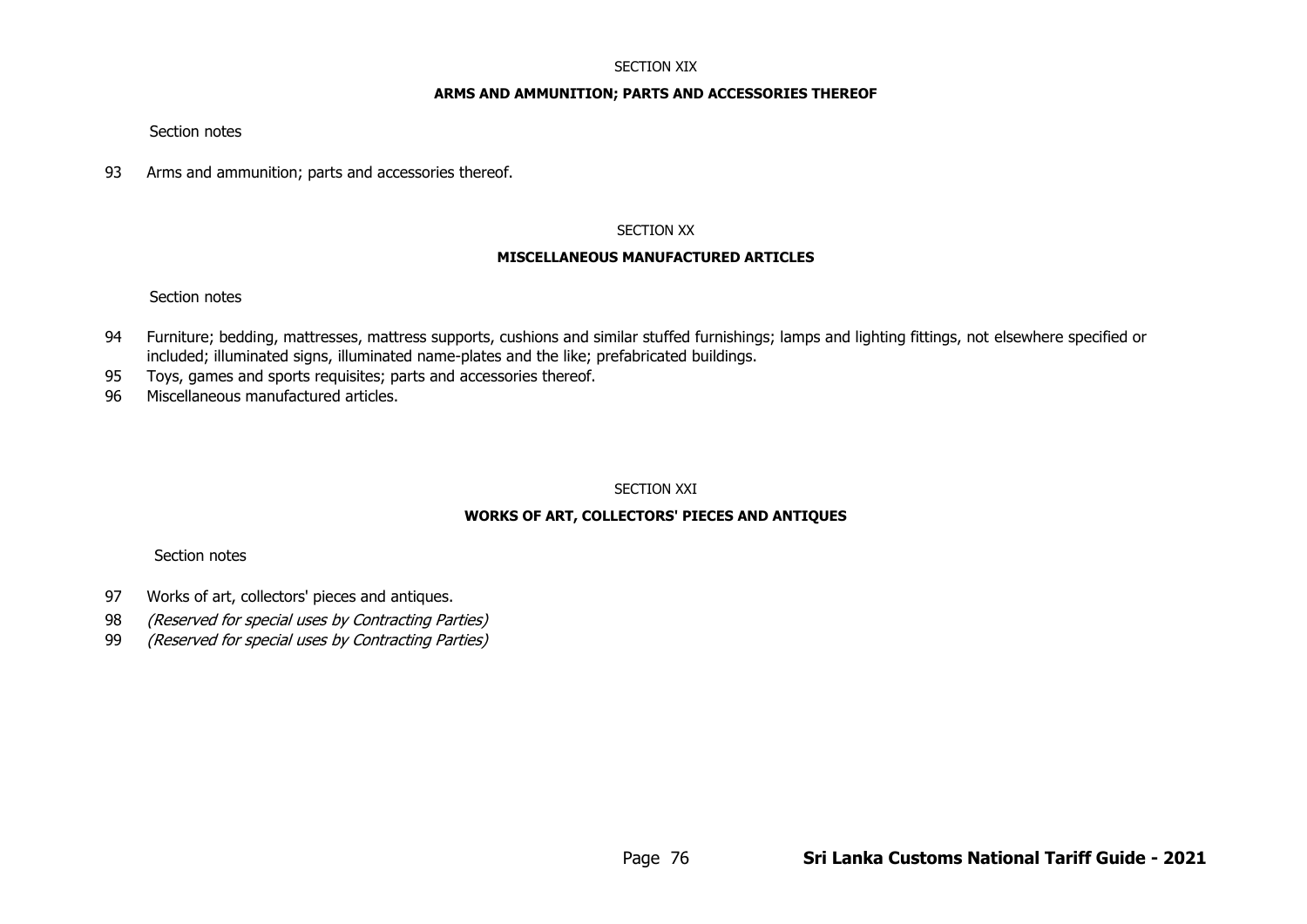SECTION XIX

**ARMS AND AMMUNITION; PARTS AND ACCESSORIES THEREOF**

Section notes

93 Arms and ammunition; parts and accessories thereof.

SECTION XX

**MISCELLANEOUS MANUFACTURED ARTICLES**

Section notes

94 Furniture; bedding, mattresses, mattress supports, cushions and similar stuffed furnishings; lamps and lighting fittings, not elsewhere specified or included; illuminated signs, illuminated name-plates and the like; prefabricated buildings.

95 Toys, games and sports requisites; parts and accessories thereof.

96 Miscellaneous manufactured articles.

SECTION XXI

**WORKS OF ART, COLLECTORS' PIECES AND ANTIQUES**

Section notes

97 Works of art, collectors' pieces and antiques.

98 *(Reserved for special uses by Contracting Parties)*

99 *(Reserved for special uses by Contracting Parties)*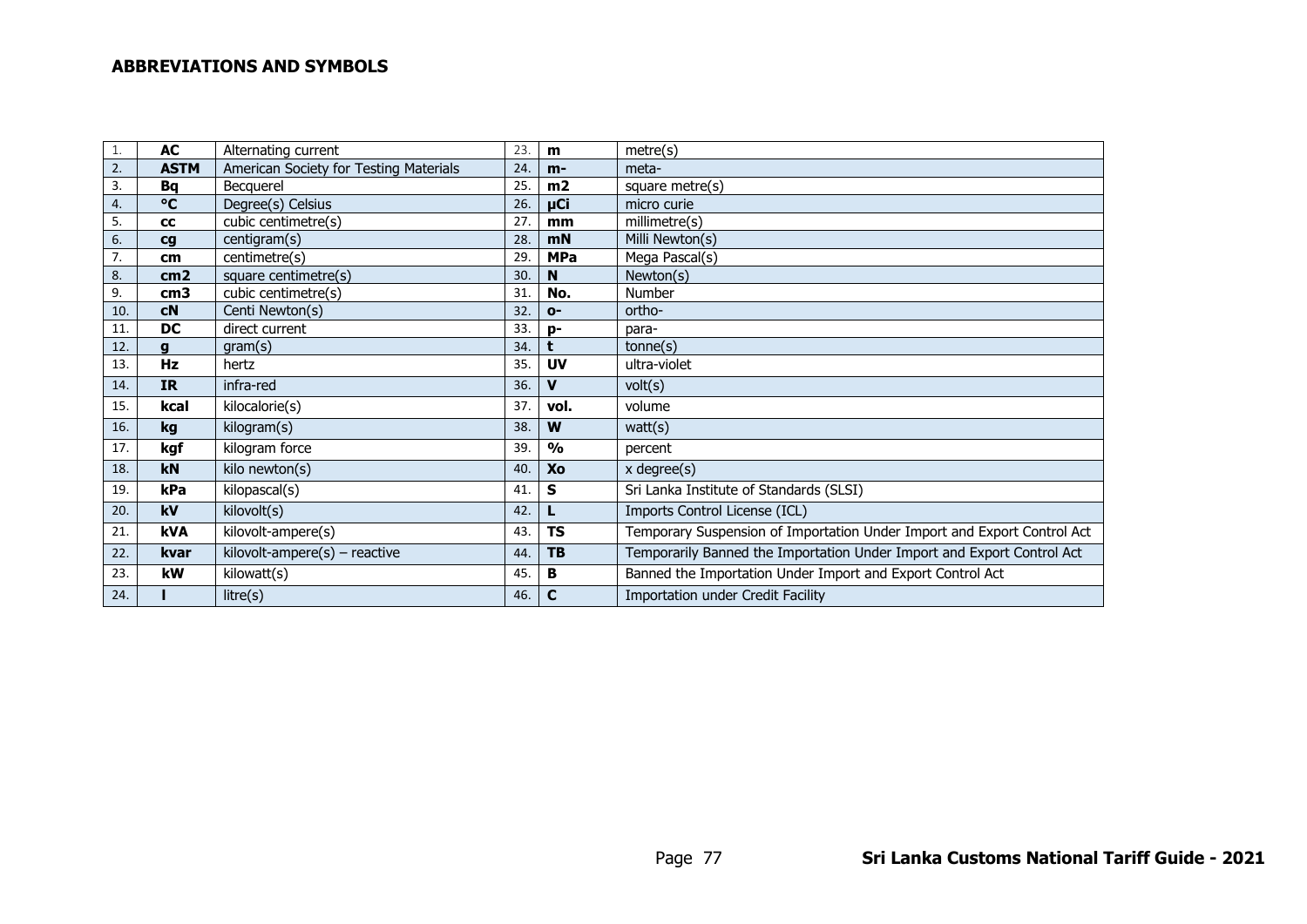## ABBREVIATIONS AND SYMBOLS

| | | | | | |
|---|---|---|---|---|---|
| 1. | **AC** | Alternating current | 23. | **m** | metre(s) |
| 2. | **ASTM** | American Society for Testing Materials | 24. | **m-** | meta- |
| 3. | **Bq** | Becquerel | 25. | **m2** | square metre(s) |
| 4. | **°C** | Degree(s) Celsius | 26. | **µCi** | micro curie |
| 5. | **cc** | cubic centimetre(s) | 27. | **mm** | millimetre(s) |
| 6. | **cg** | centigram(s) | 28. | **mN** | Milli Newton(s) |
| 7. | **cm** | centimetre(s) | 29. | **MPa** | Mega Pascal(s) |
| 8. | **cm2** | square centimetre(s) | 30. | **N** | Newton(s) |
| 9. | **cm3** | cubic centimetre(s) | 31. | **No.** | Number |
| 10. | **cN** | Centi Newton(s) | 32. | **o-** | ortho- |
| 11. | **DC** | direct current | 33. | **p-** | para- |
| 12. | **g** | gram(s) | 34. | **t** | tonne(s) |
| 13. | **Hz** | hertz | 35. | **UV** | ultra-violet |
| 14. | **IR** | infra-red | 36. | **V** | volt(s) |
| 15. | **kcal** | kilocalorie(s) | 37. | **vol.** | volume |
| 16. | **kg** | kilogram(s) | 38. | **W** | watt(s) |
| 17. | **kgf** | kilogram force | 39. | **%** | percent |
| 18. | **kN** | kilo newton(s) | 40. | **Xo** | x degree(s) |
| 19. | **kPa** | kilopascal(s) | 41. | **S** | Sri Lanka Institute of Standards (SLSI) |
| 20. | **kV** | kilovolt(s) | 42. | **L** | Imports Control License (ICL) |
| 21. | **kVA** | kilovolt-ampere(s) | 43. | **TS** | Temporary Suspension of Importation Under Import and Export Control Act |
| 22. | **kvar** | kilovolt-ampere(s) – reactive | 44. | **TB** | Temporarily Banned the Importation Under Import and Export Control Act |
| 23. | **kW** | kilowatt(s) | 45. | **B** | Banned the Importation Under Import and Export Control Act |
| 24. | **l** | litre(s) | 46. | **C** | Importation under Credit Facility |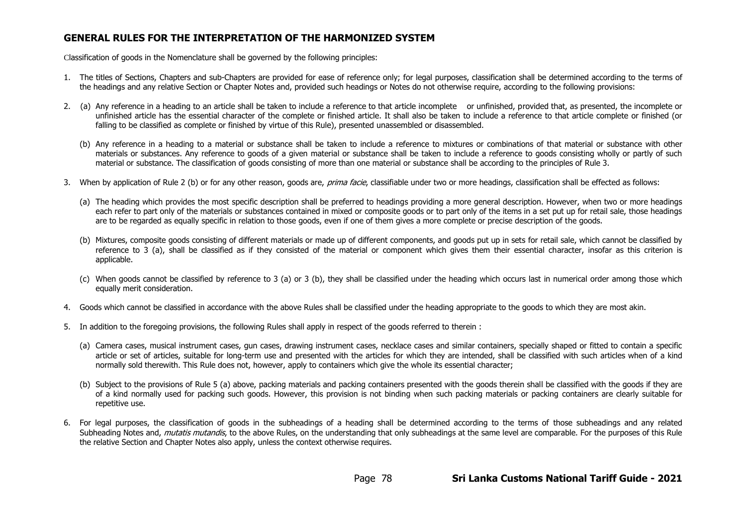## GENERAL RULES FOR THE INTERPRETATION OF THE HARMONIZED SYSTEM

Classification of goods in the Nomenclature shall be governed by the following principles:

1. The titles of Sections, Chapters and sub-Chapters are provided for ease of reference only; for legal purposes, classification shall be determined according to the terms of the headings and any relative Section or Chapter Notes and, provided such headings or Notes do not otherwise require, according to the following provisions:

2. (a) Any reference in a heading to an article shall be taken to include a reference to that article incomplete or unfinished, provided that, as presented, the incomplete or unfinished article has the essential character of the complete or finished article. It shall also be taken to include a reference to that article complete or finished (or falling to be classified as complete or finished by virtue of this Rule), presented unassembled or disassembled.

   (b) Any reference in a heading to a material or substance shall be taken to include a reference to mixtures or combinations of that material or substance with other materials or substances. Any reference to goods of a given material or substance shall be taken to include a reference to goods consisting wholly or partly of such material or substance. The classification of goods consisting of more than one material or substance shall be according to the principles of Rule 3.

3. When by application of Rule 2 (b) or for any other reason, goods are, *prima facie*, classifiable under two or more headings, classification shall be effected as follows:

   (a) The heading which provides the most specific description shall be preferred to headings providing a more general description. However, when two or more headings each refer to part only of the materials or substances contained in mixed or composite goods or to part only of the items in a set put up for retail sale, those headings are to be regarded as equally specific in relation to those goods, even if one of them gives a more complete or precise description of the goods.

   (b) Mixtures, composite goods consisting of different materials or made up of different components, and goods put up in sets for retail sale, which cannot be classified by reference to 3 (a), shall be classified as if they consisted of the material or component which gives them their essential character, insofar as this criterion is applicable.

   (c) When goods cannot be classified by reference to 3 (a) or 3 (b), they shall be classified under the heading which occurs last in numerical order among those which equally merit consideration.

4. Goods which cannot be classified in accordance with the above Rules shall be classified under the heading appropriate to the goods to which they are most akin.

5. In addition to the foregoing provisions, the following Rules shall apply in respect of the goods referred to therein :

   (a) Camera cases, musical instrument cases, gun cases, drawing instrument cases, necklace cases and similar containers, specially shaped or fitted to contain a specific article or set of articles, suitable for long-term use and presented with the articles for which they are intended, shall be classified with such articles when of a kind normally sold therewith. This Rule does not, however, apply to containers which give the whole its essential character;

   (b) Subject to the provisions of Rule 5 (a) above, packing materials and packing containers presented with the goods therein shall be classified with the goods if they are of a kind normally used for packing such goods. However, this provision is not binding when such packing materials or packing containers are clearly suitable for repetitive use.

6. For legal purposes, the classification of goods in the subheadings of a heading shall be determined according to the terms of those subheadings and any related Subheading Notes and, *mutatis mutandis*, to the above Rules, on the understanding that only subheadings at the same level are comparable. For the purposes of this Rule the relative Section and Chapter Notes also apply, unless the context otherwise requires.